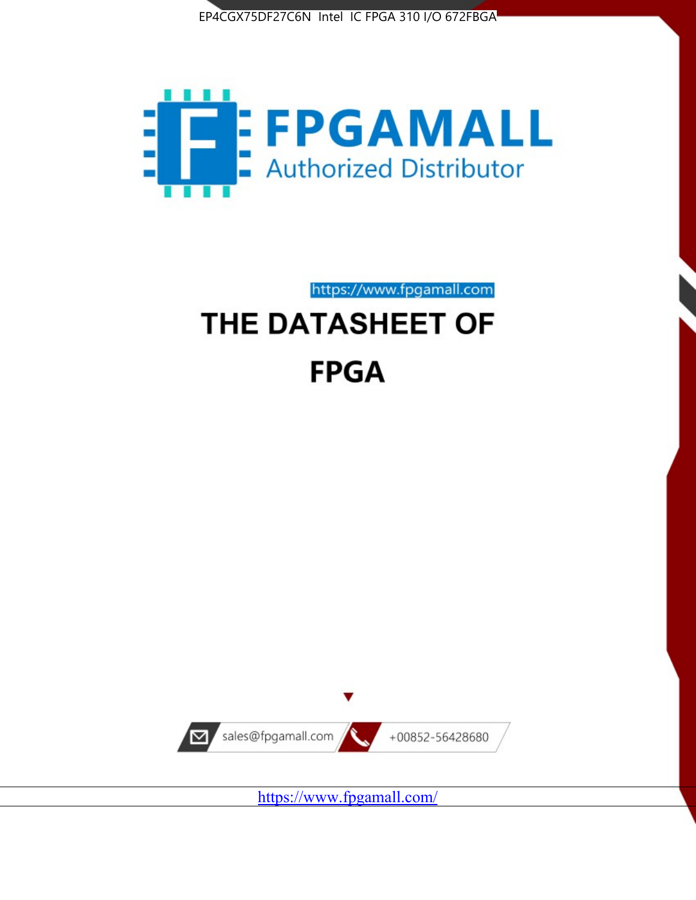EP4CGX75DF27C6N Intel IC FPGA 310 I/O 672FBGA

FPGAMALL

Authorized Distributor

https://www.fpgamall.com

# THE DATASHEET OF

# FPGA

sales@fpgamall.com

+00852-56428680

https://www.fpgamall.com/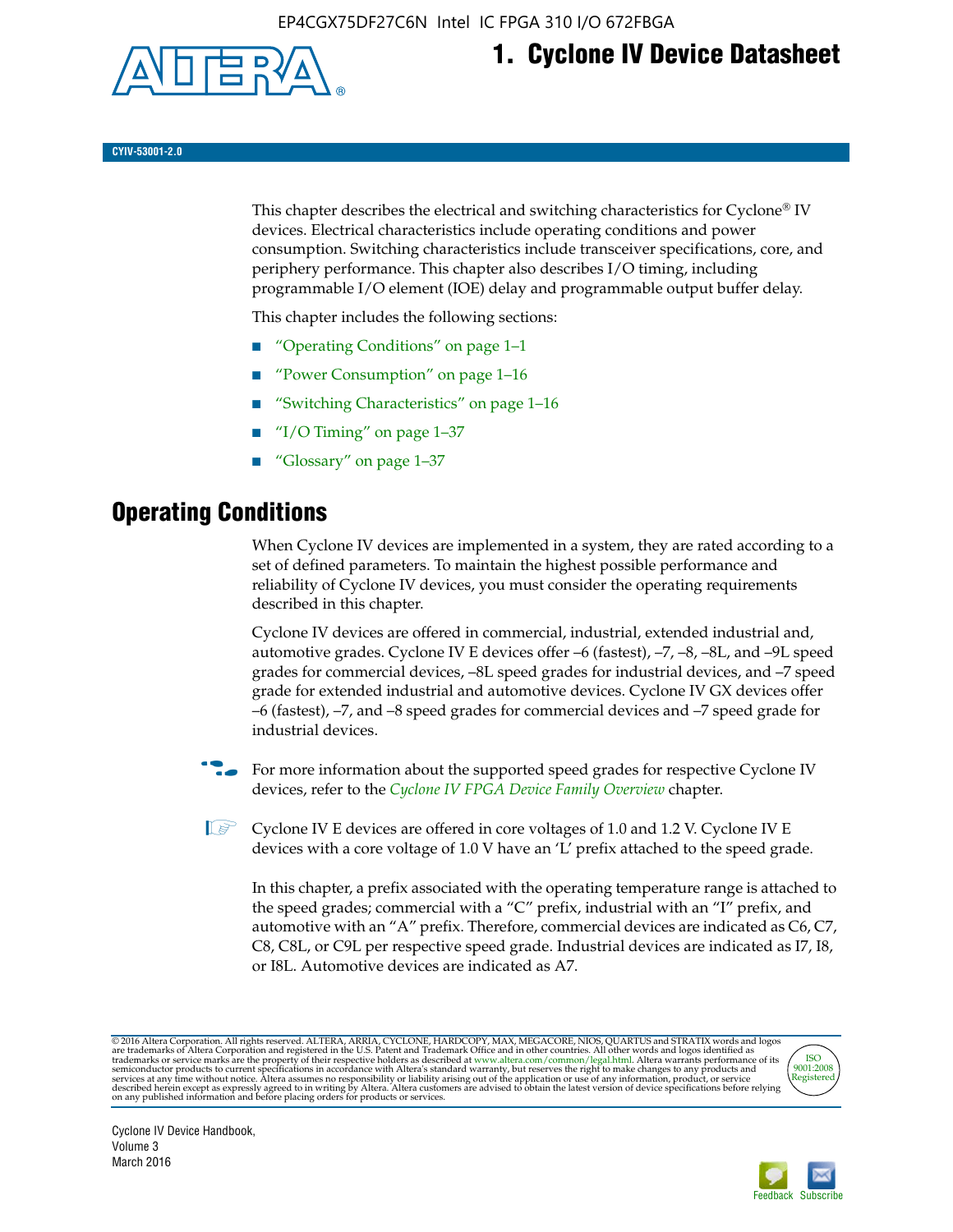# 1. Cyclone IV Device Datasheet

CYIV-53001-2.0

This chapter describes the electrical and switching characteristics for Cyclone® IV devices. Electrical characteristics include operating conditions and power consumption. Switching characteristics include transceiver specifications, core, and periphery performance. This chapter also describes I/O timing, including programmable I/O element (IOE) delay and programmable output buffer delay.

This chapter includes the following sections:

- "Operating Conditions" on page 1–1
- "Power Consumption" on page 1–16
- "Switching Characteristics" on page 1–16
- "I/O Timing" on page 1–37
- "Glossary" on page 1–37

## Operating Conditions

When Cyclone IV devices are implemented in a system, they are rated according to a set of defined parameters. To maintain the highest possible performance and reliability of Cyclone IV devices, you must consider the operating requirements described in this chapter.

Cyclone IV devices are offered in commercial, industrial, extended industrial and, automotive grades. Cyclone IV E devices offer –6 (fastest), –7, –8, –8L, and –9L speed grades for commercial devices, –8L speed grades for industrial devices, and –7 speed grade for extended industrial and automotive devices. Cyclone IV GX devices offer –6 (fastest), –7, and –8 speed grades for commercial devices and –7 speed grade for industrial devices.

For more information about the supported speed grades for respective Cyclone IV devices, refer to the *Cyclone IV FPGA Device Family Overview* chapter.

Cyclone IV E devices are offered in core voltages of 1.0 and 1.2 V. Cyclone IV E devices with a core voltage of 1.0 V have an 'L' prefix attached to the speed grade.

In this chapter, a prefix associated with the operating temperature range is attached to the speed grades; commercial with a "C" prefix, industrial with an "I" prefix, and automotive with an "A" prefix. Therefore, commercial devices are indicated as C6, C7, C8, C8L, or C9L per respective speed grade. Industrial devices are indicated as I7, I8, or I8L. Automotive devices are indicated as A7.

© 2016 Altera Corporation. All rights reserved. ALTERA, ARRIA, CYCLONE, HARDCOPY, MAX, MEGACORE, NIOS, QUARTUS and STRATIX words and logos are trademarks of Altera Corporation and registered in the U.S. Patent and Trademark Office and in other countries. All other words and logos identified as trademarks or service marks are the property of their respective holders as described at www.altera.com/common/legal.html. Altera warrants performance of its semiconductor products to current specifications in accordance with Altera's standard warranty, but reserves the right to make changes to any products and services at any time without notice. Altera assumes no responsibility or liability arising out of the application or use of any information, product, or service described herein except as expressly agreed to in writing by Altera. Altera customers are advised to obtain the latest version of device specifications before relying on any published information and before placing orders for products or services.

Cyclone IV Device Handbook,
Volume 3
March 2016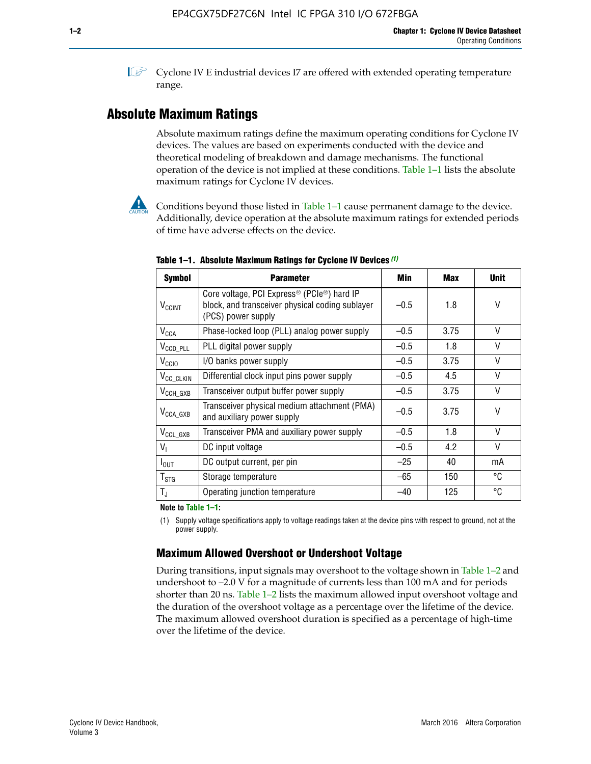Cyclone IV E industrial devices I7 are offered with extended operating temperature range.

## Absolute Maximum Ratings

Absolute maximum ratings define the maximum operating conditions for Cyclone IV devices. The values are based on experiments conducted with the device and theoretical modeling of breakdown and damage mechanisms. The functional operation of the device is not implied at these conditions. Table 1–1 lists the absolute maximum ratings for Cyclone IV devices.

Conditions beyond those listed in Table 1–1 cause permanent damage to the device. Additionally, device operation at the absolute maximum ratings for extended periods of time have adverse effects on the device.

**Table 1–1. Absolute Maximum Ratings for Cyclone IV Devices (1)**

| Symbol | Parameter | Min | Max | Unit |
|---|---|---|---|---|
| $V_{CCINT}$ | Core voltage, PCI Express® (PCIe®) hard IP block, and transceiver physical coding sublayer (PCS) power supply | –0.5 | 1.8 | V |
| $V_{CCA}$ | Phase-locked loop (PLL) analog power supply | –0.5 | 3.75 | V |
| $V_{CCD\_PLL}$ | PLL digital power supply | –0.5 | 1.8 | V |
| $V_{CCIO}$ | I/O banks power supply | –0.5 | 3.75 | V |
| $V_{CC\_CLKIN}$ | Differential clock input pins power supply | –0.5 | 4.5 | V |
| $V_{CCH\_GXB}$ | Transceiver output buffer power supply | –0.5 | 3.75 | V |
| $V_{CCA\_GXB}$ | Transceiver physical medium attachment (PMA) and auxiliary power supply | –0.5 | 3.75 | V |
| $V_{CCL\_GXB}$ | Transceiver PMA and auxiliary power supply | –0.5 | 1.8 | V |
| $V_I$ | DC input voltage | –0.5 | 4.2 | V |
| $I_{OUT}$ | DC output current, per pin | –25 | 40 | mA |
| $T_{STG}$ | Storage temperature | –65 | 150 | °C |
| $T_J$ | Operating junction temperature | –40 | 125 | °C |

**Note to Table 1–1:**

(1) Supply voltage specifications apply to voltage readings taken at the device pins with respect to ground, not at the power supply.

### Maximum Allowed Overshoot or Undershoot Voltage

During transitions, input signals may overshoot to the voltage shown in Table 1–2 and undershoot to –2.0 V for a magnitude of currents less than 100 mA and for periods shorter than 20 ns. Table 1–2 lists the maximum allowed input overshoot voltage and the duration of the overshoot voltage as a percentage over the lifetime of the device. The maximum allowed overshoot duration is specified as a percentage of high-time over the lifetime of the device.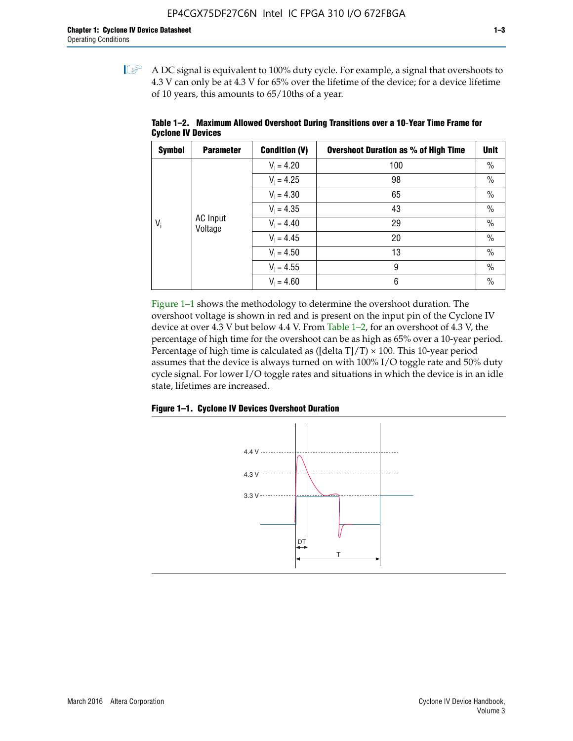A DC signal is equivalent to 100% duty cycle. For example, a signal that overshoots to 4.3 V can only be at 4.3 V for 65% over the lifetime of the device; for a device lifetime of 10 years, this amounts to 65/10ths of a year.

**Table 1–2. Maximum Allowed Overshoot During Transitions over a 10-Year Time Frame for Cyclone IV Devices**

| Symbol | Parameter | Condition (V) | Overshoot Duration as % of High Time | Unit |
|---|---|---|---|---|
| $V_i$ | AC Input Voltage | $V_I = 4.20$ | 100 | % |
| | | $V_I = 4.25$ | 98 | % |
| | | $V_I = 4.30$ | 65 | % |
| | | $V_I = 4.35$ | 43 | % |
| | | $V_I = 4.40$ | 29 | % |
| | | $V_I = 4.45$ | 20 | % |
| | | $V_I = 4.50$ | 13 | % |
| | | $V_I = 4.55$ | 9 | % |
| | | $V_I = 4.60$ | 6 | % |

Figure 1–1 shows the methodology to determine the overshoot duration. The overshoot voltage is shown in red and is present on the input pin of the Cyclone IV device at over 4.3 V but below 4.4 V. From Table 1–2, for an overshoot of 4.3 V, the percentage of high time for the overshoot can be as high as 65% over a 10-year period. Percentage of high time is calculated as ([delta T]/T) × 100. This 10-year period assumes that the device is always turned on with 100% I/O toggle rate and 50% duty cycle signal. For lower I/O toggle rates and situations in which the device is in an idle state, lifetimes are increased.

**Figure 1–1. Cyclone IV Devices Overshoot Duration**

4.4 V
4.3 V
3.3 V
DT
T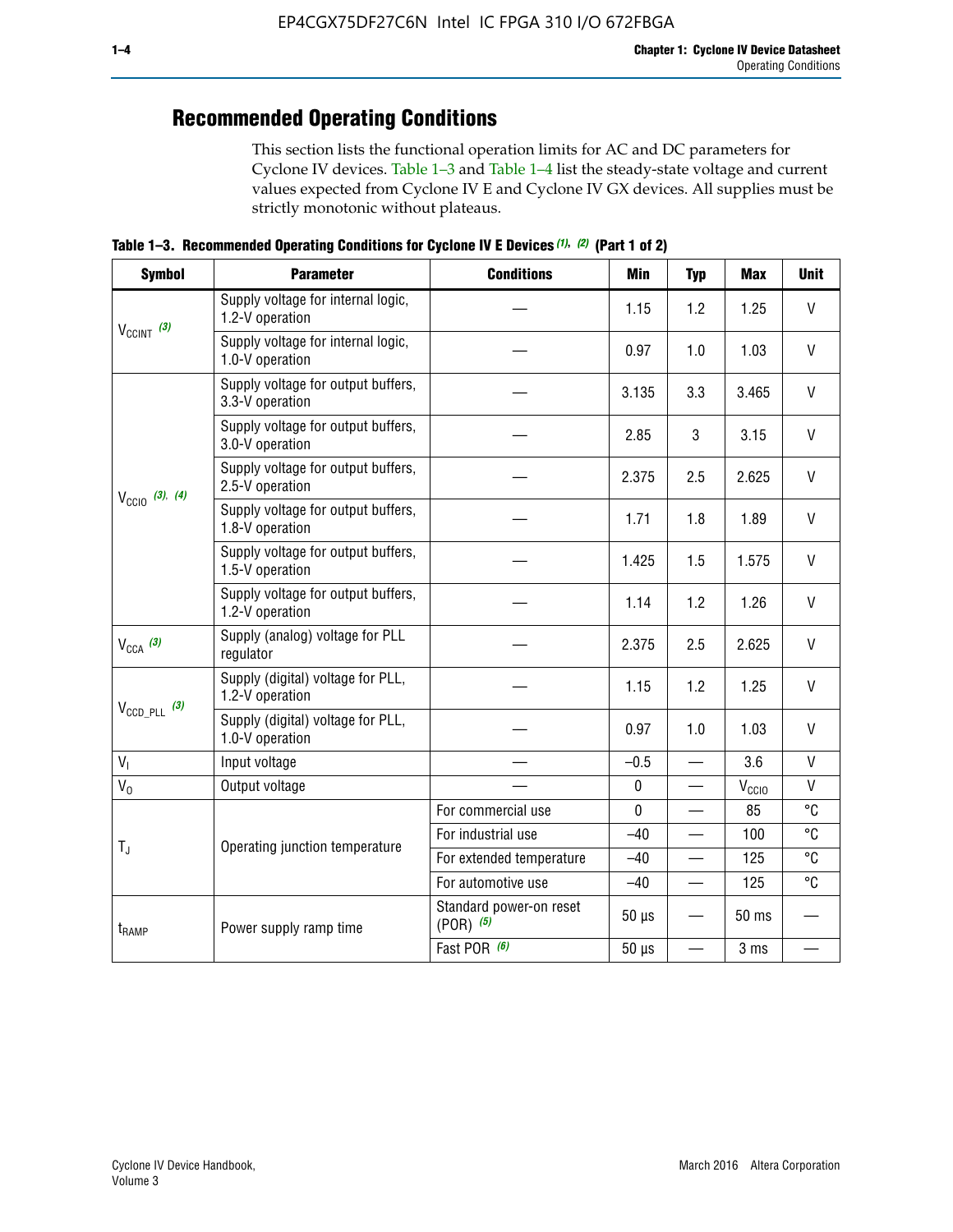## Recommended Operating Conditions

This section lists the functional operation limits for AC and DC parameters for Cyclone IV devices. Table 1–3 and Table 1–4 list the steady-state voltage and current values expected from Cyclone IV E and Cyclone IV GX devices. All supplies must be strictly monotonic without plateaus.

**Table 1–3. Recommended Operating Conditions for Cyclone IV E Devices (1), (2) (Part 1 of 2)**

| Symbol | Parameter | Conditions | Min | Typ | Max | Unit |
|---|---|---|---|---|---|---|
| $V_{CCINT}$ (3) | Supply voltage for internal logic, 1.2-V operation | — | 1.15 | 1.2 | 1.25 | V |
| | Supply voltage for internal logic, 1.0-V operation | — | 0.97 | 1.0 | 1.03 | V |
| $V_{CCIO}$ (3), (4) | Supply voltage for output buffers, 3.3-V operation | — | 3.135 | 3.3 | 3.465 | V |
| | Supply voltage for output buffers, 3.0-V operation | — | 2.85 | 3 | 3.15 | V |
| | Supply voltage for output buffers, 2.5-V operation | — | 2.375 | 2.5 | 2.625 | V |
| | Supply voltage for output buffers, 1.8-V operation | — | 1.71 | 1.8 | 1.89 | V |
| | Supply voltage for output buffers, 1.5-V operation | — | 1.425 | 1.5 | 1.575 | V |
| | Supply voltage for output buffers, 1.2-V operation | — | 1.14 | 1.2 | 1.26 | V |
| $V_{CCA}$ (3) | Supply (analog) voltage for PLL regulator | — | 2.375 | 2.5 | 2.625 | V |
| $V_{CCD\_PLL}$ (3) | Supply (digital) voltage for PLL, 1.2-V operation | — | 1.15 | 1.2 | 1.25 | V |
| | Supply (digital) voltage for PLL, 1.0-V operation | — | 0.97 | 1.0 | 1.03 | V |
| $V_I$ | Input voltage | — | –0.5 | — | 3.6 | V |
| $V_O$ | Output voltage | — | 0 | — | $V_{CCIO}$ | V |
| $T_J$ | Operating junction temperature | For commercial use | 0 | — | 85 | °C |
| | | For industrial use | –40 | — | 100 | °C |
| | | For extended temperature | –40 | — | 125 | °C |
| | | For automotive use | –40 | — | 125 | °C |
| $t_{RAMP}$ | Power supply ramp time | Standard power-on reset (POR) (5) | 50 µs | — | 50 ms | — |
| | | Fast POR (6) | 50 µs | — | 3 ms | — |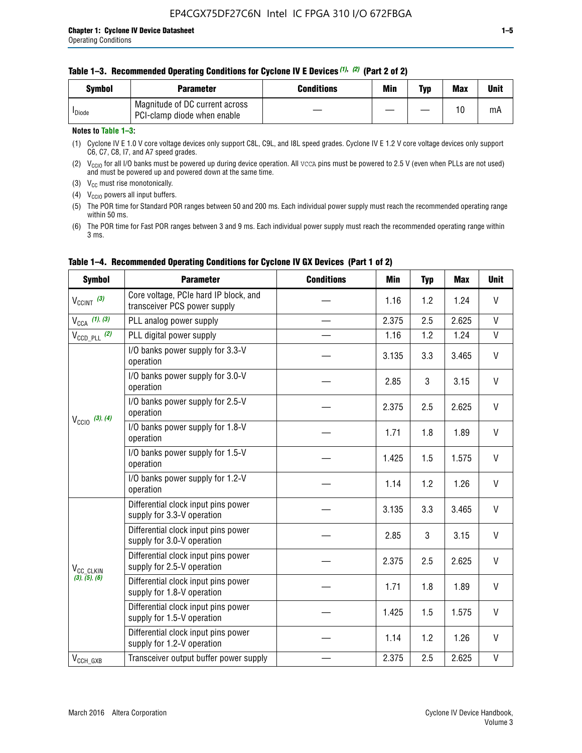## Table 1–3. Recommended Operating Conditions for Cyclone IV E Devices (1), (2) (Part 2 of 2)

| Symbol | Parameter | Conditions | Min | Typ | Max | Unit |
|---|---|---|---|---|---|---|
| $I_{Diode}$ | Magnitude of DC current across PCI-clamp diode when enable | — | — | — | 10 | mA |

**Notes to Table 1–3:**

(1) Cyclone IV E 1.0 V core voltage devices only support C8L, C9L, and I8L speed grades. Cyclone IV E 1.2 V core voltage devices only support C6, C7, C8, I7, and A7 speed grades.

(2) $V_{CCIO}$ for all I/O banks must be powered up during device operation. All VCCA pins must be powered to 2.5 V (even when PLLs are not used) and must be powered up and powered down at the same time.

(3) $V_{CC}$ must rise monotonically.

(4) $V_{CCIO}$ powers all input buffers.

(5) The POR time for Standard POR ranges between 50 and 200 ms. Each individual power supply must reach the recommended operating range within 50 ms.

(6) The POR time for Fast POR ranges between 3 and 9 ms. Each individual power supply must reach the recommended operating range within 3 ms.

## Table 1–4. Recommended Operating Conditions for Cyclone IV GX Devices (Part 1 of 2)

| Symbol | Parameter | Conditions | Min | Typ | Max | Unit |
|---|---|---|---|---|---|---|
| $V_{CCINT}$ (3) | Core voltage, PCIe hard IP block, and transceiver PCS power supply | — | 1.16 | 1.2 | 1.24 | V |
| $V_{CCA}$ (1), (3) | PLL analog power supply | — | 2.375 | 2.5 | 2.625 | V |
| $V_{CCD\_PLL}$ (2) | PLL digital power supply | — | 1.16 | 1.2 | 1.24 | V |
| $V_{CCIO}$ (3), (4) | I/O banks power supply for 3.3-V operation | — | 3.135 | 3.3 | 3.465 | V |
| | I/O banks power supply for 3.0-V operation | — | 2.85 | 3 | 3.15 | V |
| | I/O banks power supply for 2.5-V operation | — | 2.375 | 2.5 | 2.625 | V |
| | I/O banks power supply for 1.8-V operation | — | 1.71 | 1.8 | 1.89 | V |
| | I/O banks power supply for 1.5-V operation | — | 1.425 | 1.5 | 1.575 | V |
| | I/O banks power supply for 1.2-V operation | — | 1.14 | 1.2 | 1.26 | V |
| $V_{CC\_CLKIN}$ (3), (5), (6) | Differential clock input pins power supply for 3.3-V operation | — | 3.135 | 3.3 | 3.465 | V |
| | Differential clock input pins power supply for 3.0-V operation | — | 2.85 | 3 | 3.15 | V |
| | Differential clock input pins power supply for 2.5-V operation | — | 2.375 | 2.5 | 2.625 | V |
| | Differential clock input pins power supply for 1.8-V operation | — | 1.71 | 1.8 | 1.89 | V |
| | Differential clock input pins power supply for 1.5-V operation | — | 1.425 | 1.5 | 1.575 | V |
| | Differential clock input pins power supply for 1.2-V operation | — | 1.14 | 1.2 | 1.26 | V |
| $V_{CCH\_GXB}$ | Transceiver output buffer power supply | — | 2.375 | 2.5 | 2.625 | V |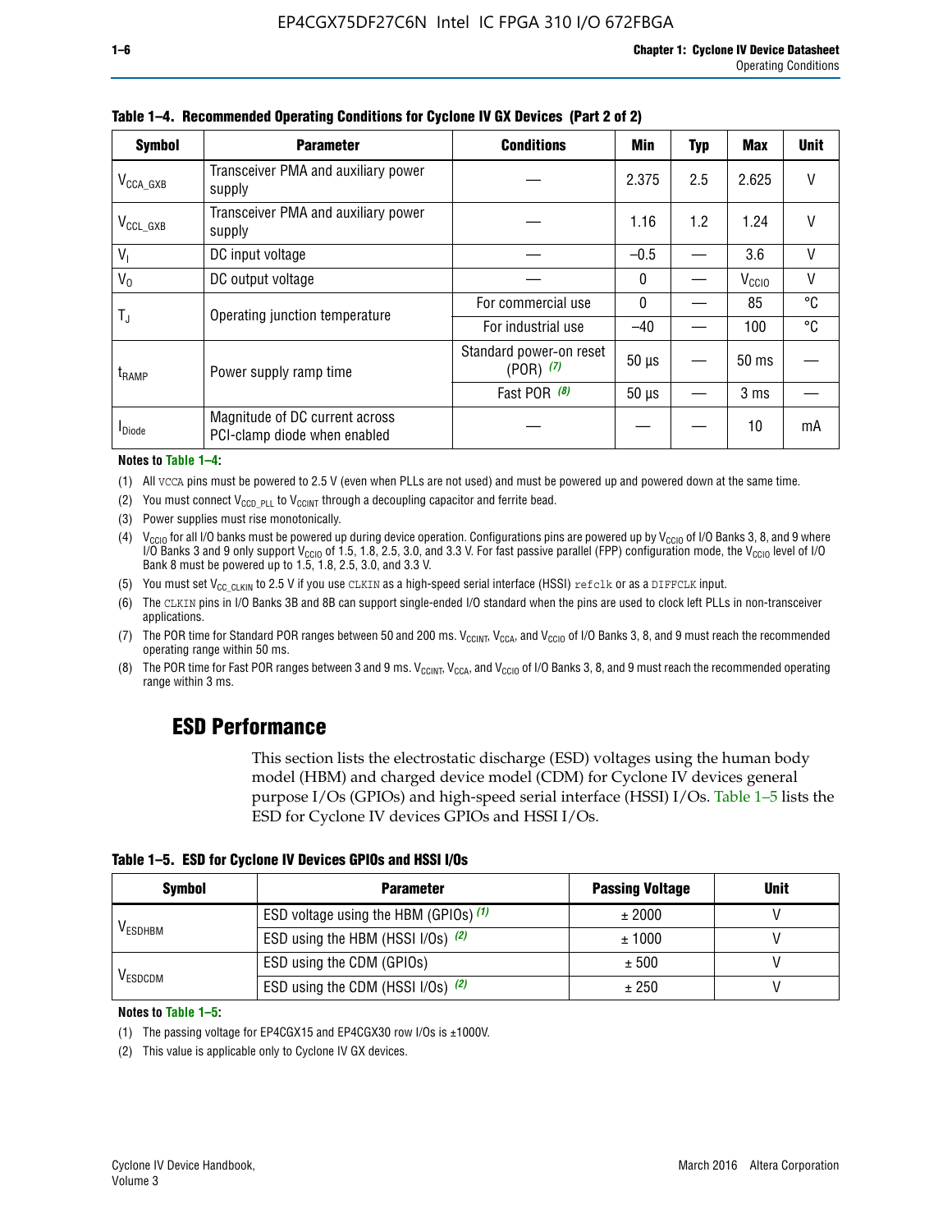**Table 1–4. Recommended Operating Conditions for Cyclone IV GX Devices (Part 2 of 2)**

| Symbol | Parameter | Conditions | Min | Typ | Max | Unit |
|---|---|---|---|---|---|---|
| $V_{CCA\_GXB}$ | Transceiver PMA and auxiliary power supply | — | 2.375 | 2.5 | 2.625 | V |
| $V_{CCL\_GXB}$ | Transceiver PMA and auxiliary power supply | — | 1.16 | 1.2 | 1.24 | V |
| $V_I$ | DC input voltage | — | –0.5 | — | 3.6 | V |
| $V_O$ | DC output voltage | — | 0 | — | $V_{CCIO}$ | V |
| $T_J$ | Operating junction temperature | For commercial use | 0 | — | 85 | °C |
| | | For industrial use | –40 | — | 100 | °C |
| $t_{RAMP}$ | Power supply ramp time | Standard power-on reset (POR) *(7)* | 50 µs | — | 50 ms | — |
| | | Fast POR *(8)* | 50 µs | — | 3 ms | — |
| $I_{Diode}$ | Magnitude of DC current across PCI-clamp diode when enabled | — | — | — | 10 | mA |

**Notes to Table 1–4:**

(1) All VCCA pins must be powered to 2.5 V (even when PLLs are not used) and must be powered up and powered down at the same time.

(2) You must connect $V_{CCD\_PLL}$ to $V_{CCINT}$ through a decoupling capacitor and ferrite bead.

(3) Power supplies must rise monotonically.

(4) $V_{CCIO}$ for all I/O banks must be powered up during device operation. Configurations pins are powered up by $V_{CCIO}$ of I/O Banks 3, 8, and 9 where I/O Banks 3 and 9 only support $V_{CCIO}$ of 1.5, 1.8, 2.5, 3.0, and 3.3 V. For fast passive parallel (FPP) configuration mode, the $V_{CCIO}$ level of I/O Bank 8 must be powered up to 1.5, 1.8, 2.5, 3.0, and 3.3 V.

(5) You must set $V_{CC\_CLKIN}$ to 2.5 V if you use CLKIN as a high-speed serial interface (HSSI) refclk or as a DIFFCLK input.

(6) The CLKIN pins in I/O Banks 3B and 8B can support single-ended I/O standard when the pins are used to clock left PLLs in non-transceiver applications.

(7) The POR time for Standard POR ranges between 50 and 200 ms. $V_{CCINT}$, $V_{CCA}$, and $V_{CCIO}$ of I/O Banks 3, 8, and 9 must reach the recommended operating range within 50 ms.

(8) The POR time for Fast POR ranges between 3 and 9 ms. $V_{CCINT}$, $V_{CCA}$, and $V_{CCIO}$ of I/O Banks 3, 8, and 9 must reach the recommended operating range within 3 ms.

## ESD Performance

This section lists the electrostatic discharge (ESD) voltages using the human body model (HBM) and charged device model (CDM) for Cyclone IV devices general purpose I/Os (GPIOs) and high-speed serial interface (HSSI) I/Os. Table 1–5 lists the ESD for Cyclone IV devices GPIOs and HSSI I/Os.

**Table 1–5. ESD for Cyclone IV Devices GPIOs and HSSI I/Os**

| Symbol | Parameter | Passing Voltage | Unit |
|---|---|---|---|
| $V_{ESDHBM}$ | ESD voltage using the HBM (GPIOs) *(1)* | ± 2000 | V |
| | ESD using the HBM (HSSI I/Os) *(2)* | ± 1000 | V |
| $V_{ESDCDM}$ | ESD using the CDM (GPIOs) | ± 500 | V |
| | ESD using the CDM (HSSI I/Os) *(2)* | ± 250 | V |

**Notes to Table 1–5:**

(1) The passing voltage for EP4CGX15 and EP4CGX30 row I/Os is ±1000V.

(2) This value is applicable only to Cyclone IV GX devices.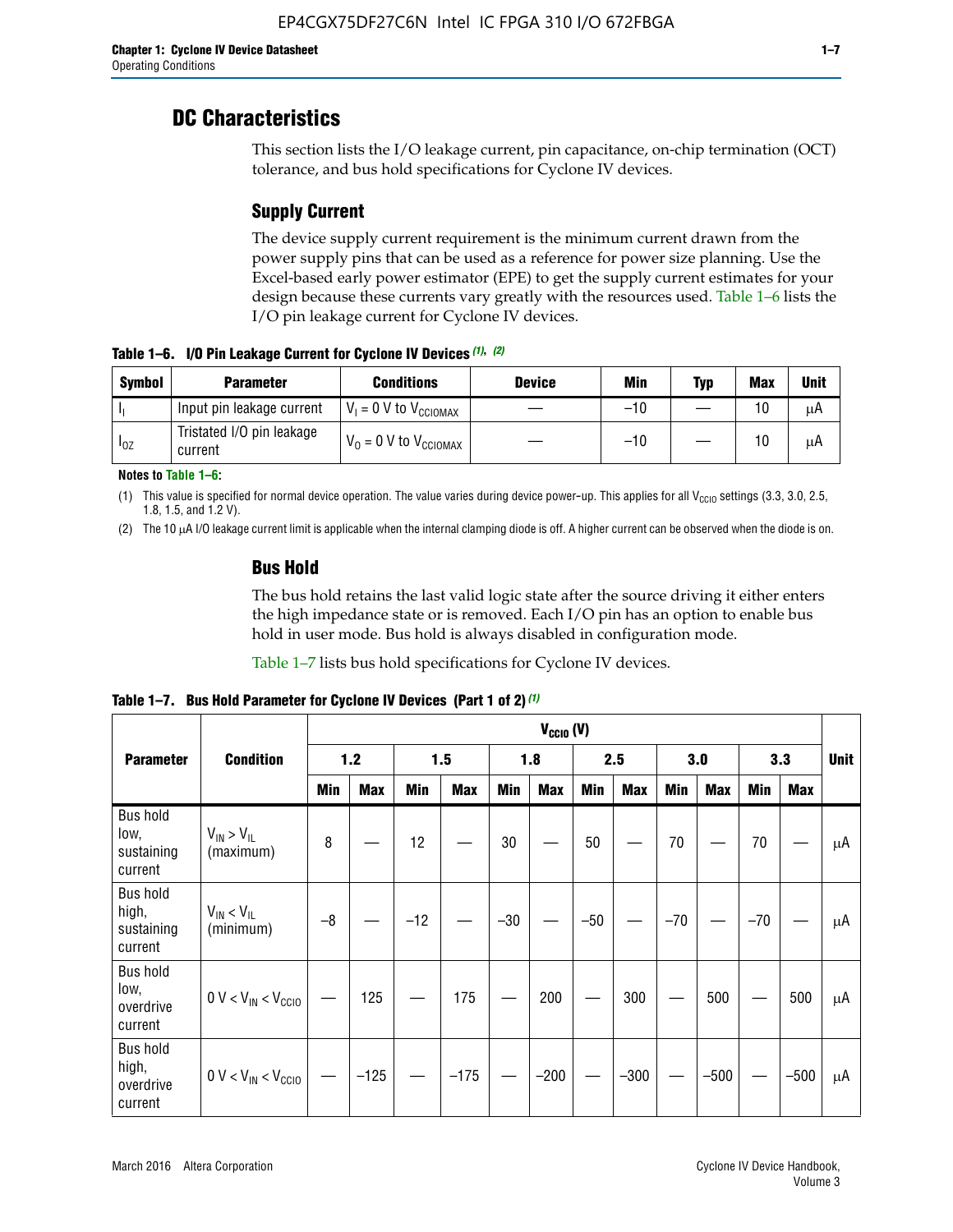## DC Characteristics

This section lists the I/O leakage current, pin capacitance, on-chip termination (OCT) tolerance, and bus hold specifications for Cyclone IV devices.

### Supply Current

The device supply current requirement is the minimum current drawn from the power supply pins that can be used as a reference for power size planning. Use the Excel-based early power estimator (EPE) to get the supply current estimates for your design because these currents vary greatly with the resources used. Table 1–6 lists the I/O pin leakage current for Cyclone IV devices.

**Table 1–6. I/O Pin Leakage Current for Cyclone IV Devices (1), (2)**

| Symbol | Parameter | Conditions | Device | Min | Typ | Max | Unit |
|---|---|---|---|---|---|---|---|
| $I_I$ | Input pin leakage current | $V_I$ = 0 V to $V_{CCIOMAX}$ | — | –10 | — | 10 | µA |
| $I_{OZ}$ | Tristated I/O pin leakage current | $V_O$ = 0 V to $V_{CCIOMAX}$ | — | –10 | — | 10 | µA |

**Notes to Table 1–6:**

(1) This value is specified for normal device operation. The value varies during device power-up. This applies for all $V_{CCIO}$ settings (3.3, 3.0, 2.5, 1.8, 1.5, and 1.2 V).

(2) The 10 µA I/O leakage current limit is applicable when the internal clamping diode is off. A higher current can be observed when the diode is on.

### Bus Hold

The bus hold retains the last valid logic state after the source driving it either enters the high impedance state or is removed. Each I/O pin has an option to enable bus hold in user mode. Bus hold is always disabled in configuration mode.

Table 1–7 lists bus hold specifications for Cyclone IV devices.

**Table 1–7. Bus Hold Parameter for Cyclone IV Devices (Part 1 of 2) (1)**

| Parameter | Condition | $V_{CCIO}$ (V) | | | | | | | | | | | | Unit |
|---|---|---|---|---|---|---|---|---|---|---|---|---|---|---|
| | | 1.2 | | 1.5 | | 1.8 | | 2.5 | | 3.0 | | 3.3 | | |
| | | Min | Max | Min | Max | Min | Max | Min | Max | Min | Max | Min | Max | |
| Bus hold low, sustaining current | $V_{IN} > V_{IL}$ (maximum) | 8 | — | 12 | — | 30 | — | 50 | — | 70 | — | 70 | — | µA |
| Bus hold high, sustaining current | $V_{IN} < V_{IL}$ (minimum) | –8 | — | –12 | — | –30 | — | –50 | — | –70 | — | –70 | — | µA |
| Bus hold low, overdrive current | $0\ V < V_{IN} < V_{CCIO}$ | — | 125 | — | 175 | — | 200 | — | 300 | — | 500 | — | 500 | µA |
| Bus hold high, overdrive current | $0\ V < V_{IN} < V_{CCIO}$ | — | –125 | — | –175 | — | –200 | — | –300 | — | –500 | — | –500 | µA |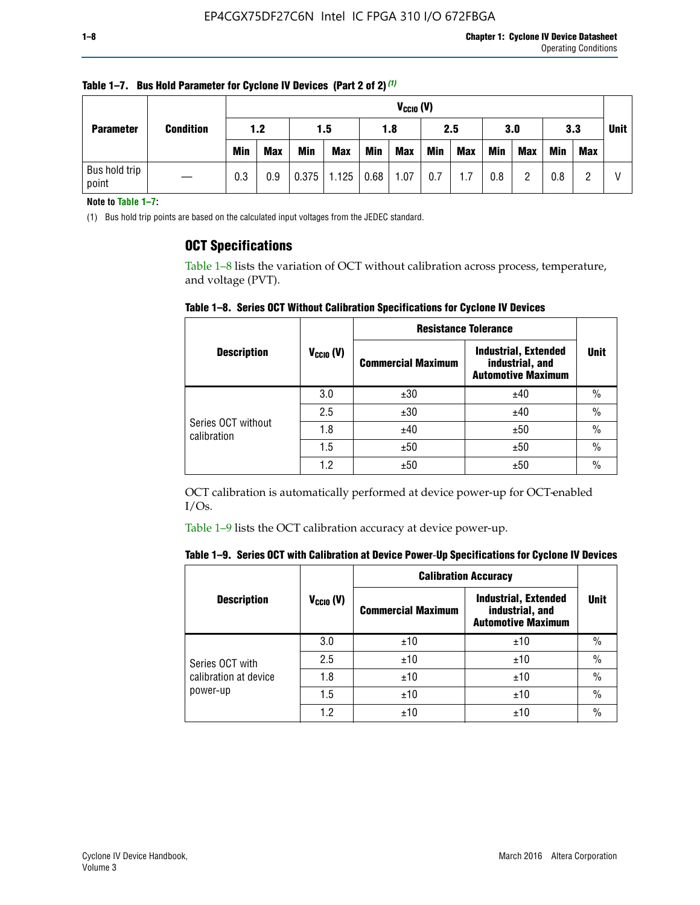**Table 1–7. Bus Hold Parameter for Cyclone IV Devices (Part 2 of 2)** (1)

| Parameter | Condition | $V_{CCIO}$ (V) | | | | | | | | | | | | Unit |
|---|---|---|---|---|---|---|---|---|---|---|---|---|---|---|
| | | 1.2 | | 1.5 | | 1.8 | | 2.5 | | 3.0 | | 3.3 | | |
| | | Min | Max | Min | Max | Min | Max | Min | Max | Min | Max | Min | Max | |
| Bus hold trip point | — | 0.3 | 0.9 | 0.375 | 1.125 | 0.68 | 1.07 | 0.7 | 1.7 | 0.8 | 2 | 0.8 | 2 | V |

**Note to Table 1–7:**

(1) Bus hold trip points are based on the calculated input voltages from the JEDEC standard.

## OCT Specifications

Table 1–8 lists the variation of OCT without calibration across process, temperature, and voltage (PVT).

**Table 1–8. Series OCT Without Calibration Specifications for Cyclone IV Devices**

| Description | $V_{CCIO}$ (V) | Resistance Tolerance | | Unit |
|---|---|---|---|---|
| | | Commercial Maximum | Industrial, Extended industrial, and Automotive Maximum | |
| Series OCT without calibration | 3.0 | ±30 | ±40 | % |
| | 2.5 | ±30 | ±40 | % |
| | 1.8 | ±40 | ±50 | % |
| | 1.5 | ±50 | ±50 | % |
| | 1.2 | ±50 | ±50 | % |

OCT calibration is automatically performed at device power-up for OCT-enabled I/Os.

Table 1–9 lists the OCT calibration accuracy at device power-up.

**Table 1–9. Series OCT with Calibration at Device Power-Up Specifications for Cyclone IV Devices**

| Description | $V_{CCIO}$ (V) | Calibration Accuracy | | Unit |
|---|---|---|---|---|
| | | Commercial Maximum | Industrial, Extended industrial, and Automotive Maximum | |
| Series OCT with calibration at device power-up | 3.0 | ±10 | ±10 | % |
| | 2.5 | ±10 | ±10 | % |
| | 1.8 | ±10 | ±10 | % |
| | 1.5 | ±10 | ±10 | % |
| | 1.2 | ±10 | ±10 | % |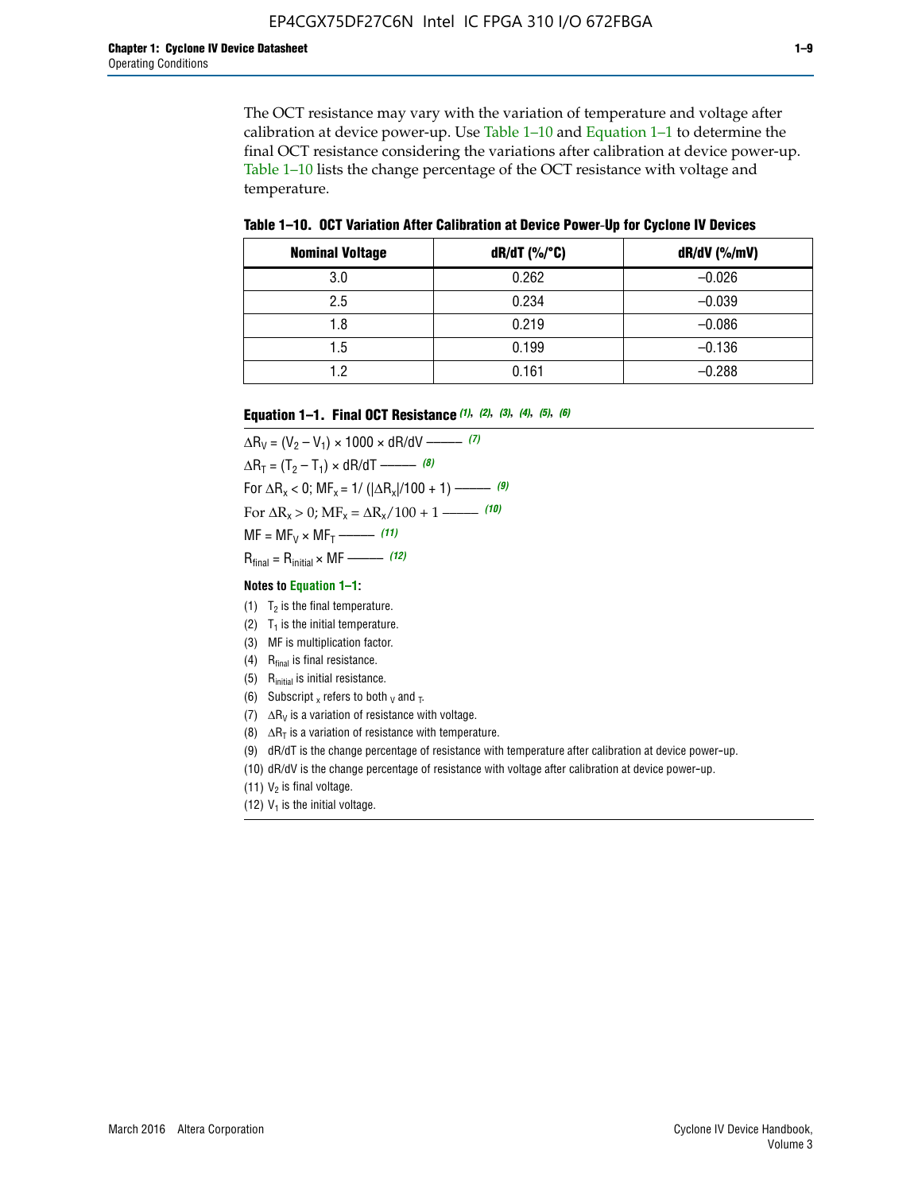The OCT resistance may vary with the variation of temperature and voltage after calibration at device power-up. Use Table 1–10 and Equation 1–1 to determine the final OCT resistance considering the variations after calibration at device power-up. Table 1–10 lists the change percentage of the OCT resistance with voltage and temperature.

**Table 1–10. OCT Variation After Calibration at Device Power-Up for Cyclone IV Devices**

| Nominal Voltage | dR/dT (%/°C) | dR/dV (%/mV) |
|---|---|---|
| 3.0 | 0.262 | –0.026 |
| 2.5 | 0.234 | –0.039 |
| 1.8 | 0.219 | –0.086 |
| 1.5 | 0.199 | –0.136 |
| 1.2 | 0.161 | –0.288 |

**Equation 1–1. Final OCT Resistance** *(1), (2), (3), (4), (5), (6)*

$\Delta R_V = (V_2 - V_1) \times 1000 \times dR/dV$ ——— *(7)*

$\Delta R_T = (T_2 - T_1) \times dR/dT$ ——— *(8)*

For $\Delta R_x < 0$; $MF_x = 1/ (|\Delta R_x|/100 + 1)$ ——— *(9)*

For $\Delta R_x > 0$; $MF_x = \Delta R_x/100 + 1$ ——— *(10)*

$MF = MF_V \times MF_T$ ——— *(11)*

$R_{final} = R_{initial} \times MF$ ——— *(12)*

**Notes to Equation 1–1:**

(1) $T_2$ is the final temperature.

(2) $T_1$ is the initial temperature.

(3) MF is multiplication factor.

(4) $R_{final}$ is final resistance.

(5) $R_{initial}$ is initial resistance.

(6) Subscript $_x$ refers to both $_V$ and $_T$.

(7) $\Delta R_V$ is a variation of resistance with voltage.

(8) $\Delta R_T$ is a variation of resistance with temperature.

(9) dR/dT is the change percentage of resistance with temperature after calibration at device power-up.

(10) dR/dV is the change percentage of resistance with voltage after calibration at device power-up.

(11) $V_2$ is final voltage.

(12) $V_1$ is the initial voltage.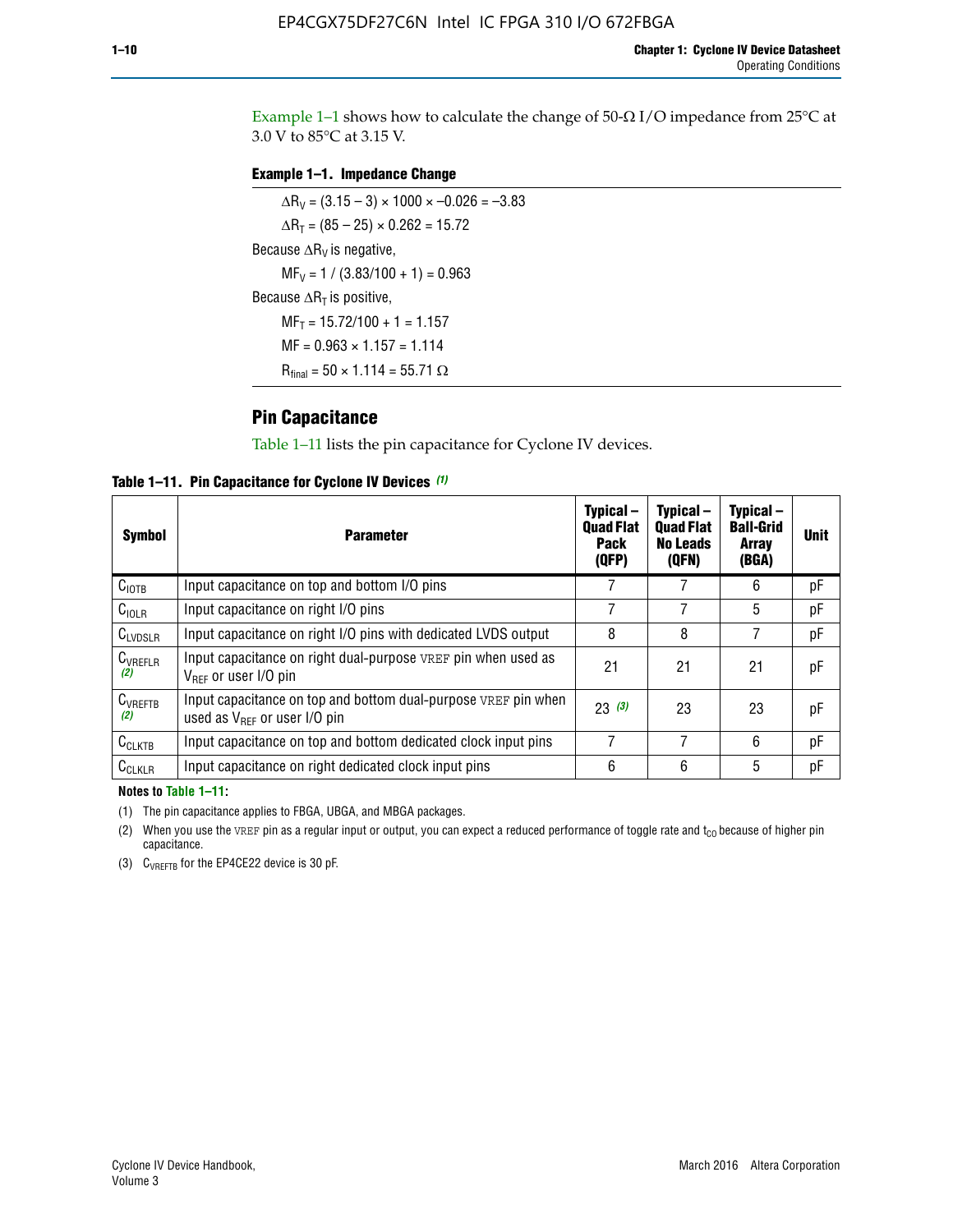Example 1–1 shows how to calculate the change of 50-Ω I/O impedance from 25°C at 3.0 V to 85°C at 3.15 V.

**Example 1–1. Impedance Change**

$\Delta R_V = (3.15 - 3) \times 1000 \times -0.026 = -3.83$

$\Delta R_T = (85 - 25) \times 0.262 = 15.72$

Because $\Delta R_V$ is negative,

$MF_V = 1 / (3.83/100 + 1) = 0.963$

Because $\Delta R_T$ is positive,

$MF_T = 15.72/100 + 1 = 1.157$

$MF = 0.963 \times 1.157 = 1.114$

$R_{final} = 50 \times 1.114 = 55.71\ \Omega$

## Pin Capacitance

Table 1–11 lists the pin capacitance for Cyclone IV devices.

**Table 1–11. Pin Capacitance for Cyclone IV Devices (1)**

| Symbol | Parameter | Typical – Quad Flat Pack (QFP) | Typical – Quad Flat No Leads (QFN) | Typical – Ball-Grid Array (BGA) | Unit |
|---|---|---|---|---|---|
| $C_{IOTB}$ | Input capacitance on top and bottom I/O pins | 7 | 7 | 6 | pF |
| $C_{IOLR}$ | Input capacitance on right I/O pins | 7 | 7 | 5 | pF |
| $C_{LVDSLR}$ | Input capacitance on right I/O pins with dedicated LVDS output | 8 | 8 | 7 | pF |
| $C_{VREFLR}$ (2) | Input capacitance on right dual-purpose VREF pin when used as $V_{REF}$ or user I/O pin | 21 | 21 | 21 | pF |
| $C_{VREFTB}$ (2) | Input capacitance on top and bottom dual-purpose VREF pin when used as $V_{REF}$ or user I/O pin | 23 (3) | 23 | 23 | pF |
| $C_{CLKTB}$ | Input capacitance on top and bottom dedicated clock input pins | 7 | 7 | 6 | pF |
| $C_{CLKLR}$ | Input capacitance on right dedicated clock input pins | 6 | 6 | 5 | pF |

**Notes to Table 1–11:**

(1) The pin capacitance applies to FBGA, UBGA, and MBGA packages.

(2) When you use the VREF pin as a regular input or output, you can expect a reduced performance of toggle rate and $t_{CO}$ because of higher pin capacitance.

(3) $C_{VREFTB}$ for the EP4CE22 device is 30 pF.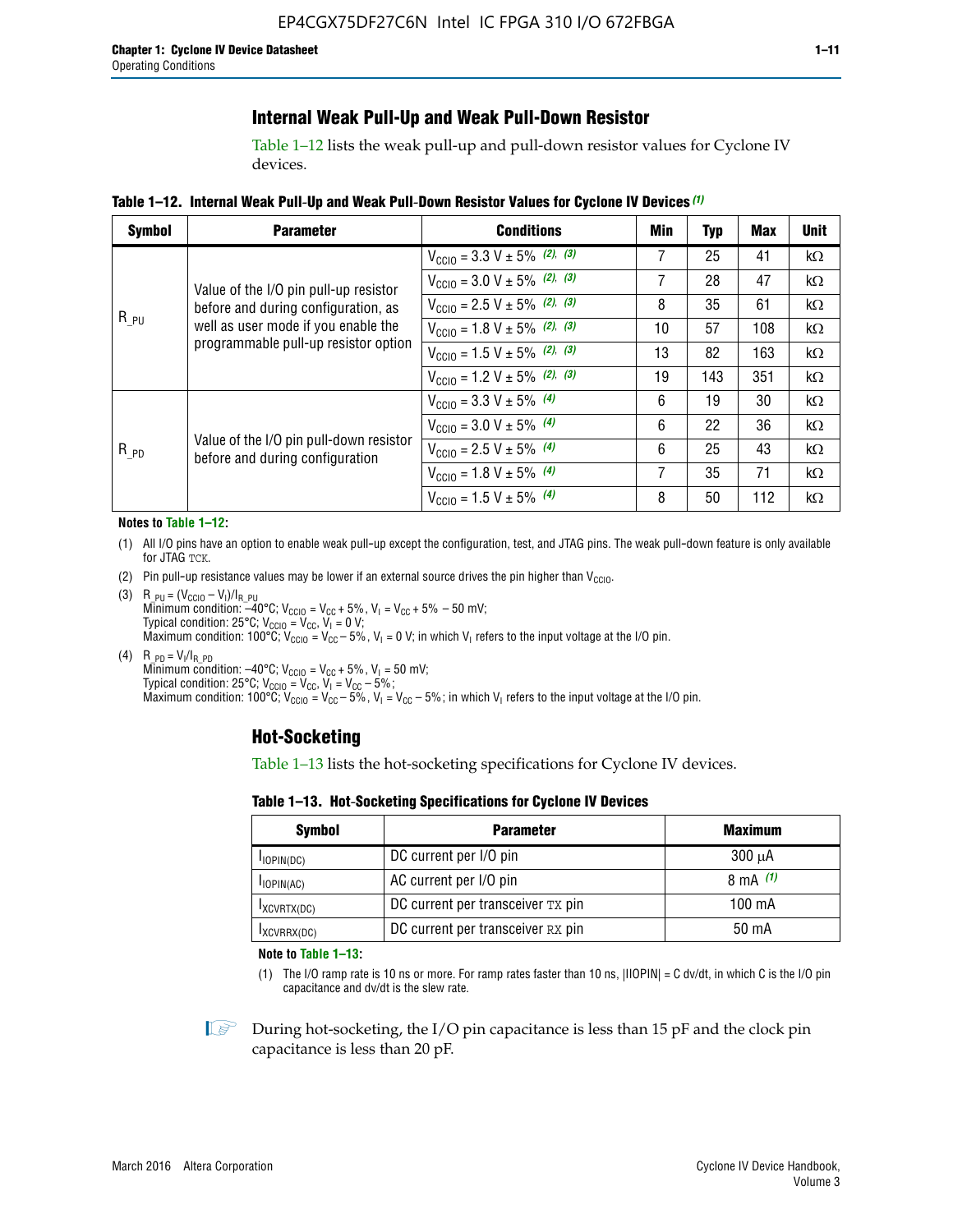## Internal Weak Pull-Up and Weak Pull-Down Resistor

Table 1–12 lists the weak pull-up and pull-down resistor values for Cyclone IV devices.

**Table 1–12. Internal Weak Pull-Up and Weak Pull-Down Resistor Values for Cyclone IV Devices (1)**

| Symbol | Parameter | Conditions | Min | Typ | Max | Unit |
|---|---|---|---|---|---|---|
| $R_{\_PU}$ | Value of the I/O pin pull-up resistor before and during configuration, as well as user mode if you enable the programmable pull-up resistor option | $V_{CCIO}$ = 3.3 V ± 5% (2), (3) | 7 | 25 | 41 | kΩ |
| | | $V_{CCIO}$ = 3.0 V ± 5% (2), (3) | 7 | 28 | 47 | kΩ |
| | | $V_{CCIO}$ = 2.5 V ± 5% (2), (3) | 8 | 35 | 61 | kΩ |
| | | $V_{CCIO}$ = 1.8 V ± 5% (2), (3) | 10 | 57 | 108 | kΩ |
| | | $V_{CCIO}$ = 1.5 V ± 5% (2), (3) | 13 | 82 | 163 | kΩ |
| | | $V_{CCIO}$ = 1.2 V ± 5% (2), (3) | 19 | 143 | 351 | kΩ |
| $R_{\_PD}$ | Value of the I/O pin pull-down resistor before and during configuration | $V_{CCIO}$ = 3.3 V ± 5% (4) | 6 | 19 | 30 | kΩ |
| | | $V_{CCIO}$ = 3.0 V ± 5% (4) | 6 | 22 | 36 | kΩ |
| | | $V_{CCIO}$ = 2.5 V ± 5% (4) | 6 | 25 | 43 | kΩ |
| | | $V_{CCIO}$ = 1.8 V ± 5% (4) | 7 | 35 | 71 | kΩ |
| | | $V_{CCIO}$ = 1.5 V ± 5% (4) | 8 | 50 | 112 | kΩ |

**Notes to Table 1–12:**

(1) All I/O pins have an option to enable weak pull-up except the configuration, test, and JTAG pins. The weak pull-down feature is only available for JTAG TCK.

(2) Pin pull-up resistance values may be lower if an external source drives the pin higher than $V_{CCIO}$.

(3) $R_{\_PU} = (V_{CCIO} - V_I)/I_{R\_PU}$
Minimum condition: –40°C; $V_{CCIO} = V_{CC} + 5\%$, $V_I = V_{CC} + 5\% - 50$ mV;
Typical condition: 25°C; $V_{CCIO} = V_{CC}$, $V_I = 0$ V;
Maximum condition: 100°C; $V_{CCIO} = V_{CC} - 5\%$, $V_I = 0$ V; in which $V_I$ refers to the input voltage at the I/O pin.

(4) $R_{\_PD} = V_I/I_{R\_PD}$
Minimum condition: –40°C; $V_{CCIO} = V_{CC} + 5\%$, $V_I = 50$ mV;
Typical condition: 25°C; $V_{CCIO} = V_{CC}$, $V_I = V_{CC} - 5\%$;
Maximum condition: 100°C; $V_{CCIO} = V_{CC} - 5\%$, $V_I = V_{CC} - 5\%$; in which $V_I$ refers to the input voltage at the I/O pin.

## Hot-Socketing

Table 1–13 lists the hot-socketing specifications for Cyclone IV devices.

**Table 1–13. Hot-Socketing Specifications for Cyclone IV Devices**

| Symbol | Parameter | Maximum |
|---|---|---|
| $I_{IOPIN(DC)}$ | DC current per I/O pin | 300 μA |
| $I_{IOPIN(AC)}$ | AC current per I/O pin | 8 mA (1) |
| $I_{XCVRTX(DC)}$ | DC current per transceiver TX pin | 100 mA |
| $I_{XCVRRX(DC)}$ | DC current per transceiver RX pin | 50 mA |

**Note to Table 1–13:**

(1) The I/O ramp rate is 10 ns or more. For ramp rates faster than 10 ns, |IIOPIN| = C dv/dt, in which C is the I/O pin capacitance and dv/dt is the slew rate.

During hot-socketing, the I/O pin capacitance is less than 15 pF and the clock pin capacitance is less than 20 pF.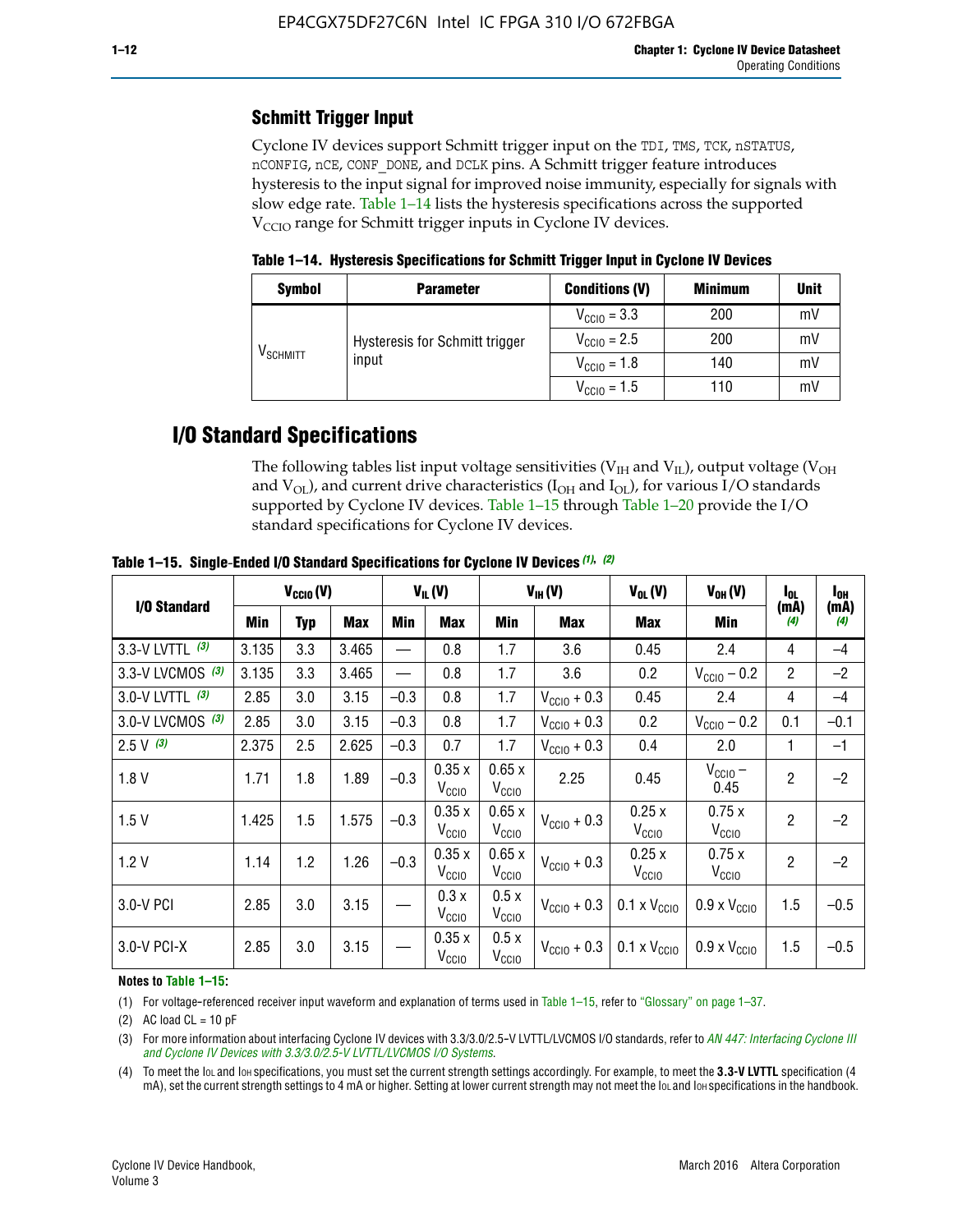## Schmitt Trigger Input

Cyclone IV devices support Schmitt trigger input on the TDI, TMS, TCK, nSTATUS, nCONFIG, nCE, CONF_DONE, and DCLK pins. A Schmitt trigger feature introduces hysteresis to the input signal for improved noise immunity, especially for signals with slow edge rate. Table 1–14 lists the hysteresis specifications across the supported $V_{CCIO}$ range for Schmitt trigger inputs in Cyclone IV devices.

**Table 1–14. Hysteresis Specifications for Schmitt Trigger Input in Cyclone IV Devices**

| Symbol | Parameter | Conditions (V) | Minimum | Unit |
|---|---|---|---|---|
| $V_{SCHMITT}$ | Hysteresis for Schmitt trigger input | $V_{CCIO}$ = 3.3 | 200 | mV |
| | | $V_{CCIO}$ = 2.5 | 200 | mV |
| | | $V_{CCIO}$ = 1.8 | 140 | mV |
| | | $V_{CCIO}$ = 1.5 | 110 | mV |

# I/O Standard Specifications

The following tables list input voltage sensitivities ($V_{IH}$ and $V_{IL}$), output voltage ($V_{OH}$ and $V_{OL}$), and current drive characteristics ($I_{OH}$ and $I_{OL}$), for various I/O standards supported by Cyclone IV devices. Table 1–15 through Table 1–20 provide the I/O standard specifications for Cyclone IV devices.

**Table 1–15. Single-Ended I/O Standard Specifications for Cyclone IV Devices (1), (2)**

| I/O Standard | $V_{CCIO}$ (V) | | | $V_{IL}$ (V) | | $V_{IH}$ (V) | | $V_{OL}$ (V) | $V_{OH}$ (V) | $I_{OL}$ (mA) (4) | $I_{OH}$ (mA) (4) |
|---|---|---|---|---|---|---|---|---|---|---|---|
| | Min | Typ | Max | Min | Max | Min | Max | Max | Min | | |
| 3.3-V LVTTL (3) | 3.135 | 3.3 | 3.465 | — | 0.8 | 1.7 | 3.6 | 0.45 | 2.4 | 4 | –4 |
| 3.3-V LVCMOS (3) | 3.135 | 3.3 | 3.465 | — | 0.8 | 1.7 | 3.6 | 0.2 | $V_{CCIO}$ – 0.2 | 2 | –2 |
| 3.0-V LVTTL (3) | 2.85 | 3.0 | 3.15 | –0.3 | 0.8 | 1.7 | $V_{CCIO}$ + 0.3 | 0.45 | 2.4 | 4 | –4 |
| 3.0-V LVCMOS (3) | 2.85 | 3.0 | 3.15 | –0.3 | 0.8 | 1.7 | $V_{CCIO}$ + 0.3 | 0.2 | $V_{CCIO}$ – 0.2 | 0.1 | –0.1 |
| 2.5 V (3) | 2.375 | 2.5 | 2.625 | –0.3 | 0.7 | 1.7 | $V_{CCIO}$ + 0.3 | 0.4 | 2.0 | 1 | –1 |
| 1.8 V | 1.71 | 1.8 | 1.89 | –0.3 | 0.35 x $V_{CCIO}$ | 0.65 x $V_{CCIO}$ | 2.25 | 0.45 | $V_{CCIO}$ – 0.45 | 2 | –2 |
| 1.5 V | 1.425 | 1.5 | 1.575 | –0.3 | 0.35 x $V_{CCIO}$ | 0.65 x $V_{CCIO}$ | $V_{CCIO}$ + 0.3 | 0.25 x $V_{CCIO}$ | 0.75 x $V_{CCIO}$ | 2 | –2 |
| 1.2 V | 1.14 | 1.2 | 1.26 | –0.3 | 0.35 x $V_{CCIO}$ | 0.65 x $V_{CCIO}$ | $V_{CCIO}$ + 0.3 | 0.25 x $V_{CCIO}$ | 0.75 x $V_{CCIO}$ | 2 | –2 |
| 3.0-V PCI | 2.85 | 3.0 | 3.15 | — | 0.3 x $V_{CCIO}$ | 0.5 x $V_{CCIO}$ | $V_{CCIO}$ + 0.3 | 0.1 x $V_{CCIO}$ | 0.9 x $V_{CCIO}$ | 1.5 | –0.5 |
| 3.0-V PCI-X | 2.85 | 3.0 | 3.15 | — | 0.35 x $V_{CCIO}$ | 0.5 x $V_{CCIO}$ | $V_{CCIO}$ + 0.3 | 0.1 x $V_{CCIO}$ | 0.9 x $V_{CCIO}$ | 1.5 | –0.5 |

**Notes to Table 1–15:**

(1) For voltage-referenced receiver input waveform and explanation of terms used in Table 1–15, refer to "Glossary" on page 1–37.

(2) AC load CL = 10 pF

(3) For more information about interfacing Cyclone IV devices with 3.3/3.0/2.5-V LVTTL/LVCMOS I/O standards, refer to *AN 447: Interfacing Cyclone III and Cyclone IV Devices with 3.3/3.0/2.5-V LVTTL/LVCMOS I/O Systems*.

(4) To meet the $I_{OL}$ and $I_{OH}$ specifications, you must set the current strength settings accordingly. For example, to meet the **3.3-V LVTTL** specification (4 mA), set the current strength settings to 4 mA or higher. Setting at lower current strength may not meet the $I_{OL}$ and $I_{OH}$ specifications in the handbook.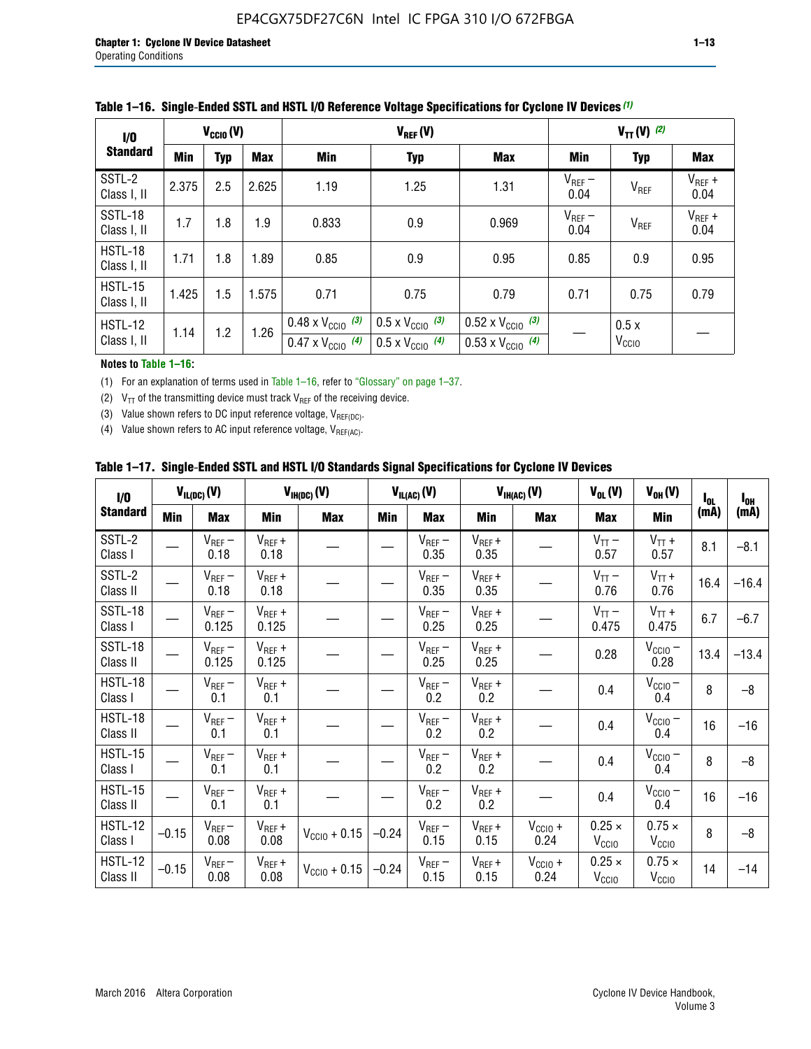**Table 1–16. Single-Ended SSTL and HSTL I/O Reference Voltage Specifications for Cyclone IV Devices (1)**

| I/O Standard | $V_{CCIO}$ (V) | | | $V_{REF}$ (V) | | | $V_{TT}$ (V) (2) | | |
|---|---|---|---|---|---|---|---|---|---|
| | Min | Typ | Max | Min | Typ | Max | Min | Typ | Max |
| SSTL-2 Class I, II | 2.375 | 2.5 | 2.625 | 1.19 | 1.25 | 1.31 | $V_{REF}$ – 0.04 | $V_{REF}$ | $V_{REF}$ + 0.04 |
| SSTL-18 Class I, II | 1.7 | 1.8 | 1.9 | 0.833 | 0.9 | 0.969 | $V_{REF}$ – 0.04 | $V_{REF}$ | $V_{REF}$ + 0.04 |
| HSTL-18 Class I, II | 1.71 | 1.8 | 1.89 | 0.85 | 0.9 | 0.95 | 0.85 | 0.9 | 0.95 |
| HSTL-15 Class I, II | 1.425 | 1.5 | 1.575 | 0.71 | 0.75 | 0.79 | 0.71 | 0.75 | 0.79 |
| HSTL-12 Class I, II | 1.14 | 1.2 | 1.26 | 0.48 x $V_{CCIO}$ (3) / 0.47 x $V_{CCIO}$ (4) | 0.5 x $V_{CCIO}$ (3) / 0.5 x $V_{CCIO}$ (4) | 0.52 x $V_{CCIO}$ (3) / 0.53 x $V_{CCIO}$ (4) | — | 0.5 x $V_{CCIO}$ | — |

**Notes to Table 1–16:**

(1) For an explanation of terms used in Table 1–16, refer to "Glossary" on page 1–37.

(2) $V_{TT}$ of the transmitting device must track $V_{REF}$ of the receiving device.

(3) Value shown refers to DC input reference voltage, $V_{REF(DC)}$.

(4) Value shown refers to AC input reference voltage, $V_{REF(AC)}$.

**Table 1–17. Single-Ended SSTL and HSTL I/O Standards Signal Specifications for Cyclone IV Devices**

| I/O Standard | $V_{IL(DC)}$ (V) | | $V_{IH(DC)}$ (V) | | $V_{IL(AC)}$ (V) | | $V_{IH(AC)}$ (V) | | $V_{OL}$ (V) | $V_{OH}$ (V) | $I_{OL}$ (mA) | $I_{OH}$ (mA) |
|---|---|---|---|---|---|---|---|---|---|---|---|---|
| | Min | Max | Min | Max | Min | Max | Min | Max | Max | Min | | |
| SSTL-2 Class I | — | $V_{REF}$ – 0.18 | $V_{REF}$ + 0.18 | — | — | $V_{REF}$ – 0.35 | $V_{REF}$ + 0.35 | — | $V_{TT}$ – 0.57 | $V_{TT}$ + 0.57 | 8.1 | –8.1 |
| SSTL-2 Class II | — | $V_{REF}$ – 0.18 | $V_{REF}$ + 0.18 | — | — | $V_{REF}$ – 0.35 | $V_{REF}$ + 0.35 | — | $V_{TT}$ – 0.76 | $V_{TT}$ + 0.76 | 16.4 | –16.4 |
| SSTL-18 Class I | — | $V_{REF}$ – 0.125 | $V_{REF}$ + 0.125 | — | — | $V_{REF}$ – 0.25 | $V_{REF}$ + 0.25 | — | $V_{TT}$ – 0.475 | $V_{TT}$ + 0.475 | 6.7 | –6.7 |
| SSTL-18 Class II | — | $V_{REF}$ – 0.125 | $V_{REF}$ + 0.125 | — | — | $V_{REF}$ – 0.25 | $V_{REF}$ + 0.25 | — | 0.28 | $V_{CCIO}$ – 0.28 | 13.4 | –13.4 |
| HSTL-18 Class I | — | $V_{REF}$ – 0.1 | $V_{REF}$ + 0.1 | — | — | $V_{REF}$ – 0.2 | $V_{REF}$ + 0.2 | — | 0.4 | $V_{CCIO}$ – 0.4 | 8 | –8 |
| HSTL-18 Class II | — | $V_{REF}$ – 0.1 | $V_{REF}$ + 0.1 | — | — | $V_{REF}$ – 0.2 | $V_{REF}$ + 0.2 | — | 0.4 | $V_{CCIO}$ – 0.4 | 16 | –16 |
| HSTL-15 Class I | — | $V_{REF}$ – 0.1 | $V_{REF}$ + 0.1 | — | — | $V_{REF}$ – 0.2 | $V_{REF}$ + 0.2 | — | 0.4 | $V_{CCIO}$ – 0.4 | 8 | –8 |
| HSTL-15 Class II | — | $V_{REF}$ – 0.1 | $V_{REF}$ + 0.1 | — | — | $V_{REF}$ – 0.2 | $V_{REF}$ + 0.2 | — | 0.4 | $V_{CCIO}$ – 0.4 | 16 | –16 |
| HSTL-12 Class I | –0.15 | $V_{REF}$ – 0.08 | $V_{REF}$ + 0.08 | $V_{CCIO}$ + 0.15 | –0.24 | $V_{REF}$ – 0.15 | $V_{REF}$ + 0.15 | $V_{CCIO}$ + 0.24 | 0.25 × $V_{CCIO}$ | 0.75 × $V_{CCIO}$ | 8 | –8 |
| HSTL-12 Class II | –0.15 | $V_{REF}$ – 0.08 | $V_{REF}$ + 0.08 | $V_{CCIO}$ + 0.15 | –0.24 | $V_{REF}$ – 0.15 | $V_{REF}$ + 0.15 | $V_{CCIO}$ + 0.24 | 0.25 × $V_{CCIO}$ | 0.75 × $V_{CCIO}$ | 14 | –14 |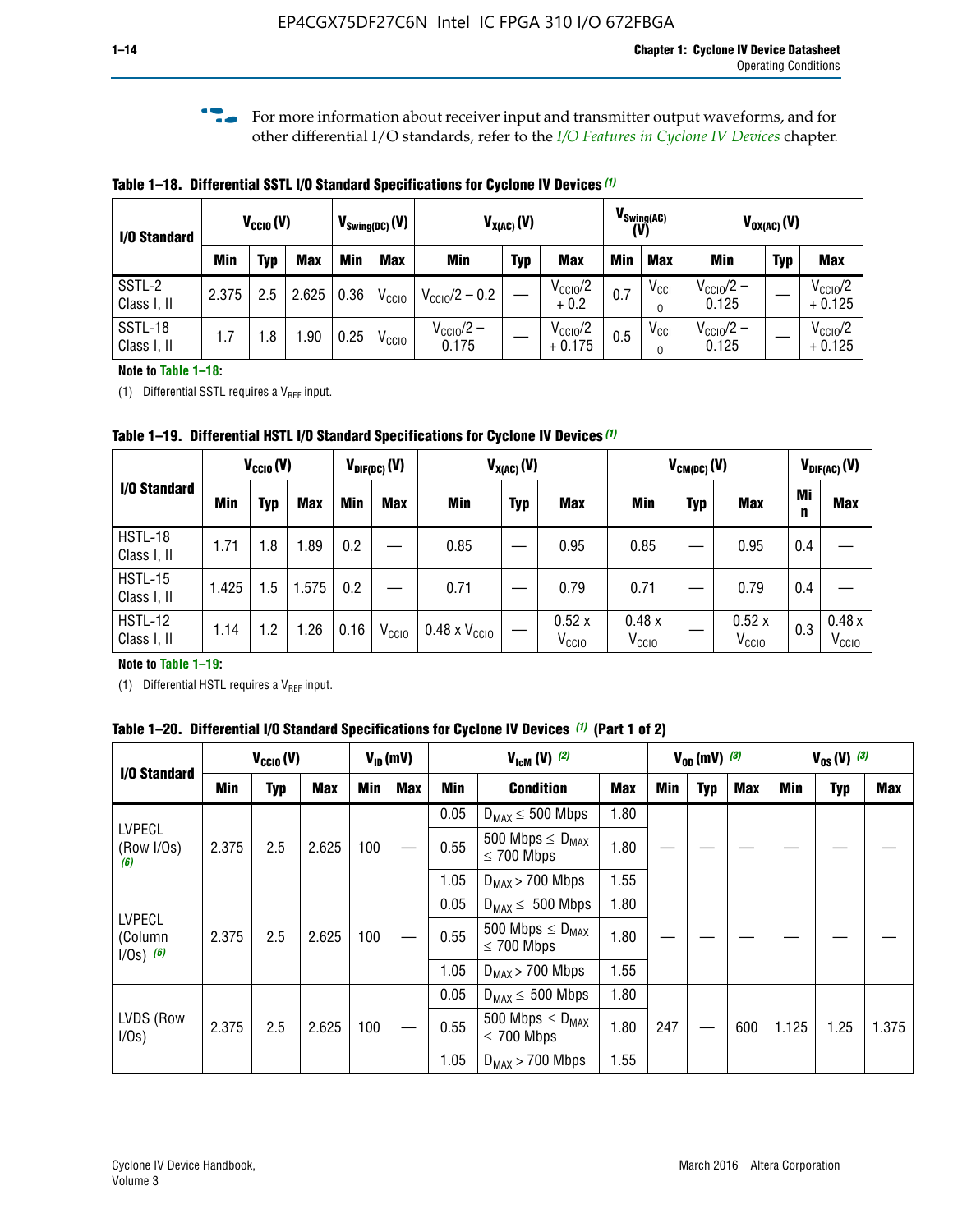For more information about receiver input and transmitter output waveforms, and for other differential I/O standards, refer to the *I/O Features in Cyclone IV Devices* chapter.

**Table 1–18. Differential SSTL I/O Standard Specifications for Cyclone IV Devices** *(1)*

| I/O Standard | $V_{CCIO}$ (V) | | | $V_{Swing(DC)}$ (V) | | $V_{X(AC)}$ (V) | | | $V_{Swing(AC)}$ (V) | | $V_{OX(AC)}$ (V) | | |
|---|---|---|---|---|---|---|---|---|---|---|---|---|---|
| | Min | Typ | Max | Min | Max | Min | Typ | Max | Min | Max | Min | Typ | Max |
| SSTL-2 Class I, II | 2.375 | 2.5 | 2.625 | 0.36 | $V_{CCIO}$ | $V_{CCIO}/2 - 0.2$ | — | $V_{CCIO}/2 + 0.2$ | 0.7 | $V_{CCIO}$ | $V_{CCIO}/2 - 0.125$ | — | $V_{CCIO}/2 + 0.125$ |
| SSTL-18 Class I, II | 1.7 | 1.8 | 1.90 | 0.25 | $V_{CCIO}$ | $V_{CCIO}/2 - 0.175$ | — | $V_{CCIO}/2 + 0.175$ | 0.5 | $V_{CCIO}$ | $V_{CCIO}/2 - 0.125$ | — | $V_{CCIO}/2 + 0.125$ |

**Note to Table 1–18:**

(1) Differential SSTL requires a $V_{REF}$ input.

**Table 1–19. Differential HSTL I/O Standard Specifications for Cyclone IV Devices** *(1)*

| I/O Standard | $V_{CCIO}$ (V) | | | $V_{DIF(DC)}$ (V) | | $V_{X(AC)}$ (V) | | | $V_{CM(DC)}$ (V) | | | $V_{DIF(AC)}$ (V) | |
|---|---|---|---|---|---|---|---|---|---|---|---|---|---|
| | Min | Typ | Max | Min | Max | Min | Typ | Max | Min | Typ | Max | Min | Max |
| HSTL-18 Class I, II | 1.71 | 1.8 | 1.89 | 0.2 | — | 0.85 | — | 0.95 | 0.85 | — | 0.95 | 0.4 | — |
| HSTL-15 Class I, II | 1.425 | 1.5 | 1.575 | 0.2 | — | 0.71 | — | 0.79 | 0.71 | — | 0.79 | 0.4 | — |
| HSTL-12 Class I, II | 1.14 | 1.2 | 1.26 | 0.16 | $V_{CCIO}$ | 0.48 x $V_{CCIO}$ | — | 0.52 x $V_{CCIO}$ | 0.48 x $V_{CCIO}$ | — | 0.52 x $V_{CCIO}$ | 0.3 | 0.48 x $V_{CCIO}$ |

**Note to Table 1–19:**

(1) Differential HSTL requires a $V_{REF}$ input.

**Table 1–20. Differential I/O Standard Specifications for Cyclone IV Devices** *(1)* **(Part 1 of 2)**

| I/O Standard | $V_{CCIO}$ (V) | | | $V_{ID}$ (mV) | | $V_{IcM}$ (V) *(2)* | | | $V_{OD}$ (mV) *(3)* | | | $V_{OS}$ (V) *(3)* | | |
|---|---|---|---|---|---|---|---|---|---|---|---|---|---|---|
| | Min | Typ | Max | Min | Max | Min | Condition | Max | Min | Typ | Max | Min | Typ | Max |
| LVPECL (Row I/Os) *(6)* | 2.375 | 2.5 | 2.625 | 100 | — | 0.05 | $D_{MAX} \leq 500$ Mbps | 1.80 | — | — | — | — | — | — |
| | | | | | | 0.55 | 500 Mbps $\leq D_{MAX} \leq 700$ Mbps | 1.80 | | | | | | |
| | | | | | | 1.05 | $D_{MAX} > 700$ Mbps | 1.55 | | | | | | |
| LVPECL (Column I/Os) *(6)* | 2.375 | 2.5 | 2.625 | 100 | — | 0.05 | $D_{MAX} \leq 500$ Mbps | 1.80 | — | — | — | — | — | — |
| | | | | | | 0.55 | 500 Mbps $\leq D_{MAX} \leq 700$ Mbps | 1.80 | | | | | | |
| | | | | | | 1.05 | $D_{MAX} > 700$ Mbps | 1.55 | | | | | | |
| LVDS (Row I/Os) | 2.375 | 2.5 | 2.625 | 100 | — | 0.05 | $D_{MAX} \leq 500$ Mbps | 1.80 | 247 | — | 600 | 1.125 | 1.25 | 1.375 |
| | | | | | | 0.55 | 500 Mbps $\leq D_{MAX} \leq 700$ Mbps | 1.80 | | | | | | |
| | | | | | | 1.05 | $D_{MAX} > 700$ Mbps | 1.55 | | | | | | |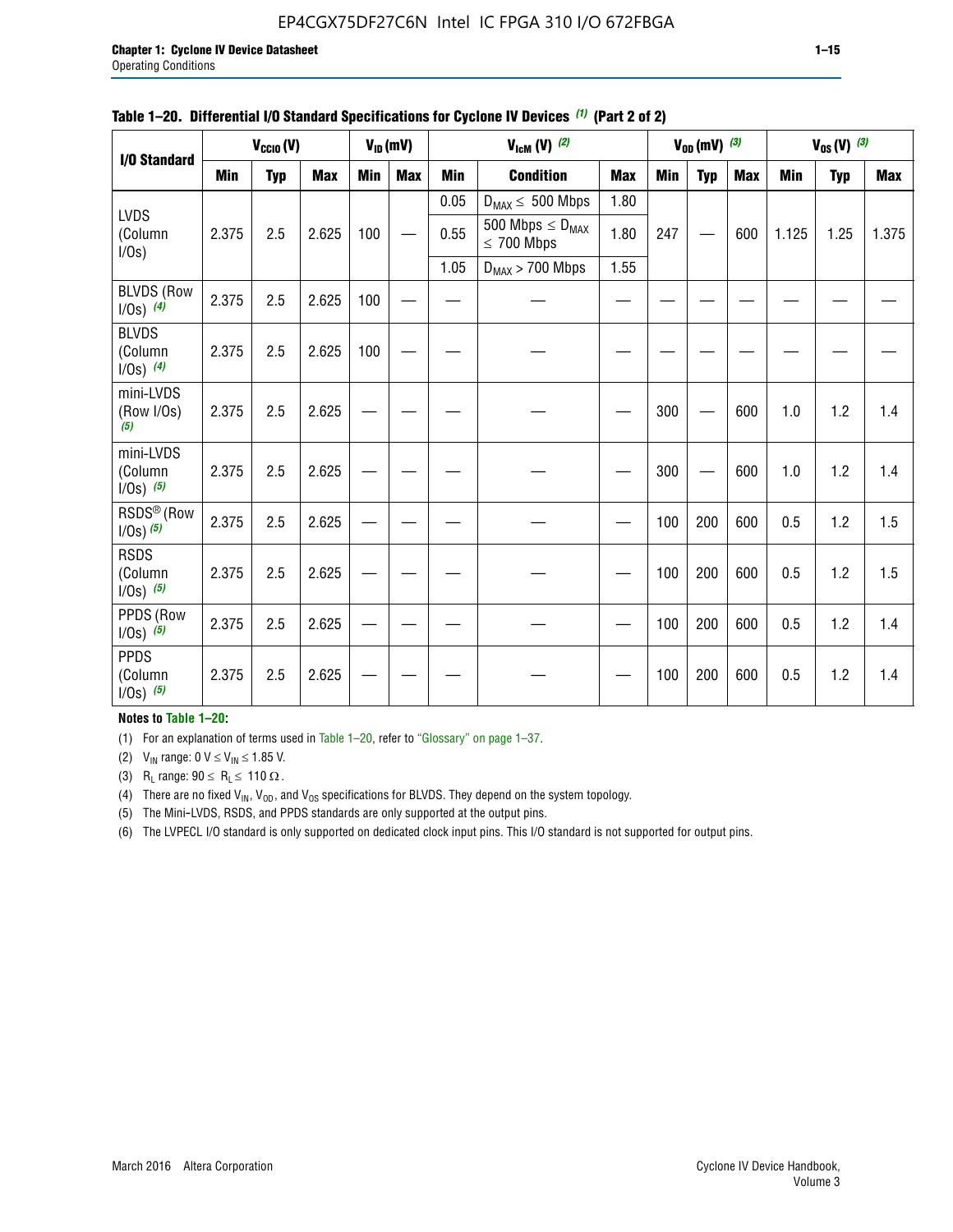**Table 1–20. Differential I/O Standard Specifications for Cyclone IV Devices (1) (Part 2 of 2)**

| I/O Standard | $V_{CCIO}$ (V) | | | $V_{ID}$ (mV) | | $V_{IcM}$ (V) (2) | | | $V_{OD}$ (mV) (3) | | | $V_{OS}$ (V) (3) | | |
|---|---|---|---|---|---|---|---|---|---|---|---|---|---|---|
| | Min | Typ | Max | Min | Max | Min | Condition | Max | Min | Typ | Max | Min | Typ | Max |
| LVDS (Column I/Os) | 2.375 | 2.5 | 2.625 | 100 | — | 0.05 | $D_{MAX} \leq$ 500 Mbps | 1.80 | 247 | — | 600 | 1.125 | 1.25 | 1.375 |
| | | | | | | 0.55 | 500 Mbps $\leq D_{MAX} \leq$ 700 Mbps | 1.80 | | | | | | |
| | | | | | | 1.05 | $D_{MAX}$ > 700 Mbps | 1.55 | | | | | | |
| BLVDS (Row I/Os) (4) | 2.375 | 2.5 | 2.625 | 100 | — | — | — | — | — | — | — | — | — | — |
| BLVDS (Column I/Os) (4) | 2.375 | 2.5 | 2.625 | 100 | — | — | — | — | — | — | — | — | — | — |
| mini-LVDS (Row I/Os) (5) | 2.375 | 2.5 | 2.625 | — | — | — | — | — | 300 | — | 600 | 1.0 | 1.2 | 1.4 |
| mini-LVDS (Column I/Os) (5) | 2.375 | 2.5 | 2.625 | — | — | — | — | — | 300 | — | 600 | 1.0 | 1.2 | 1.4 |
| RSDS® (Row I/Os) (5) | 2.375 | 2.5 | 2.625 | — | — | — | — | — | 100 | 200 | 600 | 0.5 | 1.2 | 1.5 |
| RSDS (Column I/Os) (5) | 2.375 | 2.5 | 2.625 | — | — | — | — | — | 100 | 200 | 600 | 0.5 | 1.2 | 1.5 |
| PPDS (Row I/Os) (5) | 2.375 | 2.5 | 2.625 | — | — | — | — | — | 100 | 200 | 600 | 0.5 | 1.2 | 1.4 |
| PPDS (Column I/Os) (5) | 2.375 | 2.5 | 2.625 | — | — | — | — | — | 100 | 200 | 600 | 0.5 | 1.2 | 1.4 |

**Notes to Table 1–20:**

(1) For an explanation of terms used in Table 1–20, refer to "Glossary" on page 1–37.

(2) $V_{IN}$ range: 0 V $\leq V_{IN} \leq$ 1.85 V.

(3) $R_L$ range: 90 $\leq R_L \leq$ 110 Ω.

(4) There are no fixed $V_{IN}$, $V_{OD}$, and $V_{OS}$ specifications for BLVDS. They depend on the system topology.

(5) The Mini-LVDS, RSDS, and PPDS standards are only supported at the output pins.

(6) The LVPECL I/O standard is only supported on dedicated clock input pins. This I/O standard is not supported for output pins.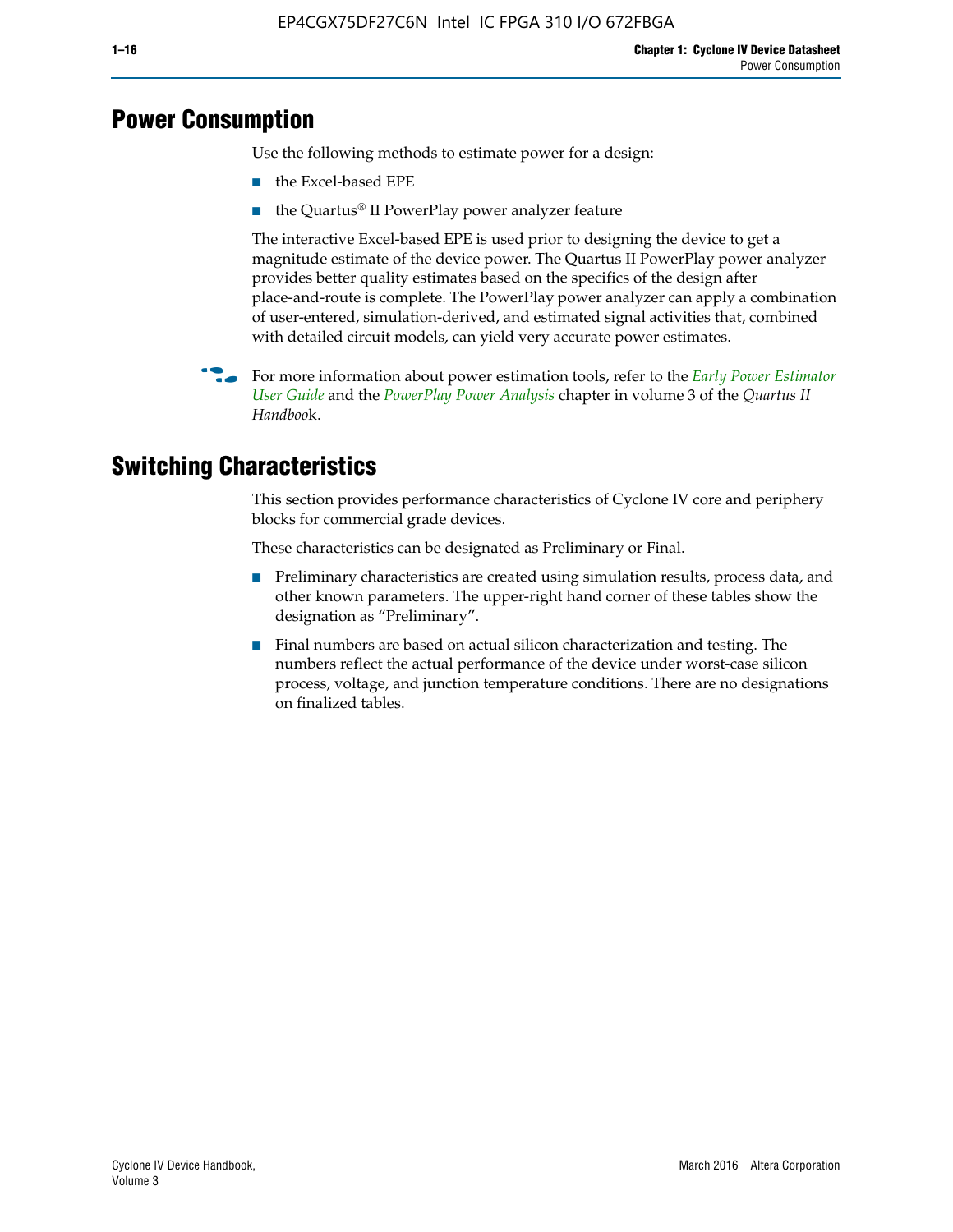# Power Consumption

Use the following methods to estimate power for a design:

- the Excel-based EPE
- the Quartus® II PowerPlay power analyzer feature

The interactive Excel-based EPE is used prior to designing the device to get a magnitude estimate of the device power. The Quartus II PowerPlay power analyzer provides better quality estimates based on the specifics of the design after place-and-route is complete. The PowerPlay power analyzer can apply a combination of user-entered, simulation-derived, and estimated signal activities that, combined with detailed circuit models, can yield very accurate power estimates.

For more information about power estimation tools, refer to the *Early Power Estimator User Guide* and the *PowerPlay Power Analysis* chapter in volume 3 of the *Quartus II Handbook*.

# Switching Characteristics

This section provides performance characteristics of Cyclone IV core and periphery blocks for commercial grade devices.

These characteristics can be designated as Preliminary or Final.

- Preliminary characteristics are created using simulation results, process data, and other known parameters. The upper-right hand corner of these tables show the designation as "Preliminary".
- Final numbers are based on actual silicon characterization and testing. The numbers reflect the actual performance of the device under worst-case silicon process, voltage, and junction temperature conditions. There are no designations on finalized tables.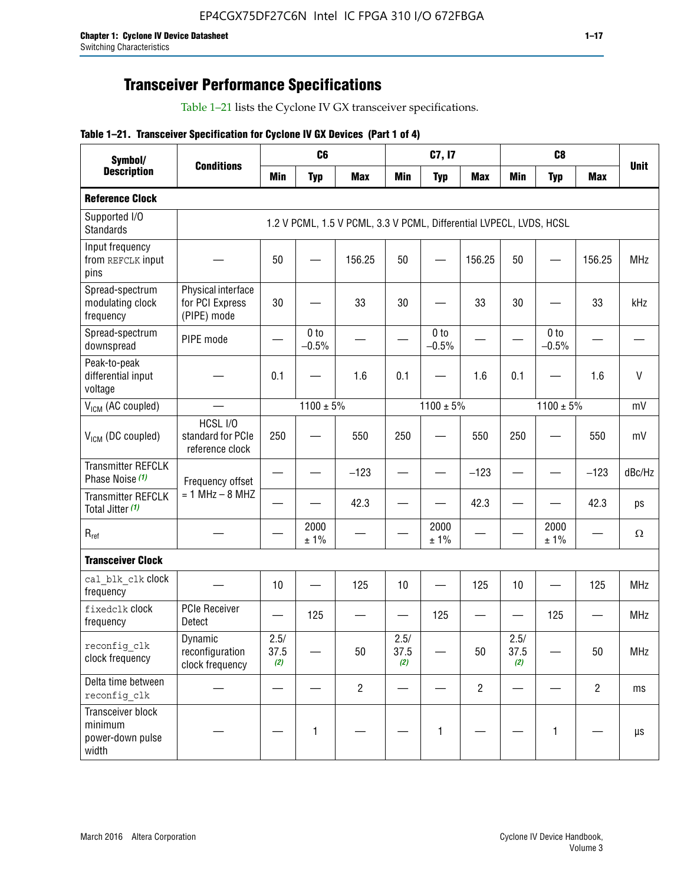## Transceiver Performance Specifications

Table 1–21 lists the Cyclone IV GX transceiver specifications.

**Table 1–21. Transceiver Specification for Cyclone IV GX Devices (Part 1 of 4)**

| Symbol/ Description | Conditions | C6 | | | C7, I7 | | | C8 | | | Unit |
|---|---|---|---|---|---|---|---|---|---|---|---|
| | | Min | Typ | Max | Min | Typ | Max | Min | Typ | Max | |
| **Reference Clock** | | | | | | | | | | | |
| Supported I/O Standards | 1.2 V PCML, 1.5 V PCML, 3.3 V PCML, Differential LVPECL, LVDS, HCSL | | | | | | | | | | |
| Input frequency from REFCLK input pins | — | 50 | — | 156.25 | 50 | — | 156.25 | 50 | — | 156.25 | MHz |
| Spread-spectrum modulating clock frequency | Physical interface for PCI Express (PIPE) mode | 30 | — | 33 | 30 | — | 33 | 30 | — | 33 | kHz |
| Spread-spectrum downspread | PIPE mode | — | 0 to −0.5% | — | — | 0 to −0.5% | — | — | 0 to −0.5% | — | — |
| Peak-to-peak differential input voltage | — | 0.1 | — | 1.6 | 0.1 | — | 1.6 | 0.1 | — | 1.6 | V |
| $V_{ICM}$ (AC coupled) | — | 1100 ± 5% | | | 1100 ± 5% | | | 1100 ± 5% | | | mV |
| $V_{ICM}$ (DC coupled) | HCSL I/O standard for PCIe reference clock | 250 | — | 550 | 250 | — | 550 | 250 | — | 550 | mV |
| Transmitter REFCLK Phase Noise *(1)* | Frequency offset = 1 MHz – 8 MHZ | — | — | −123 | — | — | −123 | — | — | −123 | dBc/Hz |
| Transmitter REFCLK Total Jitter *(1)* | | — | — | 42.3 | — | — | 42.3 | — | — | 42.3 | ps |
| $R_{ref}$ | — | — | 2000 ± 1% | — | — | 2000 ± 1% | — | — | 2000 ± 1% | — | Ω |
| **Transceiver Clock** | | | | | | | | | | | |
| cal_blk_clk clock frequency | — | 10 | — | 125 | 10 | — | 125 | 10 | — | 125 | MHz |
| fixedclk clock frequency | PCIe Receiver Detect | — | 125 | — | — | 125 | — | — | 125 | — | MHz |
| reconfig_clk clock frequency | Dynamic reconfiguration clock frequency | 2.5/ 37.5 *(2)* | — | 50 | 2.5/ 37.5 *(2)* | — | 50 | 2.5/ 37.5 *(2)* | — | 50 | MHz |
| Delta time between reconfig_clk | — | — | — | 2 | — | — | 2 | — | — | 2 | ms |
| Transceiver block minimum power-down pulse width | — | — | 1 | — | — | 1 | — | — | 1 | — | µs |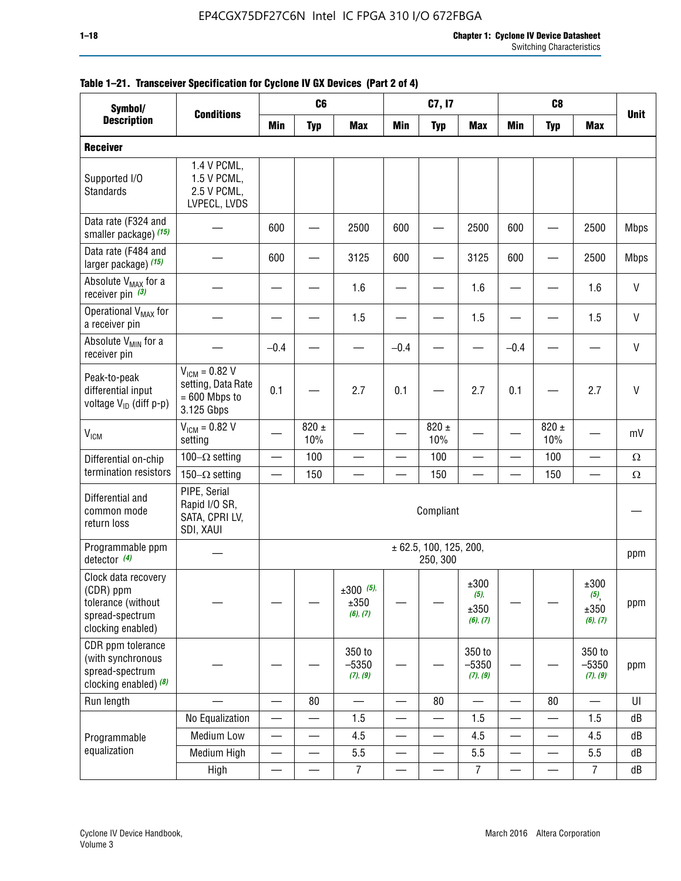**Table 1–21. Transceiver Specification for Cyclone IV GX Devices (Part 2 of 4)**

| Symbol/ Description | Conditions | C6 | | | C7, I7 | | | C8 | | | Unit |
|---|---|---|---|---|---|---|---|---|---|---|---|
| | | Min | Typ | Max | Min | Typ | Max | Min | Typ | Max | |
| **Receiver** | | | | | | | | | | | |
| Supported I/O Standards | 1.4 V PCML, 1.5 V PCML, 2.5 V PCML, LVPECL, LVDS | | | | | | | | | | |
| Data rate (F324 and smaller package) *(15)* | — | 600 | — | 2500 | 600 | — | 2500 | 600 | — | 2500 | Mbps |
| Data rate (F484 and larger package) *(15)* | — | 600 | — | 3125 | 600 | — | 3125 | 600 | — | 2500 | Mbps |
| Absolute $V_{MAX}$ for a receiver pin *(3)* | — | — | — | 1.6 | — | — | 1.6 | — | — | 1.6 | V |
| Operational $V_{MAX}$ for a receiver pin | — | — | — | 1.5 | — | — | 1.5 | — | — | 1.5 | V |
| Absolute $V_{MIN}$ for a receiver pin | — | –0.4 | — | — | –0.4 | — | — | –0.4 | — | — | V |
| Peak-to-peak differential input voltage $V_{ID}$ (diff p-p) | $V_{ICM}$ = 0.82 V setting, Data Rate = 600 Mbps to 3.125 Gbps | 0.1 | — | 2.7 | 0.1 | — | 2.7 | 0.1 | — | 2.7 | V |
| $V_{ICM}$ | $V_{ICM}$ = 0.82 V setting | — | 820 ± 10% | — | — | 820 ± 10% | — | — | 820 ± 10% | — | mV |
| Differential on-chip termination resistors | 100–Ω setting | — | 100 | — | — | 100 | — | — | 100 | — | Ω |
| | 150–Ω setting | — | 150 | — | — | 150 | — | — | 150 | — | Ω |
| Differential and common mode return loss | PIPE, Serial Rapid I/O SR, SATA, CPRI LV, SDI, XAUI | Compliant | | | | | | | | | — |
| Programmable ppm detector *(4)* | — | ± 62.5, 100, 125, 200, 250, 300 | | | | | | | | | ppm |
| Clock data recovery (CDR) ppm tolerance (without spread-spectrum clocking enabled) | — | — | — | ±300 *(5)*, ±350 *(6)*, *(7)* | — | — | ±300 *(5)*, ±350 *(6)*, *(7)* | — | — | ±300 *(5)*, ±350 *(6)*, *(7)* | ppm |
| CDR ppm tolerance (with synchronous spread-spectrum clocking enabled) *(8)* | — | — | — | 350 to –5350 *(7)*, *(9)* | — | — | 350 to –5350 *(7)*, *(9)* | — | — | 350 to –5350 *(7)*, *(9)* | ppm |
| Run length | — | — | 80 | — | — | 80 | — | — | 80 | — | UI |
| Programmable equalization | No Equalization | — | — | 1.5 | — | — | 1.5 | — | — | 1.5 | dB |
| | Medium Low | — | — | 4.5 | — | — | 4.5 | — | — | 4.5 | dB |
| | Medium High | — | — | 5.5 | — | — | 5.5 | — | — | 5.5 | dB |
| | High | — | — | 7 | — | — | 7 | — | — | 7 | dB |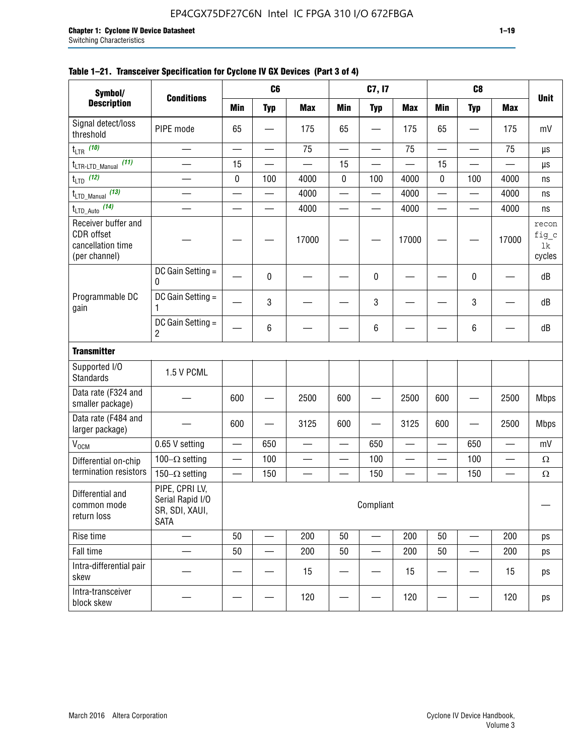**Table 1–21. Transceiver Specification for Cyclone IV GX Devices (Part 3 of 4)**

| Symbol/ Description | Conditions | C6 | | | C7, I7 | | | C8 | | | Unit |
|---|---|---|---|---|---|---|---|---|---|---|---|
| | | Min | Typ | Max | Min | Typ | Max | Min | Typ | Max | |
| Signal detect/loss threshold | PIPE mode | 65 | — | 175 | 65 | — | 175 | 65 | — | 175 | mV |
| $t_{LTR}$ (10) | — | — | — | 75 | — | — | 75 | — | — | 75 | µs |
| $t_{LTR\text{-}LTD\_Manual}$ (11) | — | 15 | — | — | 15 | — | — | 15 | — | — | µs |
| $t_{LTD}$ (12) | — | 0 | 100 | 4000 | 0 | 100 | 4000 | 0 | 100 | 4000 | ns |
| $t_{LTD\_Manual}$ (13) | — | — | — | 4000 | — | — | 4000 | — | — | 4000 | ns |
| $t_{LTD\_Auto}$ (14) | — | — | — | 4000 | — | — | 4000 | — | — | 4000 | ns |
| Receiver buffer and CDR offset cancellation time (per channel) | — | — | — | 17000 | — | — | 17000 | — | — | 17000 | reconfig_clk cycles |
| Programmable DC gain | DC Gain Setting = 0 | — | 0 | — | — | 0 | — | — | 0 | — | dB |
| | DC Gain Setting = 1 | — | 3 | — | — | 3 | — | — | 3 | — | dB |
| | DC Gain Setting = 2 | — | 6 | — | — | 6 | — | — | 6 | — | dB |
| **Transmitter** | | | | | | | | | | | |
| Supported I/O Standards | 1.5 V PCML | | | | | | | | | | |
| Data rate (F324 and smaller package) | — | 600 | — | 2500 | 600 | — | 2500 | 600 | — | 2500 | Mbps |
| Data rate (F484 and larger package) | — | 600 | — | 3125 | 600 | — | 3125 | 600 | — | 2500 | Mbps |
| $V_{OCM}$ | 0.65 V setting | — | 650 | — | — | 650 | — | — | 650 | — | mV |
| Differential on-chip termination resistors | 100–Ω setting | — | 100 | — | — | 100 | — | — | 100 | — | Ω |
| | 150–Ω setting | — | 150 | — | — | 150 | — | — | 150 | — | Ω |
| Differential and common mode return loss | PIPE, CPRI LV, Serial Rapid I/O SR, SDI, XAUI, SATA | Compliant | | | | | | | | | — |
| Rise time | — | 50 | — | 200 | 50 | — | 200 | 50 | — | 200 | ps |
| Fall time | — | 50 | — | 200 | 50 | — | 200 | 50 | — | 200 | ps |
| Intra-differential pair skew | — | — | — | 15 | — | — | 15 | — | — | 15 | ps |
| Intra-transceiver block skew | — | — | — | 120 | — | — | 120 | — | — | 120 | ps |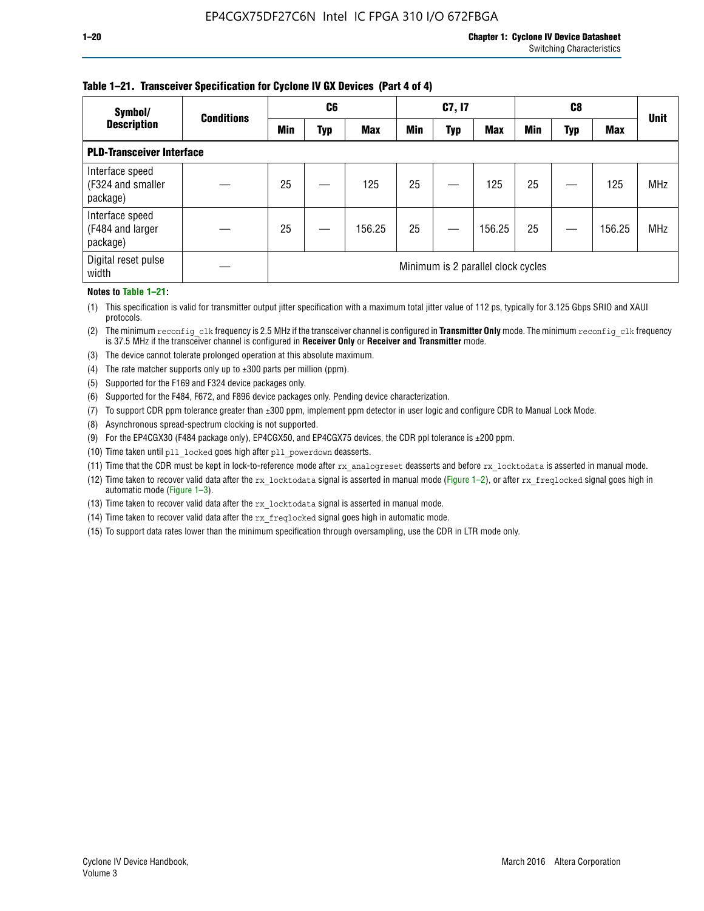**Table 1–21. Transceiver Specification for Cyclone IV GX Devices (Part 4 of 4)**

| Symbol/ Description | Conditions | C6 | | | C7, I7 | | | C8 | | | Unit |
|---|---|---|---|---|---|---|---|---|---|---|---|
| | | Min | Typ | Max | Min | Typ | Max | Min | Typ | Max | |
| **PLD-Transceiver Interface** | | | | | | | | | | | |
| Interface speed (F324 and smaller package) | — | 25 | — | 125 | 25 | — | 125 | 25 | — | 125 | MHz |
| Interface speed (F484 and larger package) | — | 25 | — | 156.25 | 25 | — | 156.25 | 25 | — | 156.25 | MHz |
| Digital reset pulse width | — | Minimum is 2 parallel clock cycles | | | | | | | | | |

**Notes to Table 1–21:**

(1) This specification is valid for transmitter output jitter specification with a maximum total jitter value of 112 ps, typically for 3.125 Gbps SRIO and XAUI protocols.

(2) The minimum `reconfig_clk` frequency is 2.5 MHz if the transceiver channel is configured in **Transmitter Only** mode. The minimum `reconfig_clk` frequency is 37.5 MHz if the transceiver channel is configured in **Receiver Only** or **Receiver and Transmitter** mode.

(3) The device cannot tolerate prolonged operation at this absolute maximum.

(4) The rate matcher supports only up to ±300 parts per million (ppm).

(5) Supported for the F169 and F324 device packages only.

(6) Supported for the F484, F672, and F896 device packages only. Pending device characterization.

(7) To support CDR ppm tolerance greater than ±300 ppm, implement ppm detector in user logic and configure CDR to Manual Lock Mode.

(8) Asynchronous spread-spectrum clocking is not supported.

(9) For the EP4CGX30 (F484 package only), EP4CGX50, and EP4CGX75 devices, the CDR ppl tolerance is ±200 ppm.

(10) Time taken until `pll_locked` goes high after `pll_powerdown` deasserts.

(11) Time that the CDR must be kept in lock-to-reference mode after `rx_analogreset` deasserts and before `rx_locktodata` is asserted in manual mode.

(12) Time taken to recover valid data after the `rx_locktodata` signal is asserted in manual mode (Figure 1–2), or after `rx_freqlocked` signal goes high in automatic mode (Figure 1–3).

(13) Time taken to recover valid data after the `rx_locktodata` signal is asserted in manual mode.

(14) Time taken to recover valid data after the `rx_freqlocked` signal goes high in automatic mode.

(15) To support data rates lower than the minimum specification through oversampling, use the CDR in LTR mode only.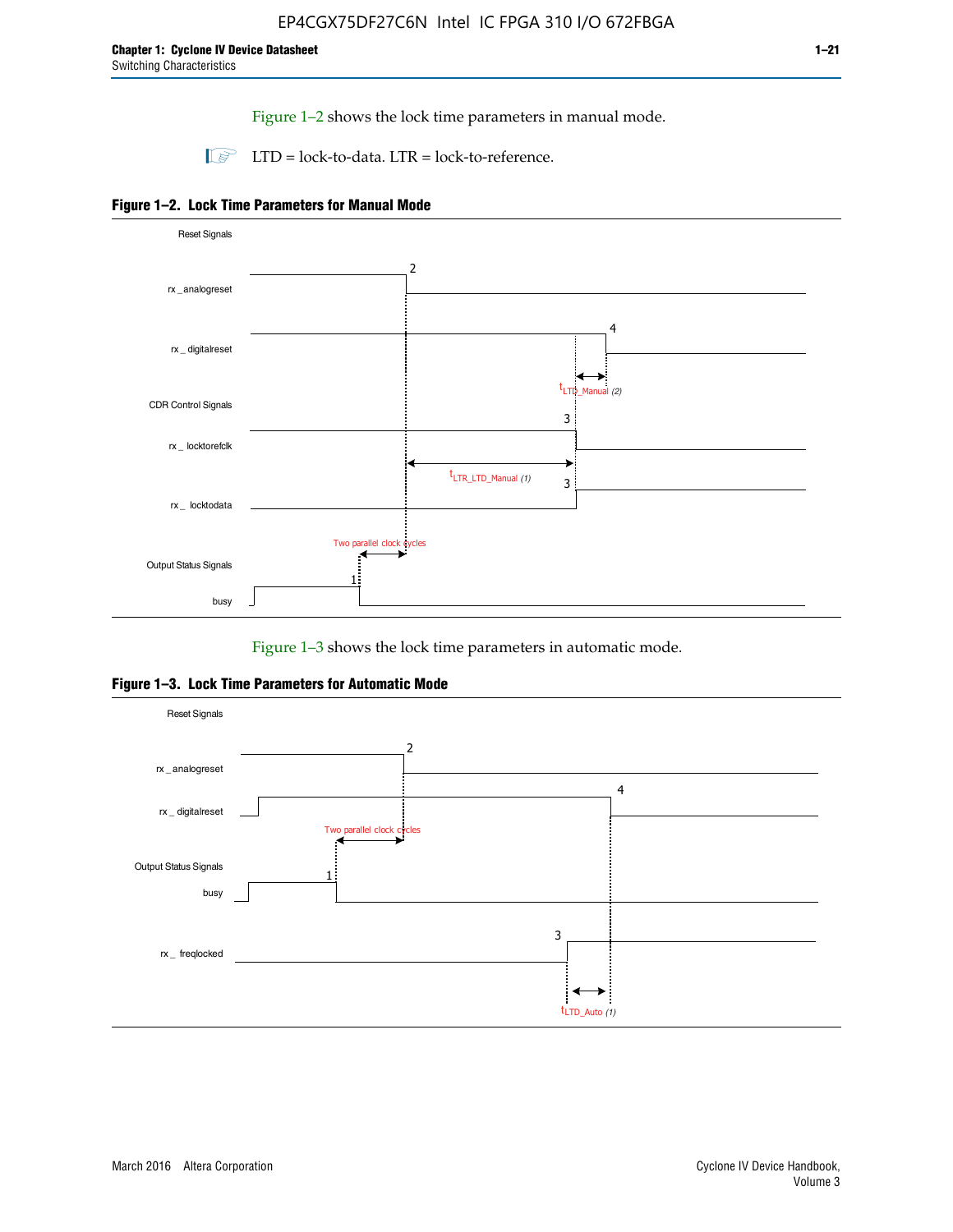Figure 1–2 shows the lock time parameters in manual mode.

LTD = lock-to-data. LTR = lock-to-reference.

**Figure 1–2. Lock Time Parameters for Manual Mode**

Reset Signals

rx _ analogreset

2

rx _ digitalreset

4

$t_{LTD\_Manual}$ (2)

CDR Control Signals

3

rx _ locktorefclk

$t_{LTR\_LTD\_Manual}$ (1)

3

rx _ locktodata

Two parallel clock cycles

Output Status Signals

1

busy

Figure 1–3 shows the lock time parameters in automatic mode.

**Figure 1–3. Lock Time Parameters for Automatic Mode**

Reset Signals

2

rx _ analogreset

4

rx _ digitalreset

Two parallel clock cycles

Output Status Signals

1

busy

3

rx _ freqlocked

$t_{LTD\_Auto}$ (1)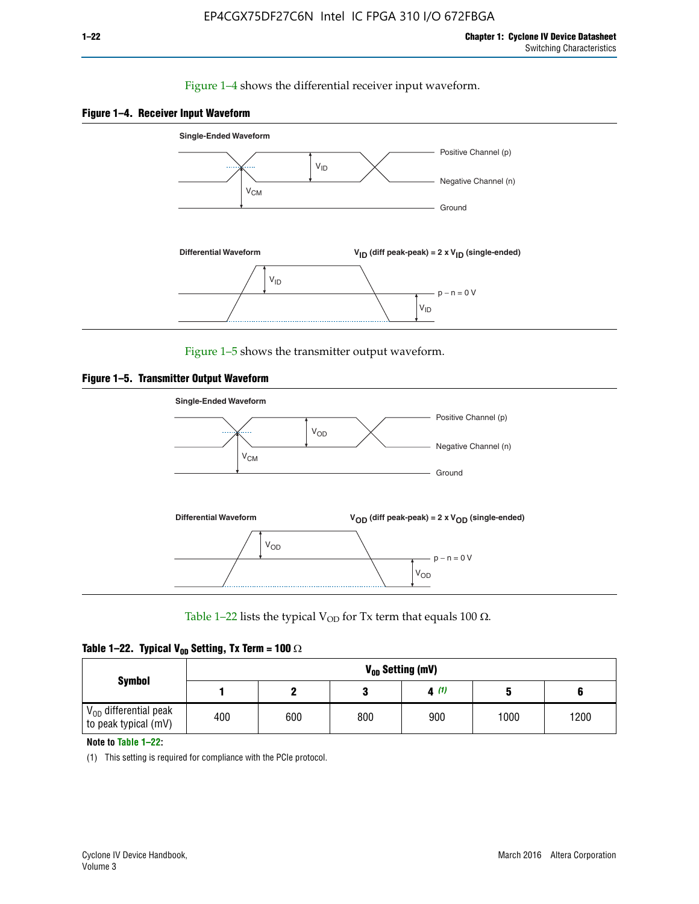Figure 1–4 shows the differential receiver input waveform.

**Figure 1–4. Receiver Input Waveform**

Single-Ended Waveform

$V_{ID}$

Positive Channel (p)

Negative Channel (n)

$V_{CM}$

Ground

Differential Waveform

$V_{ID}$ (diff peak-peak) = 2 x $V_{ID}$ (single-ended)

$V_{ID}$

p − n = 0 V

$V_{ID}$

Figure 1–5 shows the transmitter output waveform.

**Figure 1–5. Transmitter Output Waveform**

Single-Ended Waveform

$V_{OD}$

Positive Channel (p)

Negative Channel (n)

$V_{CM}$

Ground

Differential Waveform

$V_{OD}$ (diff peak-peak) = 2 x $V_{OD}$ (single-ended)

$V_{OD}$

p − n = 0 V

$V_{OD}$

Table 1–22 lists the typical $V_{OD}$ for Tx term that equals 100 Ω.

**Table 1–22. Typical $V_{OD}$ Setting, Tx Term = 100 Ω**

| Symbol | $V_{OD}$ Setting (mV) | | | | | |
|---|---|---|---|---|---|---|
| | 1 | 2 | 3 | 4 (1) | 5 | 6 |
| $V_{OD}$ differential peak to peak typical (mV) | 400 | 600 | 800 | 900 | 1000 | 1200 |

**Note to Table 1–22:**

(1) This setting is required for compliance with the PCIe protocol.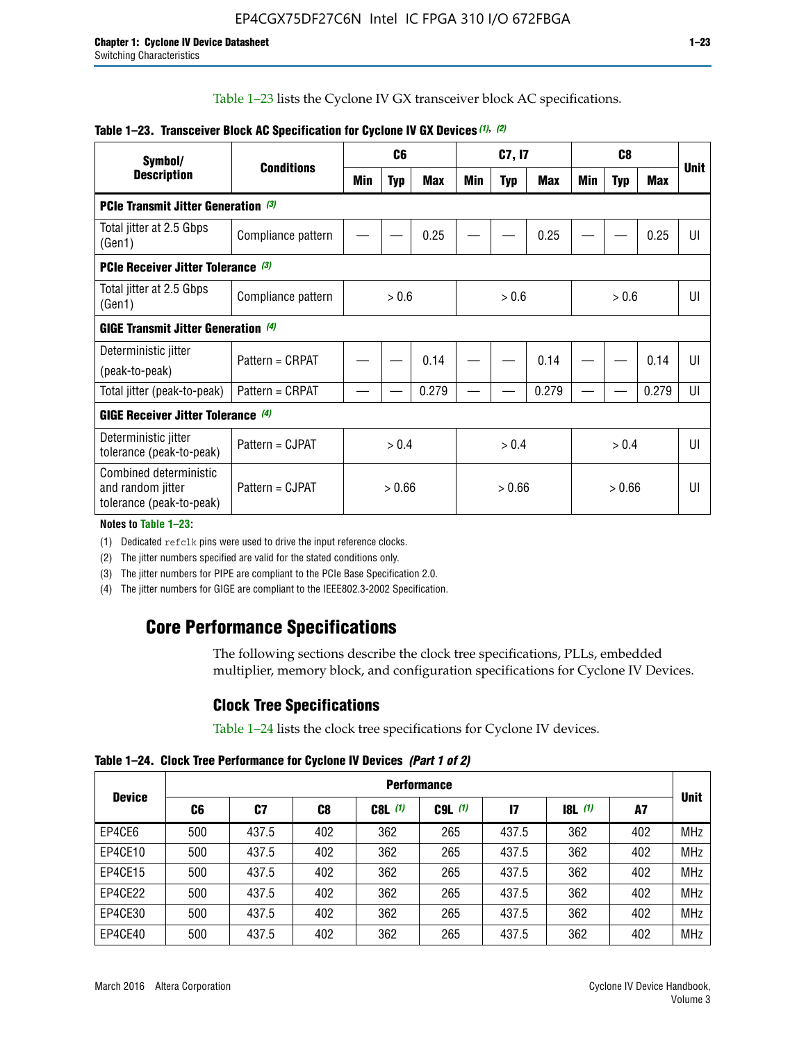Table 1–23 lists the Cyclone IV GX transceiver block AC specifications.

**Table 1–23. Transceiver Block AC Specification for Cyclone IV GX Devices (1), (2)**

| Symbol/ Description | Conditions | C6 | | | C7, I7 | | | C8 | | | Unit |
|---|---|---|---|---|---|---|---|---|---|---|---|
| | | Min | Typ | Max | Min | Typ | Max | Min | Typ | Max | |
| **PCIe Transmit Jitter Generation (3)** | | | | | | | | | | | |
| Total jitter at 2.5 Gbps (Gen1) | Compliance pattern | — | — | 0.25 | — | — | 0.25 | — | — | 0.25 | UI |
| **PCIe Receiver Jitter Tolerance (3)** | | | | | | | | | | | |
| Total jitter at 2.5 Gbps (Gen1) | Compliance pattern | > 0.6 | | | > 0.6 | | | > 0.6 | | | UI |
| **GIGE Transmit Jitter Generation (4)** | | | | | | | | | | | |
| Deterministic jitter (peak-to-peak) | Pattern = CRPAT | — | — | 0.14 | — | — | 0.14 | — | — | 0.14 | UI |
| Total jitter (peak-to-peak) | Pattern = CRPAT | — | — | 0.279 | — | — | 0.279 | — | — | 0.279 | UI |
| **GIGE Receiver Jitter Tolerance (4)** | | | | | | | | | | | |
| Deterministic jitter tolerance (peak-to-peak) | Pattern = CJPAT | > 0.4 | | | > 0.4 | | | > 0.4 | | | UI |
| Combined deterministic and random jitter tolerance (peak-to-peak) | Pattern = CJPAT | > 0.66 | | | > 0.66 | | | > 0.66 | | | UI |

**Notes to Table 1–23:**

(1) Dedicated refclk pins were used to drive the input reference clocks.

(2) The jitter numbers specified are valid for the stated conditions only.

(3) The jitter numbers for PIPE are compliant to the PCIe Base Specification 2.0.

(4) The jitter numbers for GIGE are compliant to the IEEE802.3-2002 Specification.

## Core Performance Specifications

The following sections describe the clock tree specifications, PLLs, embedded multiplier, memory block, and configuration specifications for Cyclone IV Devices.

### Clock Tree Specifications

Table 1–24 lists the clock tree specifications for Cyclone IV devices.

**Table 1–24. Clock Tree Performance for Cyclone IV Devices *(Part 1 of 2)***

| Device | Performance | | | | | | | | Unit |
|---|---|---|---|---|---|---|---|---|---|
| | C6 | C7 | C8 | C8L (1) | C9L (1) | I7 | I8L (1) | A7 | |
| EP4CE6 | 500 | 437.5 | 402 | 362 | 265 | 437.5 | 362 | 402 | MHz |
| EP4CE10 | 500 | 437.5 | 402 | 362 | 265 | 437.5 | 362 | 402 | MHz |
| EP4CE15 | 500 | 437.5 | 402 | 362 | 265 | 437.5 | 362 | 402 | MHz |
| EP4CE22 | 500 | 437.5 | 402 | 362 | 265 | 437.5 | 362 | 402 | MHz |
| EP4CE30 | 500 | 437.5 | 402 | 362 | 265 | 437.5 | 362 | 402 | MHz |
| EP4CE40 | 500 | 437.5 | 402 | 362 | 265 | 437.5 | 362 | 402 | MHz |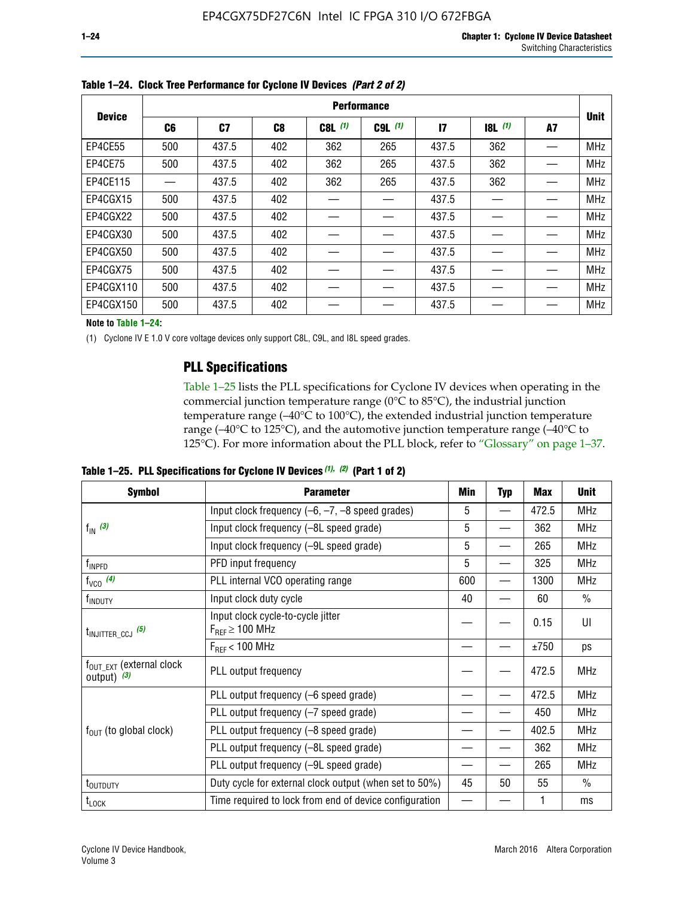**Table 1–24. Clock Tree Performance for Cyclone IV Devices *(Part 2 of 2)***

| Device | Performance | | | | | | | | Unit |
|---|---|---|---|---|---|---|---|---|---|
| | C6 | C7 | C8 | C8L *(1)* | C9L *(1)* | I7 | I8L *(1)* | A7 | |
| EP4CE55 | 500 | 437.5 | 402 | 362 | 265 | 437.5 | 362 | — | MHz |
| EP4CE75 | 500 | 437.5 | 402 | 362 | 265 | 437.5 | 362 | — | MHz |
| EP4CE115 | — | 437.5 | 402 | 362 | 265 | 437.5 | 362 | — | MHz |
| EP4CGX15 | 500 | 437.5 | 402 | — | — | 437.5 | — | — | MHz |
| EP4CGX22 | 500 | 437.5 | 402 | — | — | 437.5 | — | — | MHz |
| EP4CGX30 | 500 | 437.5 | 402 | — | — | 437.5 | — | — | MHz |
| EP4CGX50 | 500 | 437.5 | 402 | — | — | 437.5 | — | — | MHz |
| EP4CGX75 | 500 | 437.5 | 402 | — | — | 437.5 | — | — | MHz |
| EP4CGX110 | 500 | 437.5 | 402 | — | — | 437.5 | — | — | MHz |
| EP4CGX150 | 500 | 437.5 | 402 | — | — | 437.5 | — | — | MHz |

**Note to Table 1–24:**

(1) Cyclone IV E 1.0 V core voltage devices only support C8L, C9L, and I8L speed grades.

## PLL Specifications

Table 1–25 lists the PLL specifications for Cyclone IV devices when operating in the commercial junction temperature range (0°C to 85°C), the industrial junction temperature range (–40°C to 100°C), the extended industrial junction temperature range (–40°C to 125°C), and the automotive junction temperature range (–40°C to 125°C). For more information about the PLL block, refer to "Glossary" on page 1–37.

**Table 1–25. PLL Specifications for Cyclone IV Devices *(1), (2)* (Part 1 of 2)**

| Symbol | Parameter | Min | Typ | Max | Unit |
|---|---|---|---|---|---|
| $f_{IN}$ *(3)* | Input clock frequency (–6, –7, –8 speed grades) | 5 | — | 472.5 | MHz |
| | Input clock frequency (–8L speed grade) | 5 | — | 362 | MHz |
| | Input clock frequency (–9L speed grade) | 5 | — | 265 | MHz |
| $f_{INPFD}$ | PFD input frequency | 5 | — | 325 | MHz |
| $f_{VCO}$ *(4)* | PLL internal VCO operating range | 600 | — | 1300 | MHz |
| $f_{INDUTY}$ | Input clock duty cycle | 40 | — | 60 | % |
| $t_{INJITTER\_CCJ}$ *(5)* | Input clock cycle-to-cycle jitter $F_{REF} \geq 100$ MHz | — | — | 0.15 | UI |
| | $F_{REF} < 100$ MHz | — | — | ±750 | ps |
| $f_{OUT\_EXT}$ (external clock output) *(3)* | PLL output frequency | — | — | 472.5 | MHz |
| $f_{OUT}$ (to global clock) | PLL output frequency (–6 speed grade) | — | — | 472.5 | MHz |
| | PLL output frequency (–7 speed grade) | — | — | 450 | MHz |
| | PLL output frequency (–8 speed grade) | — | — | 402.5 | MHz |
| | PLL output frequency (–8L speed grade) | — | — | 362 | MHz |
| | PLL output frequency (–9L speed grade) | — | — | 265 | MHz |
| $t_{OUTDUTY}$ | Duty cycle for external clock output (when set to 50%) | 45 | 50 | 55 | % |
| $t_{LOCK}$ | Time required to lock from end of device configuration | — | — | 1 | ms |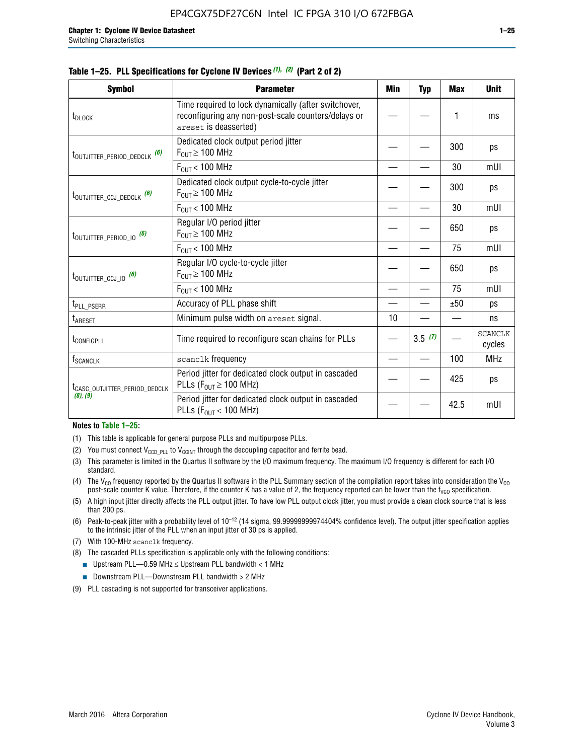**Table 1–25. PLL Specifications for Cyclone IV Devices (1), (2) (Part 2 of 2)**

| Symbol | Parameter | Min | Typ | Max | Unit |
|---|---|---|---|---|---|
| $t_{DLOCK}$ | Time required to lock dynamically (after switchover, reconfiguring any non-post-scale counters/delays or areset is deasserted) | — | — | 1 | ms |
| $t_{OUTJITTER\_PERIOD\_DEDCLK}$ (6) | Dedicated clock output period jitter $F_{OUT} \geq 100$ MHz | — | — | 300 | ps |
| | $F_{OUT} < 100$ MHz | — | — | 30 | mUI |
| $t_{OUTJITTER\_CCJ\_DEDCLK}$ (6) | Dedicated clock output cycle-to-cycle jitter $F_{OUT} \geq 100$ MHz | — | — | 300 | ps |
| | $F_{OUT} < 100$ MHz | — | — | 30 | mUI |
| $t_{OUTJITTER\_PERIOD\_IO}$ (6) | Regular I/O period jitter $F_{OUT} \geq 100$ MHz | — | — | 650 | ps |
| | $F_{OUT} < 100$ MHz | — | — | 75 | mUI |
| $t_{OUTJITTER\_CCJ\_IO}$ (6) | Regular I/O cycle-to-cycle jitter $F_{OUT} \geq 100$ MHz | — | — | 650 | ps |
| | $F_{OUT} < 100$ MHz | — | — | 75 | mUI |
| $t_{PLL\_PSERR}$ | Accuracy of PLL phase shift | — | — | ±50 | ps |
| $t_{ARESET}$ | Minimum pulse width on areset signal. | 10 | — | — | ns |
| $t_{CONFIGPLL}$ | Time required to reconfigure scan chains for PLLs | — | 3.5 (7) | — | SCANCLK cycles |
| $f_{SCANCLK}$ | scanclk frequency | — | — | 100 | MHz |
| $t_{CASC\_OUTJITTER\_PERIOD\_DEDCLK}$ (8), (9) | Period jitter for dedicated clock output in cascaded PLLs ($F_{OUT} \geq 100$ MHz) | — | — | 425 | ps |
| | Period jitter for dedicated clock output in cascaded PLLs ($F_{OUT} < 100$ MHz) | — | — | 42.5 | mUI |

**Notes to Table 1–25:**

(1) This table is applicable for general purpose PLLs and multipurpose PLLs.

(2) You must connect $V_{CCD\_PLL}$ to $V_{CCINT}$ through the decoupling capacitor and ferrite bead.

(3) This parameter is limited in the Quartus II software by the I/O maximum frequency. The maximum I/O frequency is different for each I/O standard.

(4) The $V_{CO}$ frequency reported by the Quartus II software in the PLL Summary section of the compilation report takes into consideration the $V_{CO}$ post-scale counter K value. Therefore, if the counter K has a value of 2, the frequency reported can be lower than the $f_{VCO}$ specification.

(5) A high input jitter directly affects the PLL output jitter. To have low PLL output clock jitter, you must provide a clean clock source that is less than 200 ps.

(6) Peak-to-peak jitter with a probability level of $10^{-12}$ (14 sigma, 99.99999999974404% confidence level). The output jitter specification applies to the intrinsic jitter of the PLL when an input jitter of 30 ps is applied.

(7) With 100-MHz scanclk frequency.

(8) The cascaded PLLs specification is applicable only with the following conditions:

- Upstream PLL—0.59 MHz ≤ Upstream PLL bandwidth < 1 MHz
- Downstream PLL—Downstream PLL bandwidth > 2 MHz

(9) PLL cascading is not supported for transceiver applications.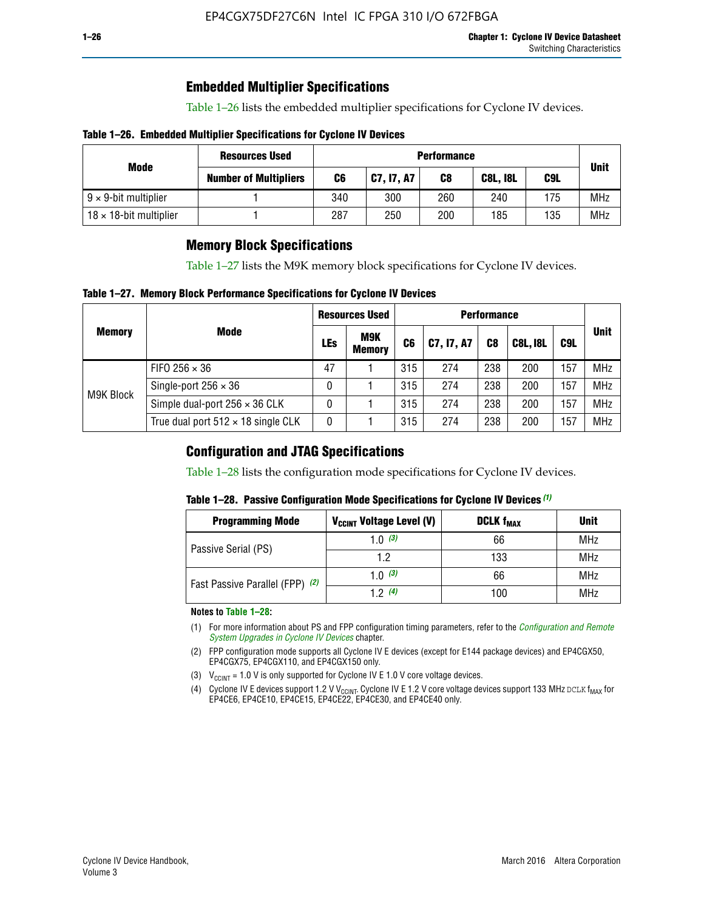## Embedded Multiplier Specifications

Table 1–26 lists the embedded multiplier specifications for Cyclone IV devices.

**Table 1–26. Embedded Multiplier Specifications for Cyclone IV Devices**

| Mode | Resources Used | Performance | | | | | Unit |
|---|---|---|---|---|---|---|---|
| | Number of Multipliers | C6 | C7, I7, A7 | C8 | C8L, I8L | C9L | |
| 9 × 9-bit multiplier | 1 | 340 | 300 | 260 | 240 | 175 | MHz |
| 18 × 18-bit multiplier | 1 | 287 | 250 | 200 | 185 | 135 | MHz |

## Memory Block Specifications

Table 1–27 lists the M9K memory block specifications for Cyclone IV devices.

**Table 1–27. Memory Block Performance Specifications for Cyclone IV Devices**

| Memory | Mode | Resources Used | | Performance | | | | | Unit |
|---|---|---|---|---|---|---|---|---|---|
| | | LEs | M9K Memory | C6 | C7, I7, A7 | C8 | C8L, I8L | C9L | |
| M9K Block | FIFO 256 × 36 | 47 | 1 | 315 | 274 | 238 | 200 | 157 | MHz |
| | Single-port 256 × 36 | 0 | 1 | 315 | 274 | 238 | 200 | 157 | MHz |
| | Simple dual-port 256 × 36 CLK | 0 | 1 | 315 | 274 | 238 | 200 | 157 | MHz |
| | True dual port 512 × 18 single CLK | 0 | 1 | 315 | 274 | 238 | 200 | 157 | MHz |

## Configuration and JTAG Specifications

Table 1–28 lists the configuration mode specifications for Cyclone IV devices.

**Table 1–28. Passive Configuration Mode Specifications for Cyclone IV Devices (1)**

| Programming Mode | $V_{CCINT}$ Voltage Level (V) | DCLK $f_{MAX}$ | Unit |
|---|---|---|---|
| Passive Serial (PS) | 1.0 (3) | 66 | MHz |
| | 1.2 | 133 | MHz |
| Fast Passive Parallel (FPP) (2) | 1.0 (3) | 66 | MHz |
| | 1.2 (4) | 100 | MHz |

**Notes to Table 1–28:**

(1) For more information about PS and FPP configuration timing parameters, refer to the *Configuration and Remote System Upgrades in Cyclone IV Devices* chapter.

(2) FPP configuration mode supports all Cyclone IV E devices (except for E144 package devices) and EP4CGX50, EP4CGX75, EP4CGX110, and EP4CGX150 only.

(3) $V_{CCINT}$ = 1.0 V is only supported for Cyclone IV E 1.0 V core voltage devices.

(4) Cyclone IV E devices support 1.2 V $V_{CCINT}$. Cyclone IV E 1.2 V core voltage devices support 133 MHz DCLK $f_{MAX}$ for EP4CE6, EP4CE10, EP4CE15, EP4CE22, EP4CE30, and EP4CE40 only.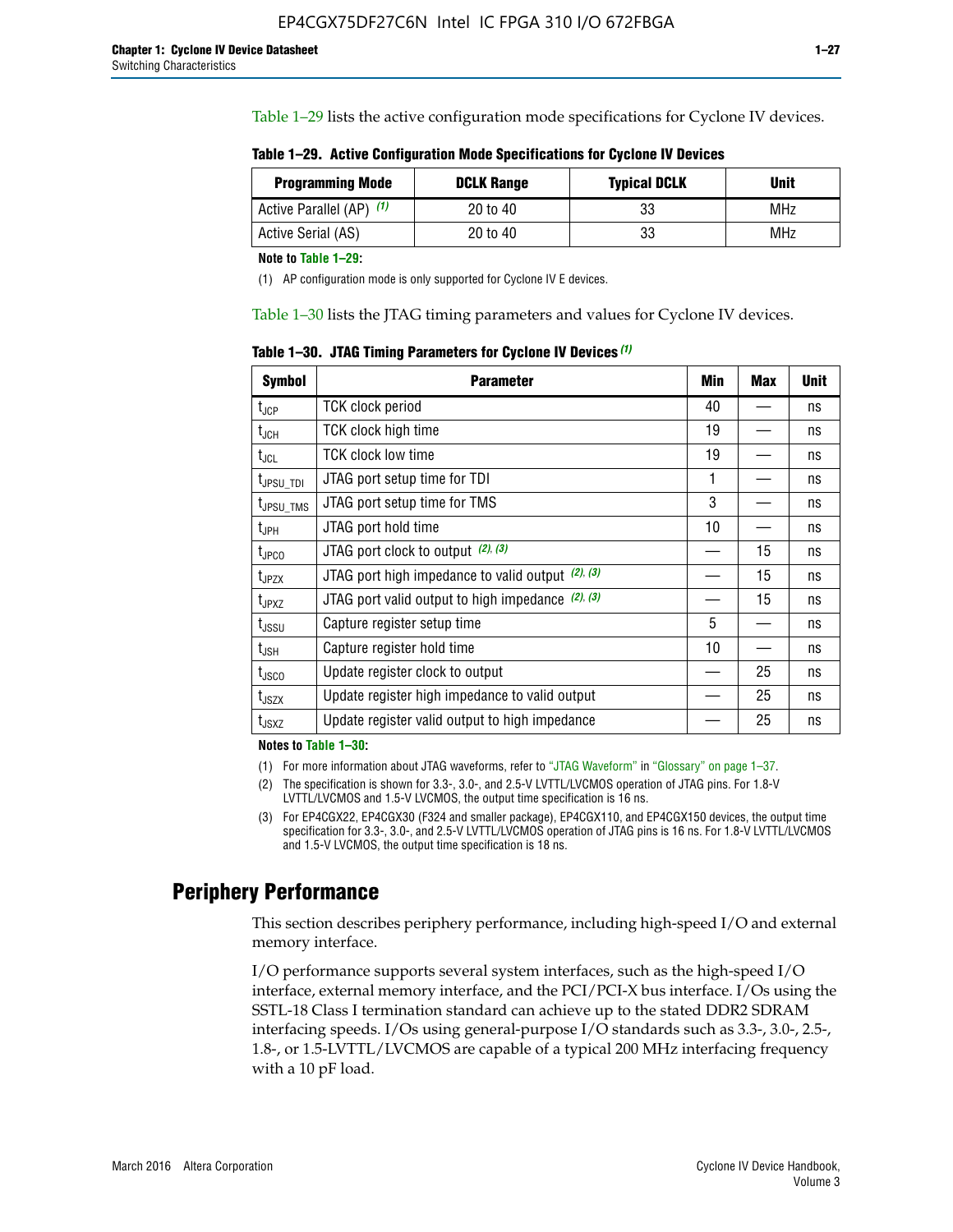Table 1–29 lists the active configuration mode specifications for Cyclone IV devices.

**Table 1–29. Active Configuration Mode Specifications for Cyclone IV Devices**

| Programming Mode | DCLK Range | Typical DCLK | Unit |
|---|---|---|---|
| Active Parallel (AP) *(1)* | 20 to 40 | 33 | MHz |
| Active Serial (AS) | 20 to 40 | 33 | MHz |

**Note to Table 1–29:**

(1) AP configuration mode is only supported for Cyclone IV E devices.

Table 1–30 lists the JTAG timing parameters and values for Cyclone IV devices.

**Table 1–30. JTAG Timing Parameters for Cyclone IV Devices** *(1)*

| Symbol | Parameter | Min | Max | Unit |
|---|---|---|---|---|
| $t_{JCP}$ | TCK clock period | 40 | — | ns |
| $t_{JCH}$ | TCK clock high time | 19 | — | ns |
| $t_{JCL}$ | TCK clock low time | 19 | — | ns |
| $t_{JPSU\_TDI}$ | JTAG port setup time for TDI | 1 | — | ns |
| $t_{JPSU\_TMS}$ | JTAG port setup time for TMS | 3 | — | ns |
| $t_{JPH}$ | JTAG port hold time | 10 | — | ns |
| $t_{JPCO}$ | JTAG port clock to output *(2), (3)* | — | 15 | ns |
| $t_{JPZX}$ | JTAG port high impedance to valid output *(2), (3)* | — | 15 | ns |
| $t_{JPXZ}$ | JTAG port valid output to high impedance *(2), (3)* | — | 15 | ns |
| $t_{JSSU}$ | Capture register setup time | 5 | — | ns |
| $t_{JSH}$ | Capture register hold time | 10 | — | ns |
| $t_{JSCO}$ | Update register clock to output | — | 25 | ns |
| $t_{JSZX}$ | Update register high impedance to valid output | — | 25 | ns |
| $t_{JSXZ}$ | Update register valid output to high impedance | — | 25 | ns |

**Notes to Table 1–30:**

(1) For more information about JTAG waveforms, refer to "JTAG Waveform" in "Glossary" on page 1–37.

(2) The specification is shown for 3.3-, 3.0-, and 2.5-V LVTTL/LVCMOS operation of JTAG pins. For 1.8-V LVTTL/LVCMOS and 1.5-V LVCMOS, the output time specification is 16 ns.

(3) For EP4CGX22, EP4CGX30 (F324 and smaller package), EP4CGX110, and EP4CGX150 devices, the output time specification for 3.3-, 3.0-, and 2.5-V LVTTL/LVCMOS operation of JTAG pins is 16 ns. For 1.8-V LVTTL/LVCMOS and 1.5-V LVCMOS, the output time specification is 18 ns.

## Periphery Performance

This section describes periphery performance, including high-speed I/O and external memory interface.

I/O performance supports several system interfaces, such as the high-speed I/O interface, external memory interface, and the PCI/PCI-X bus interface. I/Os using the SSTL-18 Class I termination standard can achieve up to the stated DDR2 SDRAM interfacing speeds. I/Os using general-purpose I/O standards such as 3.3-, 3.0-, 2.5-, 1.8-, or 1.5-LVTTL/LVCMOS are capable of a typical 200 MHz interfacing frequency with a 10 pF load.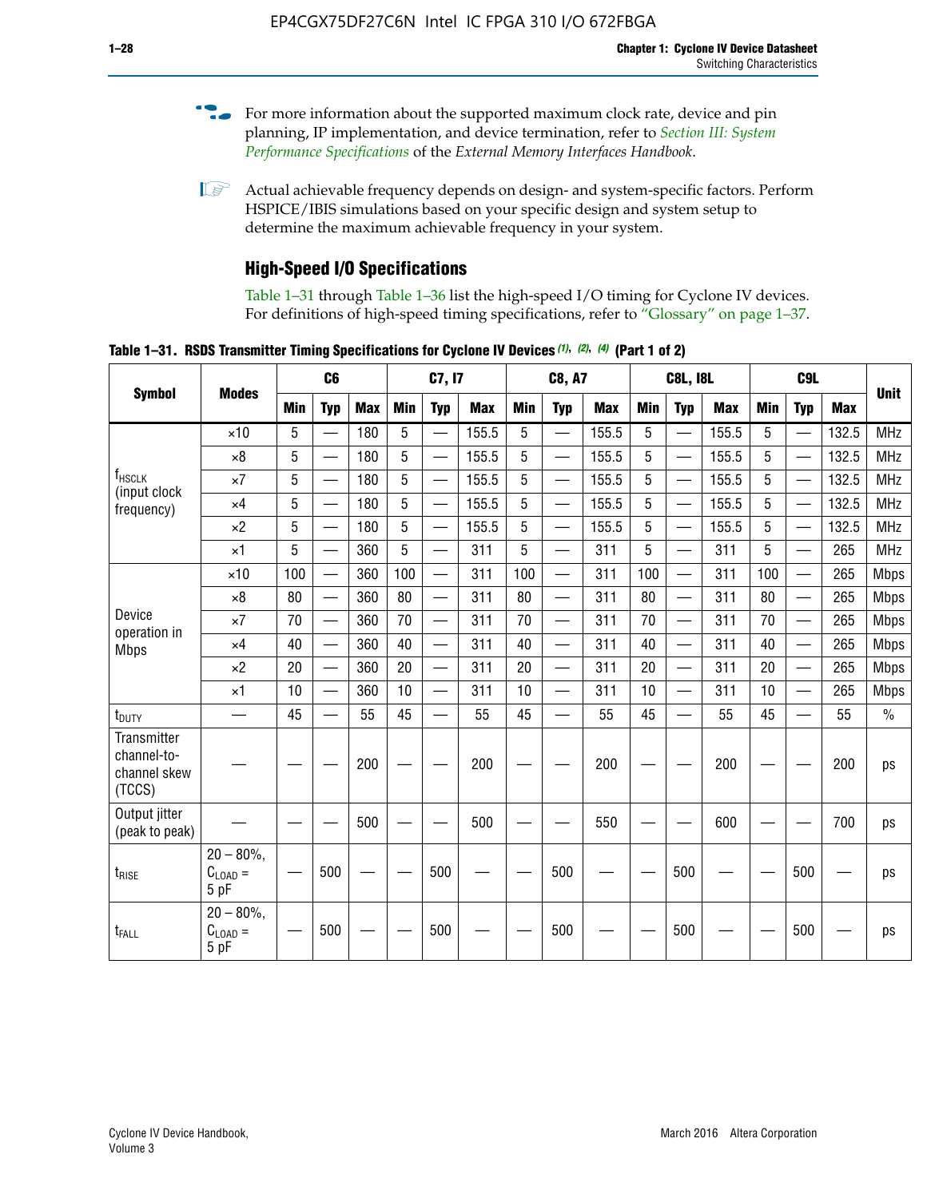For more information about the supported maximum clock rate, device and pin planning, IP implementation, and device termination, refer to *Section III: System Performance Specifications* of the *External Memory Interfaces Handbook*.

Actual achievable frequency depends on design- and system-specific factors. Perform HSPICE/IBIS simulations based on your specific design and system setup to determine the maximum achievable frequency in your system.

## High-Speed I/O Specifications

Table 1–31 through Table 1–36 list the high-speed I/O timing for Cyclone IV devices. For definitions of high-speed timing specifications, refer to “Glossary” on page 1–37.

**Table 1–31. RSDS Transmitter Timing Specifications for Cyclone IV Devices (1), (2), (4) (Part 1 of 2)**

| Symbol | Modes | C6 | | | C7, I7 | | | C8, A7 | | | C8L, I8L | | | C9L | | | Unit |
|---|---|---|---|---|---|---|---|---|---|---|---|---|---|---|---|---|---|
| | | Min | Typ | Max | Min | Typ | Max | Min | Typ | Max | Min | Typ | Max | Min | Typ | Max | |
| $f_{HSCLK}$ (input clock frequency) | ×10 | 5 | — | 180 | 5 | — | 155.5 | 5 | — | 155.5 | 5 | — | 155.5 | 5 | — | 132.5 | MHz |
| | ×8 | 5 | — | 180 | 5 | — | 155.5 | 5 | — | 155.5 | 5 | — | 155.5 | 5 | — | 132.5 | MHz |
| | ×7 | 5 | — | 180 | 5 | — | 155.5 | 5 | — | 155.5 | 5 | — | 155.5 | 5 | — | 132.5 | MHz |
| | ×4 | 5 | — | 180 | 5 | — | 155.5 | 5 | — | 155.5 | 5 | — | 155.5 | 5 | — | 132.5 | MHz |
| | ×2 | 5 | — | 180 | 5 | — | 155.5 | 5 | — | 155.5 | 5 | — | 155.5 | 5 | — | 132.5 | MHz |
| | ×1 | 5 | — | 360 | 5 | — | 311 | 5 | — | 311 | 5 | — | 311 | 5 | — | 265 | MHz |
| Device operation in Mbps | ×10 | 100 | — | 360 | 100 | — | 311 | 100 | — | 311 | 100 | — | 311 | 100 | — | 265 | Mbps |
| | ×8 | 80 | — | 360 | 80 | — | 311 | 80 | — | 311 | 80 | — | 311 | 80 | — | 265 | Mbps |
| | ×7 | 70 | — | 360 | 70 | — | 311 | 70 | — | 311 | 70 | — | 311 | 70 | — | 265 | Mbps |
| | ×4 | 40 | — | 360 | 40 | — | 311 | 40 | — | 311 | 40 | — | 311 | 40 | — | 265 | Mbps |
| | ×2 | 20 | — | 360 | 20 | — | 311 | 20 | — | 311 | 20 | — | 311 | 20 | — | 265 | Mbps |
| | ×1 | 10 | — | 360 | 10 | — | 311 | 10 | — | 311 | 10 | — | 311 | 10 | — | 265 | Mbps |
| $t_{DUTY}$ | — | 45 | — | 55 | 45 | — | 55 | 45 | — | 55 | 45 | — | 55 | 45 | — | 55 | % |
| Transmitter channel-to-channel skew (TCCS) | — | — | — | 200 | — | — | 200 | — | — | 200 | — | — | 200 | — | — | 200 | ps |
| Output jitter (peak to peak) | — | — | — | 500 | — | — | 500 | — | — | 550 | — | — | 600 | — | — | 700 | ps |
| $t_{RISE}$ | 20 – 80%, $C_{LOAD}$ = 5 pF | — | 500 | — | — | 500 | — | — | 500 | — | — | 500 | — | — | 500 | — | ps |
| $t_{FALL}$ | 20 – 80%, $C_{LOAD}$ = 5 pF | — | 500 | — | — | 500 | — | — | 500 | — | — | 500 | — | — | 500 | — | ps |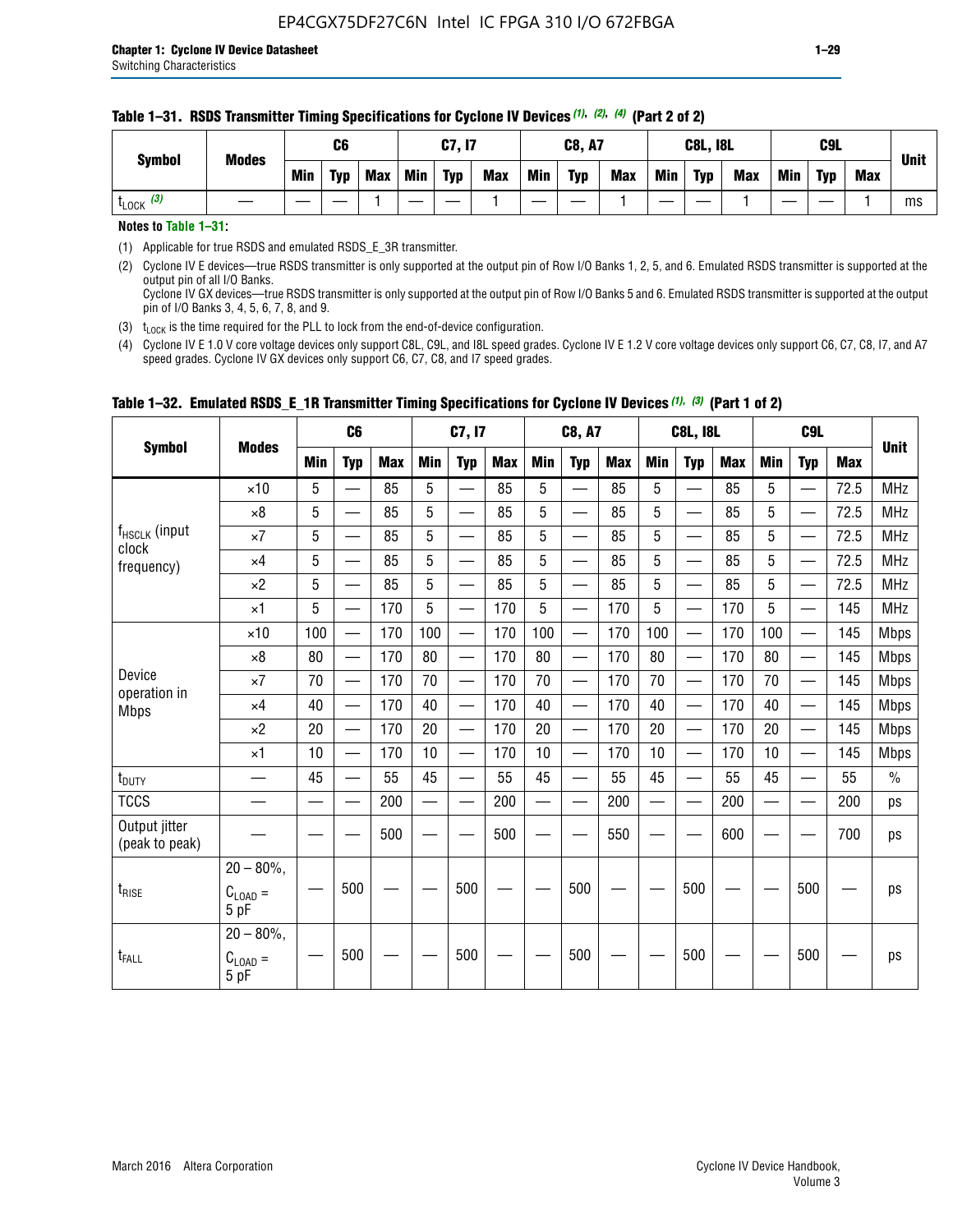**Table 1–31. RSDS Transmitter Timing Specifications for Cyclone IV Devices (1), (2), (4) (Part 2 of 2)**

| Symbol | Modes | C6 | | | C7, I7 | | | C8, A7 | | | C8L, I8L | | | C9L | | | Unit |
|---|---|---|---|---|---|---|---|---|---|---|---|---|---|---|---|---|---|
| | | Min | Typ | Max | Min | Typ | Max | Min | Typ | Max | Min | Typ | Max | Min | Typ | Max | |
| $t_{LOCK}$ (3) | — | — | — | 1 | — | — | 1 | — | — | 1 | — | — | 1 | — | — | 1 | ms |

**Notes to Table 1–31:**

(1) Applicable for true RSDS and emulated RSDS_E_3R transmitter.

(2) Cyclone IV E devices—true RSDS transmitter is only supported at the output pin of Row I/O Banks 1, 2, 5, and 6. Emulated RSDS transmitter is supported at the output pin of all I/O Banks.
Cyclone IV GX devices—true RSDS transmitter is only supported at the output pin of Row I/O Banks 5 and 6. Emulated RSDS transmitter is supported at the output pin of I/O Banks 3, 4, 5, 6, 7, 8, and 9.

(3) $t_{LOCK}$ is the time required for the PLL to lock from the end-of-device configuration.

(4) Cyclone IV E 1.0 V core voltage devices only support C8L, C9L, and I8L speed grades. Cyclone IV E 1.2 V core voltage devices only support C6, C7, C8, I7, and A7 speed grades. Cyclone IV GX devices only support C6, C7, C8, and I7 speed grades.

**Table 1–32. Emulated RSDS_E_1R Transmitter Timing Specifications for Cyclone IV Devices (1), (3) (Part 1 of 2)**

| Symbol | Modes | C6 | | | C7, I7 | | | C8, A7 | | | C8L, I8L | | | C9L | | | Unit |
|---|---|---|---|---|---|---|---|---|---|---|---|---|---|---|---|---|---|
| | | Min | Typ | Max | Min | Typ | Max | Min | Typ | Max | Min | Typ | Max | Min | Typ | Max | |
| $f_{HSCLK}$ (input clock frequency) | ×10 | 5 | — | 85 | 5 | — | 85 | 5 | — | 85 | 5 | — | 85 | 5 | — | 72.5 | MHz |
| | ×8 | 5 | — | 85 | 5 | — | 85 | 5 | — | 85 | 5 | — | 85 | 5 | — | 72.5 | MHz |
| | ×7 | 5 | — | 85 | 5 | — | 85 | 5 | — | 85 | 5 | — | 85 | 5 | — | 72.5 | MHz |
| | ×4 | 5 | — | 85 | 5 | — | 85 | 5 | — | 85 | 5 | — | 85 | 5 | — | 72.5 | MHz |
| | ×2 | 5 | — | 85 | 5 | — | 85 | 5 | — | 85 | 5 | — | 85 | 5 | — | 72.5 | MHz |
| | ×1 | 5 | — | 170 | 5 | — | 170 | 5 | — | 170 | 5 | — | 170 | 5 | — | 145 | MHz |
| Device operation in Mbps | ×10 | 100 | — | 170 | 100 | — | 170 | 100 | — | 170 | 100 | — | 170 | 100 | — | 145 | Mbps |
| | ×8 | 80 | — | 170 | 80 | — | 170 | 80 | — | 170 | 80 | — | 170 | 80 | — | 145 | Mbps |
| | ×7 | 70 | — | 170 | 70 | — | 170 | 70 | — | 170 | 70 | — | 170 | 70 | — | 145 | Mbps |
| | ×4 | 40 | — | 170 | 40 | — | 170 | 40 | — | 170 | 40 | — | 170 | 40 | — | 145 | Mbps |
| | ×2 | 20 | — | 170 | 20 | — | 170 | 20 | — | 170 | 20 | — | 170 | 20 | — | 145 | Mbps |
| | ×1 | 10 | — | 170 | 10 | — | 170 | 10 | — | 170 | 10 | — | 170 | 10 | — | 145 | Mbps |
| $t_{DUTY}$ | — | 45 | — | 55 | 45 | — | 55 | 45 | — | 55 | 45 | — | 55 | 45 | — | 55 | % |
| TCCS | — | — | — | 200 | — | — | 200 | — | — | 200 | — | — | 200 | — | — | 200 | ps |
| Output jitter (peak to peak) | — | — | — | 500 | — | — | 500 | — | — | 550 | — | — | 600 | — | — | 700 | ps |
| $t_{RISE}$ | 20 – 80%, $C_{LOAD}$ = 5 pF | — | 500 | — | — | 500 | — | — | 500 | — | — | 500 | — | — | 500 | — | ps |
| $t_{FALL}$ | 20 – 80%, $C_{LOAD}$ = 5 pF | — | 500 | — | — | 500 | — | — | 500 | — | — | 500 | — | — | 500 | — | ps |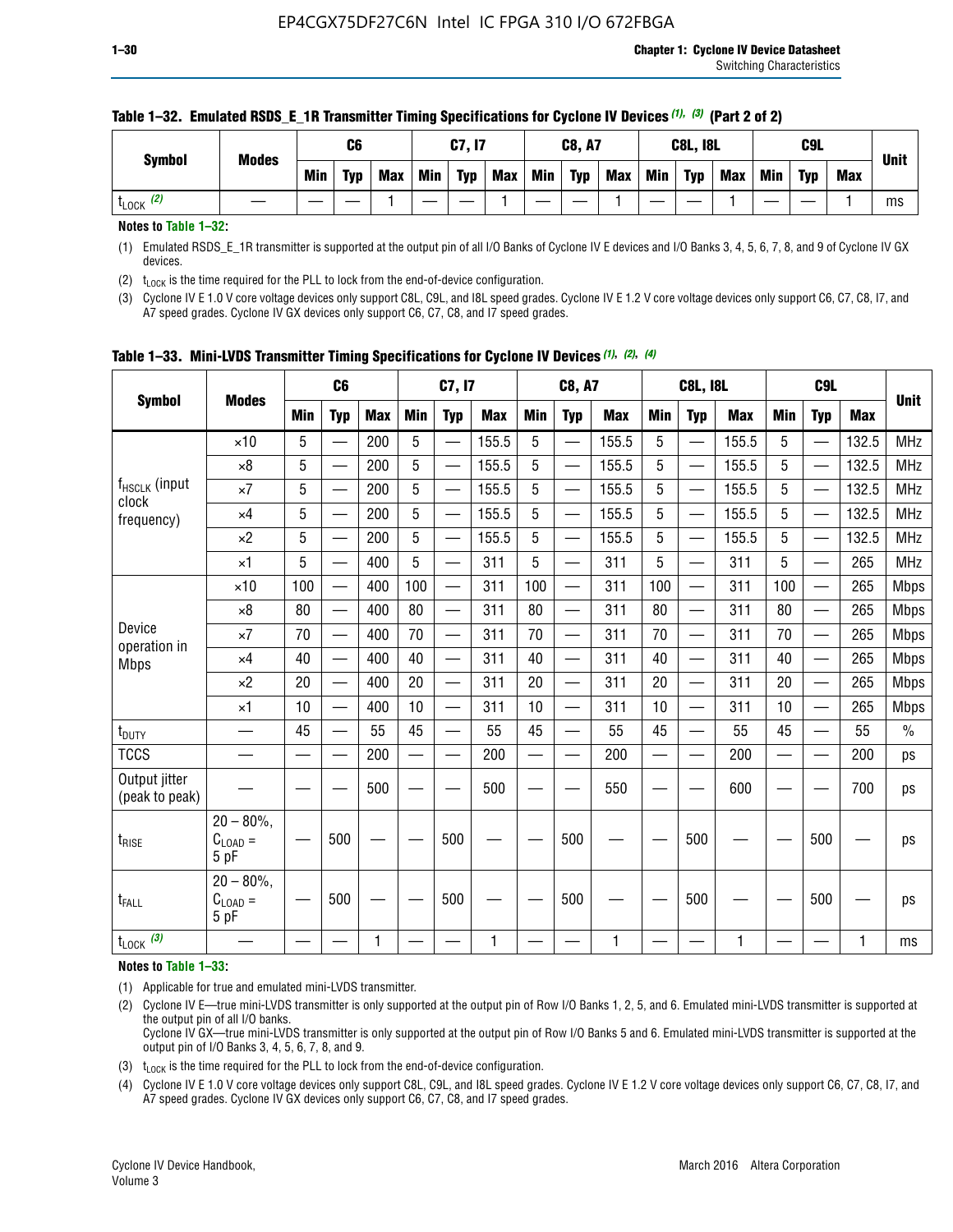**Table 1–32. Emulated RSDS_E_1R Transmitter Timing Specifications for Cyclone IV Devices (1), (3) (Part 2 of 2)**

| Symbol | Modes | C6 | | | C7, I7 | | | C8, A7 | | | C8L, I8L | | | C9L | | | Unit |
|---|---|---|---|---|---|---|---|---|---|---|---|---|---|---|---|---|---|
| | | Min | Typ | Max | Min | Typ | Max | Min | Typ | Max | Min | Typ | Max | Min | Typ | Max | |
| $t_{LOCK}$ (2) | — | — | — | 1 | — | — | 1 | — | — | 1 | — | — | 1 | — | — | 1 | ms |

**Notes to Table 1–32:**

(1) Emulated RSDS_E_1R transmitter is supported at the output pin of all I/O Banks of Cyclone IV E devices and I/O Banks 3, 4, 5, 6, 7, 8, and 9 of Cyclone IV GX devices.

(2) $t_{LOCK}$ is the time required for the PLL to lock from the end-of-device configuration.

(3) Cyclone IV E 1.0 V core voltage devices only support C8L, C9L, and I8L speed grades. Cyclone IV E 1.2 V core voltage devices only support C6, C7, C8, I7, and A7 speed grades. Cyclone IV GX devices only support C6, C7, C8, and I7 speed grades.

**Table 1–33. Mini-LVDS Transmitter Timing Specifications for Cyclone IV Devices (1), (2), (4)**

| Symbol | Modes | C6 | | | C7, I7 | | | C8, A7 | | | C8L, I8L | | | C9L | | | Unit |
|---|---|---|---|---|---|---|---|---|---|---|---|---|---|---|---|---|---|
| | | Min | Typ | Max | Min | Typ | Max | Min | Typ | Max | Min | Typ | Max | Min | Typ | Max | |
| $f_{HSCLK}$ (input clock frequency) | ×10 | 5 | — | 200 | 5 | — | 155.5 | 5 | — | 155.5 | 5 | — | 155.5 | 5 | — | 132.5 | MHz |
| | ×8 | 5 | — | 200 | 5 | — | 155.5 | 5 | — | 155.5 | 5 | — | 155.5 | 5 | — | 132.5 | MHz |
| | ×7 | 5 | — | 200 | 5 | — | 155.5 | 5 | — | 155.5 | 5 | — | 155.5 | 5 | — | 132.5 | MHz |
| | ×4 | 5 | — | 200 | 5 | — | 155.5 | 5 | — | 155.5 | 5 | — | 155.5 | 5 | — | 132.5 | MHz |
| | ×2 | 5 | — | 200 | 5 | — | 155.5 | 5 | — | 155.5 | 5 | — | 155.5 | 5 | — | 132.5 | MHz |
| | ×1 | 5 | — | 400 | 5 | — | 311 | 5 | — | 311 | 5 | — | 311 | 5 | — | 265 | MHz |
| Device operation in Mbps | ×10 | 100 | — | 400 | 100 | — | 311 | 100 | — | 311 | 100 | — | 311 | 100 | — | 265 | Mbps |
| | ×8 | 80 | — | 400 | 80 | — | 311 | 80 | — | 311 | 80 | — | 311 | 80 | — | 265 | Mbps |
| | ×7 | 70 | — | 400 | 70 | — | 311 | 70 | — | 311 | 70 | — | 311 | 70 | — | 265 | Mbps |
| | ×4 | 40 | — | 400 | 40 | — | 311 | 40 | — | 311 | 40 | — | 311 | 40 | — | 265 | Mbps |
| | ×2 | 20 | — | 400 | 20 | — | 311 | 20 | — | 311 | 20 | — | 311 | 20 | — | 265 | Mbps |
| | ×1 | 10 | — | 400 | 10 | — | 311 | 10 | — | 311 | 10 | — | 311 | 10 | — | 265 | Mbps |
| $t_{DUTY}$ | — | 45 | — | 55 | 45 | — | 55 | 45 | — | 55 | 45 | — | 55 | 45 | — | 55 | % |
| TCCS | — | — | — | 200 | — | — | 200 | — | — | 200 | — | — | 200 | — | — | 200 | ps |
| Output jitter (peak to peak) | — | — | — | 500 | — | — | 500 | — | — | 550 | — | — | 600 | — | — | 700 | ps |
| $t_{RISE}$ | 20 – 80%, $C_{LOAD}$ = 5 pF | — | 500 | — | — | 500 | — | — | 500 | — | — | 500 | — | — | 500 | — | ps |
| $t_{FALL}$ | 20 – 80%, $C_{LOAD}$ = 5 pF | — | 500 | — | — | 500 | — | — | 500 | — | — | 500 | — | — | 500 | — | ps |
| $t_{LOCK}$ (3) | — | — | — | 1 | — | — | 1 | — | — | 1 | — | — | 1 | — | — | 1 | ms |

**Notes to Table 1–33:**

(1) Applicable for true and emulated mini-LVDS transmitter.

(2) Cyclone IV E—true mini-LVDS transmitter is only supported at the output pin of Row I/O Banks 1, 2, 5, and 6. Emulated mini-LVDS transmitter is supported at the output pin of all I/O banks.
Cyclone IV GX—true mini-LVDS transmitter is only supported at the output pin of Row I/O Banks 5 and 6. Emulated mini-LVDS transmitter is supported at the output pin of I/O Banks 3, 4, 5, 6, 7, 8, and 9.

(3) $t_{LOCK}$ is the time required for the PLL to lock from the end-of-device configuration.

(4) Cyclone IV E 1.0 V core voltage devices only support C8L, C9L, and I8L speed grades. Cyclone IV E 1.2 V core voltage devices only support C6, C7, C8, I7, and A7 speed grades. Cyclone IV GX devices only support C6, C7, C8, and I7 speed grades.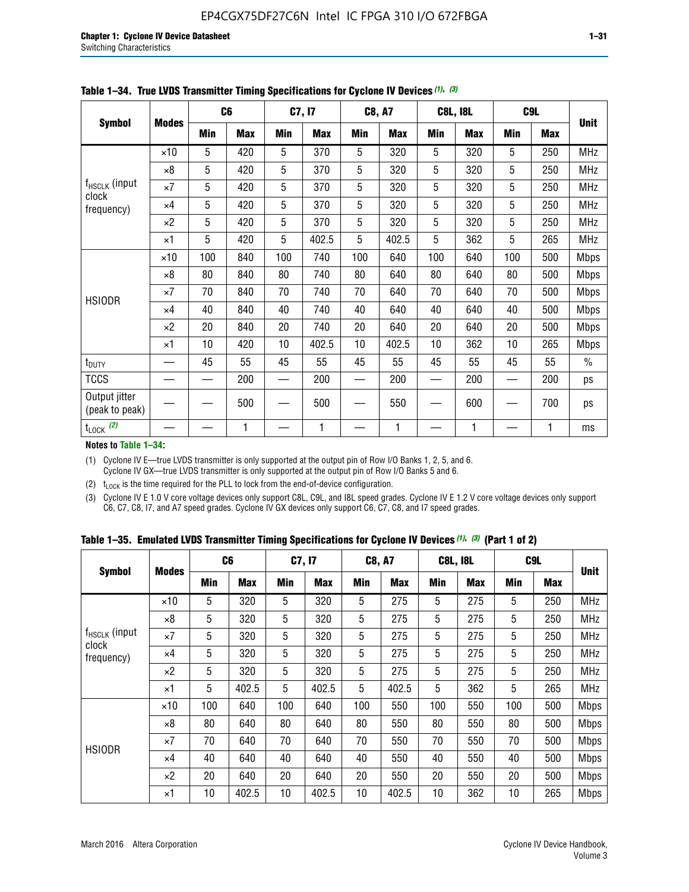**Table 1–34. True LVDS Transmitter Timing Specifications for Cyclone IV Devices (1), (3)**

| Symbol | Modes | C6 | | C7, I7 | | C8, A7 | | C8L, I8L | | C9L | | Unit |
|---|---|---|---|---|---|---|---|---|---|---|---|---|
| | | Min | Max | Min | Max | Min | Max | Min | Max | Min | Max | |
| $f_{HSCLK}$ (input clock frequency) | ×10 | 5 | 420 | 5 | 370 | 5 | 320 | 5 | 320 | 5 | 250 | MHz |
| | ×8 | 5 | 420 | 5 | 370 | 5 | 320 | 5 | 320 | 5 | 250 | MHz |
| | ×7 | 5 | 420 | 5 | 370 | 5 | 320 | 5 | 320 | 5 | 250 | MHz |
| | ×4 | 5 | 420 | 5 | 370 | 5 | 320 | 5 | 320 | 5 | 250 | MHz |
| | ×2 | 5 | 420 | 5 | 370 | 5 | 320 | 5 | 320 | 5 | 250 | MHz |
| | ×1 | 5 | 420 | 5 | 402.5 | 5 | 402.5 | 5 | 362 | 5 | 265 | MHz |
| HSIODR | ×10 | 100 | 840 | 100 | 740 | 100 | 640 | 100 | 640 | 100 | 500 | Mbps |
| | ×8 | 80 | 840 | 80 | 740 | 80 | 640 | 80 | 640 | 80 | 500 | Mbps |
| | ×7 | 70 | 840 | 70 | 740 | 70 | 640 | 70 | 640 | 70 | 500 | Mbps |
| | ×4 | 40 | 840 | 40 | 740 | 40 | 640 | 40 | 640 | 40 | 500 | Mbps |
| | ×2 | 20 | 840 | 20 | 740 | 20 | 640 | 20 | 640 | 20 | 500 | Mbps |
| | ×1 | 10 | 420 | 10 | 402.5 | 10 | 402.5 | 10 | 362 | 10 | 265 | Mbps |
| $t_{DUTY}$ | — | 45 | 55 | 45 | 55 | 45 | 55 | 45 | 55 | 45 | 55 | % |
| TCCS | — | — | 200 | — | 200 | — | 200 | — | 200 | — | 200 | ps |
| Output jitter (peak to peak) | — | — | 500 | — | 500 | — | 550 | — | 600 | — | 700 | ps |
| $t_{LOCK}$ (2) | — | — | 1 | — | 1 | — | 1 | — | 1 | — | 1 | ms |

**Notes to Table 1–34:**

(1) Cyclone IV E—true LVDS transmitter is only supported at the output pin of Row I/O Banks 1, 2, 5, and 6. Cyclone IV GX—true LVDS transmitter is only supported at the output pin of Row I/O Banks 5 and 6.

(2) $t_{LOCK}$ is the time required for the PLL to lock from the end-of-device configuration.

(3) Cyclone IV E 1.0 V core voltage devices only support C8L, C9L, and I8L speed grades. Cyclone IV E 1.2 V core voltage devices only support C6, C7, C8, I7, and A7 speed grades. Cyclone IV GX devices only support C6, C7, C8, and I7 speed grades.

**Table 1–35. Emulated LVDS Transmitter Timing Specifications for Cyclone IV Devices (1), (3) (Part 1 of 2)**

| Symbol | Modes | C6 | | C7, I7 | | C8, A7 | | C8L, I8L | | C9L | | Unit |
|---|---|---|---|---|---|---|---|---|---|---|---|---|
| | | Min | Max | Min | Max | Min | Max | Min | Max | Min | Max | |
| $f_{HSCLK}$ (input clock frequency) | ×10 | 5 | 320 | 5 | 320 | 5 | 275 | 5 | 275 | 5 | 250 | MHz |
| | ×8 | 5 | 320 | 5 | 320 | 5 | 275 | 5 | 275 | 5 | 250 | MHz |
| | ×7 | 5 | 320 | 5 | 320 | 5 | 275 | 5 | 275 | 5 | 250 | MHz |
| | ×4 | 5 | 320 | 5 | 320 | 5 | 275 | 5 | 275 | 5 | 250 | MHz |
| | ×2 | 5 | 320 | 5 | 320 | 5 | 275 | 5 | 275 | 5 | 250 | MHz |
| | ×1 | 5 | 402.5 | 5 | 402.5 | 5 | 402.5 | 5 | 362 | 5 | 265 | MHz |
| HSIODR | ×10 | 100 | 640 | 100 | 640 | 100 | 550 | 100 | 550 | 100 | 500 | Mbps |
| | ×8 | 80 | 640 | 80 | 640 | 80 | 550 | 80 | 550 | 80 | 500 | Mbps |
| | ×7 | 70 | 640 | 70 | 640 | 70 | 550 | 70 | 550 | 70 | 500 | Mbps |
| | ×4 | 40 | 640 | 40 | 640 | 40 | 550 | 40 | 550 | 40 | 500 | Mbps |
| | ×2 | 20 | 640 | 20 | 640 | 20 | 550 | 20 | 550 | 20 | 500 | Mbps |
| | ×1 | 10 | 402.5 | 10 | 402.5 | 10 | 402.5 | 10 | 362 | 10 | 265 | Mbps |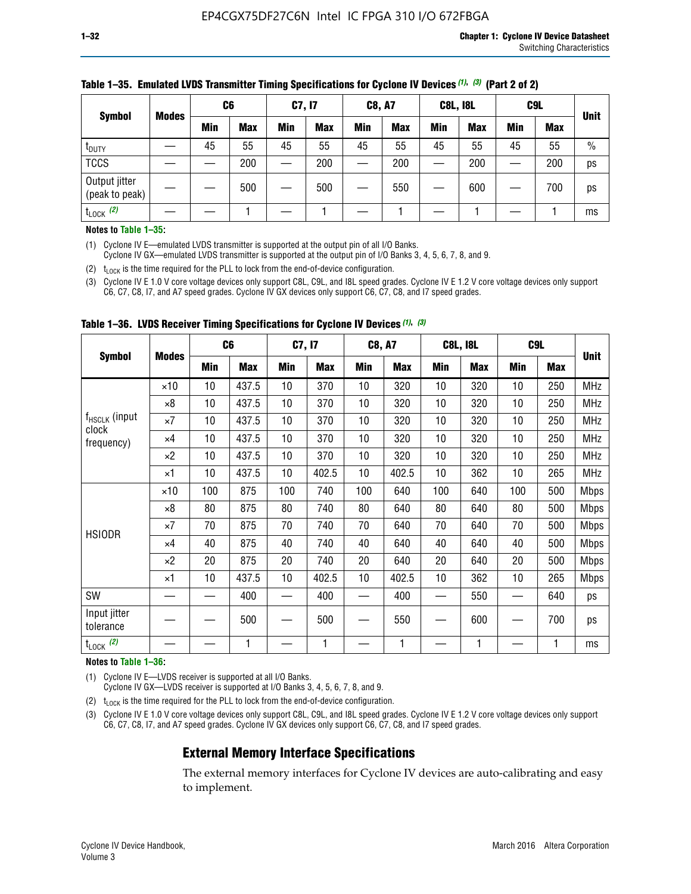**Table 1–35. Emulated LVDS Transmitter Timing Specifications for Cyclone IV Devices (1), (3) (Part 2 of 2)**

| Symbol | Modes | C6 | | C7, I7 | | C8, A7 | | C8L, I8L | | C9L | | Unit |
|---|---|---|---|---|---|---|---|---|---|---|---|---|
| | | Min | Max | Min | Max | Min | Max | Min | Max | Min | Max | |
| $t_{DUTY}$ | — | 45 | 55 | 45 | 55 | 45 | 55 | 45 | 55 | 45 | 55 | % |
| TCCS | — | — | 200 | — | 200 | — | 200 | — | 200 | — | 200 | ps |
| Output jitter (peak to peak) | — | — | 500 | — | 500 | — | 550 | — | 600 | — | 700 | ps |
| $t_{LOCK}$ (2) | — | — | 1 | — | 1 | — | 1 | — | 1 | — | 1 | ms |

**Notes to Table 1–35:**

(1) Cyclone IV E—emulated LVDS transmitter is supported at the output pin of all I/O Banks.
Cyclone IV GX—emulated LVDS transmitter is supported at the output pin of I/O Banks 3, 4, 5, 6, 7, 8, and 9.

(2) $t_{LOCK}$ is the time required for the PLL to lock from the end-of-device configuration.

(3) Cyclone IV E 1.0 V core voltage devices only support C8L, C9L, and I8L speed grades. Cyclone IV E 1.2 V core voltage devices only support C6, C7, C8, I7, and A7 speed grades. Cyclone IV GX devices only support C6, C7, C8, and I7 speed grades.

**Table 1–36. LVDS Receiver Timing Specifications for Cyclone IV Devices (1), (3)**

| Symbol | Modes | C6 | | C7, I7 | | C8, A7 | | C8L, I8L | | C9L | | Unit |
|---|---|---|---|---|---|---|---|---|---|---|---|---|
| | | Min | Max | Min | Max | Min | Max | Min | Max | Min | Max | |
| $f_{HSCLK}$ (input clock frequency) | ×10 | 10 | 437.5 | 10 | 370 | 10 | 320 | 10 | 320 | 10 | 250 | MHz |
| | ×8 | 10 | 437.5 | 10 | 370 | 10 | 320 | 10 | 320 | 10 | 250 | MHz |
| | ×7 | 10 | 437.5 | 10 | 370 | 10 | 320 | 10 | 320 | 10 | 250 | MHz |
| | ×4 | 10 | 437.5 | 10 | 370 | 10 | 320 | 10 | 320 | 10 | 250 | MHz |
| | ×2 | 10 | 437.5 | 10 | 370 | 10 | 320 | 10 | 320 | 10 | 250 | MHz |
| | ×1 | 10 | 437.5 | 10 | 402.5 | 10 | 402.5 | 10 | 362 | 10 | 265 | MHz |
| HSIODR | ×10 | 100 | 875 | 100 | 740 | 100 | 640 | 100 | 640 | 100 | 500 | Mbps |
| | ×8 | 80 | 875 | 80 | 740 | 80 | 640 | 80 | 640 | 80 | 500 | Mbps |
| | ×7 | 70 | 875 | 70 | 740 | 70 | 640 | 70 | 640 | 70 | 500 | Mbps |
| | ×4 | 40 | 875 | 40 | 740 | 40 | 640 | 40 | 640 | 40 | 500 | Mbps |
| | ×2 | 20 | 875 | 20 | 740 | 20 | 640 | 20 | 640 | 20 | 500 | Mbps |
| | ×1 | 10 | 437.5 | 10 | 402.5 | 10 | 402.5 | 10 | 362 | 10 | 265 | Mbps |
| SW | — | — | 400 | — | 400 | — | 400 | — | 550 | — | 640 | ps |
| Input jitter tolerance | — | — | 500 | — | 500 | — | 550 | — | 600 | — | 700 | ps |
| $t_{LOCK}$ (2) | — | — | 1 | — | 1 | — | 1 | — | 1 | — | 1 | ms |

**Notes to Table 1–36:**

(1) Cyclone IV E—LVDS receiver is supported at all I/O Banks.
Cyclone IV GX—LVDS receiver is supported at I/O Banks 3, 4, 5, 6, 7, 8, and 9.

(2) $t_{LOCK}$ is the time required for the PLL to lock from the end-of-device configuration.

(3) Cyclone IV E 1.0 V core voltage devices only support C8L, C9L, and I8L speed grades. Cyclone IV E 1.2 V core voltage devices only support C6, C7, C8, I7, and A7 speed grades. Cyclone IV GX devices only support C6, C7, C8, and I7 speed grades.

## External Memory Interface Specifications

The external memory interfaces for Cyclone IV devices are auto-calibrating and easy to implement.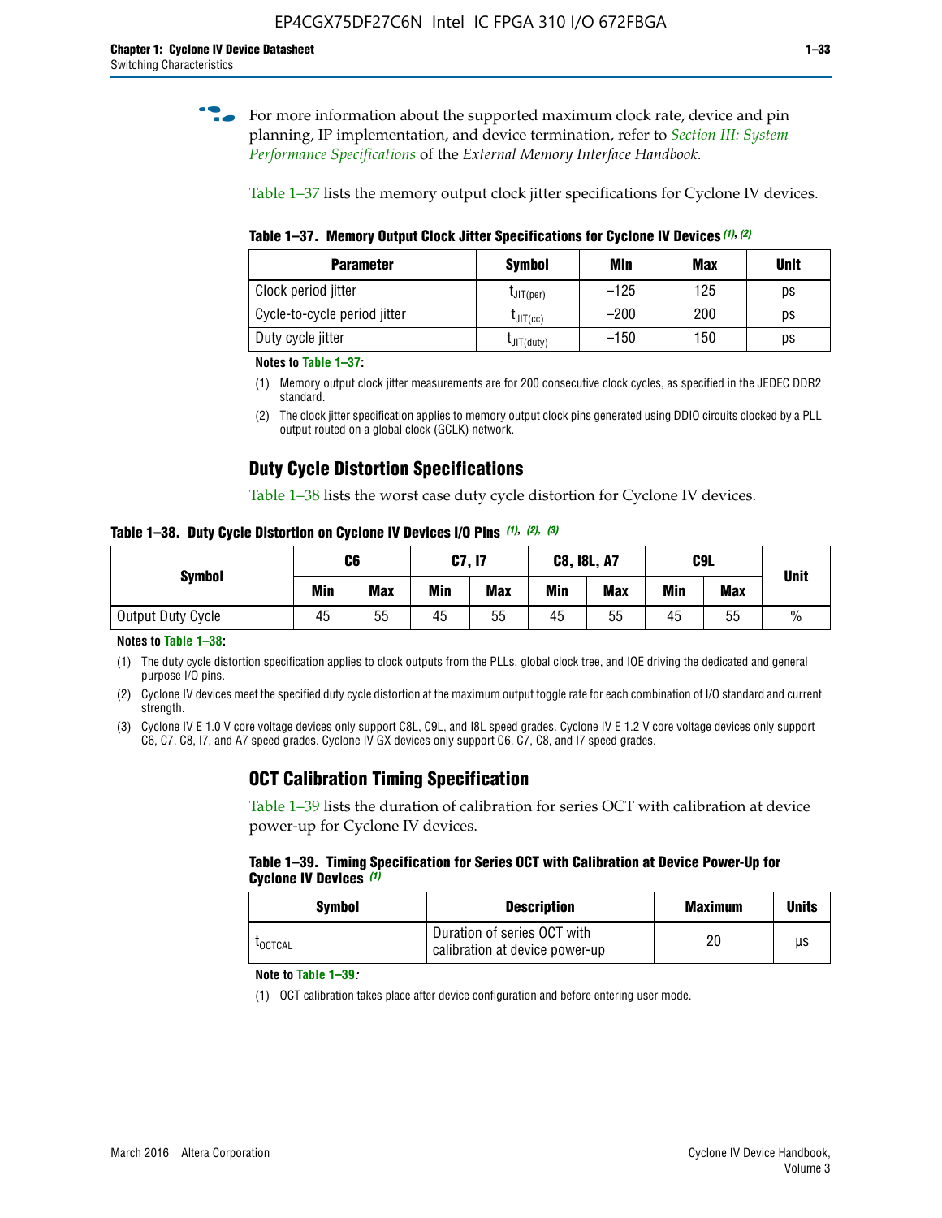For more information about the supported maximum clock rate, device and pin planning, IP implementation, and device termination, refer to *Section III: System Performance Specifications* of the *External Memory Interface Handbook*.

Table 1–37 lists the memory output clock jitter specifications for Cyclone IV devices.

**Table 1–37. Memory Output Clock Jitter Specifications for Cyclone IV Devices (1), (2)**

| Parameter | Symbol | Min | Max | Unit |
|---|---|---|---|---|
| Clock period jitter | $t_{JIT(per)}$ | –125 | 125 | ps |
| Cycle-to-cycle period jitter | $t_{JIT(cc)}$ | –200 | 200 | ps |
| Duty cycle jitter | $t_{JIT(duty)}$ | –150 | 150 | ps |

**Notes to Table 1–37:**

(1) Memory output clock jitter measurements are for 200 consecutive clock cycles, as specified in the JEDEC DDR2 standard.

(2) The clock jitter specification applies to memory output clock pins generated using DDIO circuits clocked by a PLL output routed on a global clock (GCLK) network.

## Duty Cycle Distortion Specifications

Table 1–38 lists the worst case duty cycle distortion for Cyclone IV devices.

**Table 1–38. Duty Cycle Distortion on Cyclone IV Devices I/O Pins (1), (2), (3)**

| Symbol | C6 | | C7, I7 | | C8, I8L, A7 | | C9L | | Unit |
|---|---|---|---|---|---|---|---|---|---|
| | Min | Max | Min | Max | Min | Max | Min | Max | |
| Output Duty Cycle | 45 | 55 | 45 | 55 | 45 | 55 | 45 | 55 | % |

**Notes to Table 1–38:**

(1) The duty cycle distortion specification applies to clock outputs from the PLLs, global clock tree, and IOE driving the dedicated and general purpose I/O pins.

(2) Cyclone IV devices meet the specified duty cycle distortion at the maximum output toggle rate for each combination of I/O standard and current strength.

(3) Cyclone IV E 1.0 V core voltage devices only support C8L, C9L, and I8L speed grades. Cyclone IV E 1.2 V core voltage devices only support C6, C7, C8, I7, and A7 speed grades. Cyclone IV GX devices only support C6, C7, C8, and I7 speed grades.

## OCT Calibration Timing Specification

Table 1–39 lists the duration of calibration for series OCT with calibration at device power-up for Cyclone IV devices.

**Table 1–39. Timing Specification for Series OCT with Calibration at Device Power-Up for Cyclone IV Devices (1)**

| Symbol | Description | Maximum | Units |
|---|---|---|---|
| $t_{OCTCAL}$ | Duration of series OCT with calibration at device power-up | 20 | µs |

**Note to Table 1–39:**

(1) OCT calibration takes place after device configuration and before entering user mode.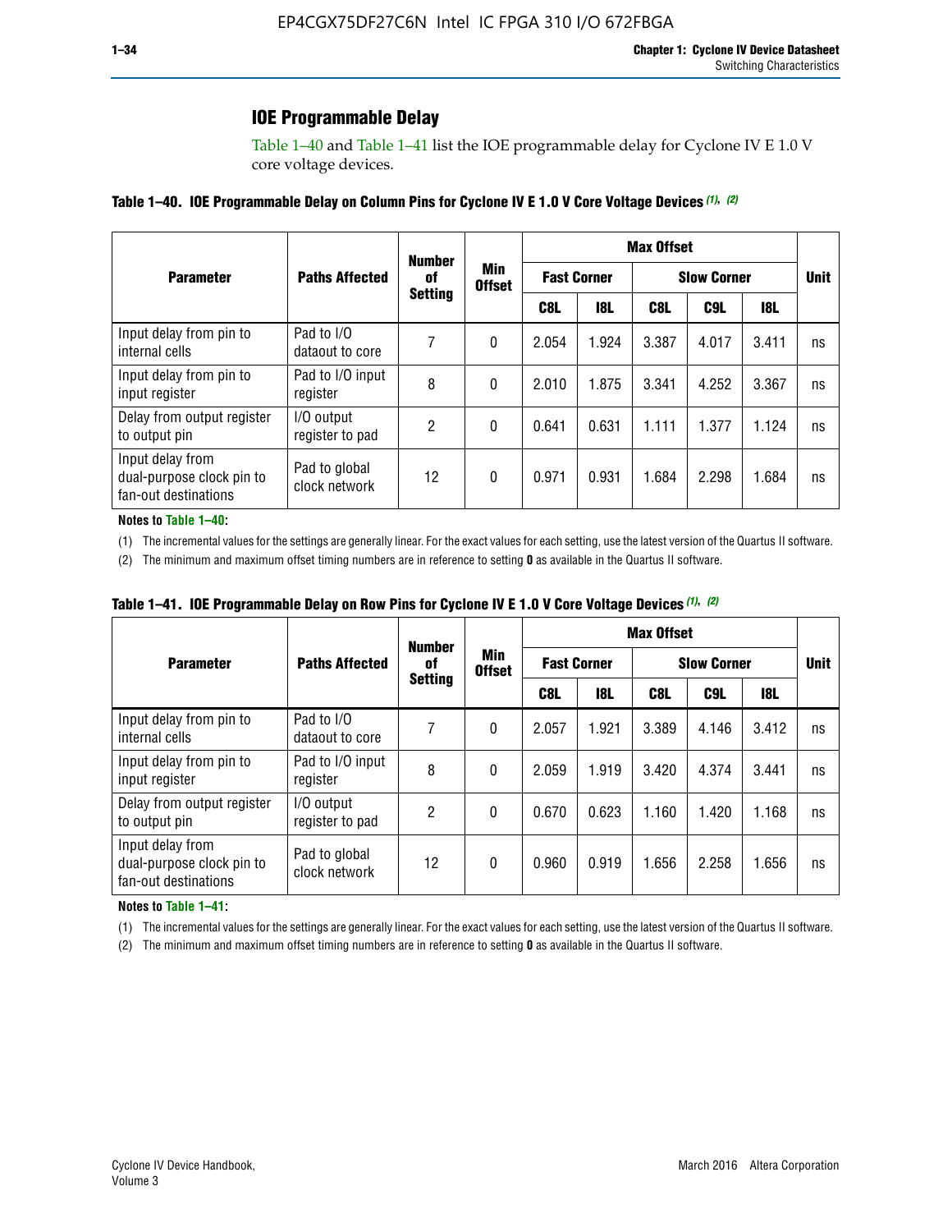## IOE Programmable Delay

Table 1–40 and Table 1–41 list the IOE programmable delay for Cyclone IV E 1.0 V core voltage devices.

**Table 1–40. IOE Programmable Delay on Column Pins for Cyclone IV E 1.0 V Core Voltage Devices (1), (2)**

| Parameter | Paths Affected | Number of Setting | Min Offset | Max Offset | | | | | Unit |
|---|---|---|---|---|---|---|---|---|---|
| | | | | Fast Corner | | Slow Corner | | | |
| | | | | C8L | I8L | C8L | C9L | I8L | |
| Input delay from pin to internal cells | Pad to I/O dataout to core | 7 | 0 | 2.054 | 1.924 | 3.387 | 4.017 | 3.411 | ns |
| Input delay from pin to input register | Pad to I/O input register | 8 | 0 | 2.010 | 1.875 | 3.341 | 4.252 | 3.367 | ns |
| Delay from output register to output pin | I/O output register to pad | 2 | 0 | 0.641 | 0.631 | 1.111 | 1.377 | 1.124 | ns |
| Input delay from dual-purpose clock pin to fan-out destinations | Pad to global clock network | 12 | 0 | 0.971 | 0.931 | 1.684 | 2.298 | 1.684 | ns |

**Notes to Table 1–40:**

(1) The incremental values for the settings are generally linear. For the exact values for each setting, use the latest version of the Quartus II software.

(2) The minimum and maximum offset timing numbers are in reference to setting **0** as available in the Quartus II software.

**Table 1–41. IOE Programmable Delay on Row Pins for Cyclone IV E 1.0 V Core Voltage Devices (1), (2)**

| Parameter | Paths Affected | Number of Setting | Min Offset | Max Offset | | | | | Unit |
|---|---|---|---|---|---|---|---|---|---|
| | | | | Fast Corner | | Slow Corner | | | |
| | | | | C8L | I8L | C8L | C9L | I8L | |
| Input delay from pin to internal cells | Pad to I/O dataout to core | 7 | 0 | 2.057 | 1.921 | 3.389 | 4.146 | 3.412 | ns |
| Input delay from pin to input register | Pad to I/O input register | 8 | 0 | 2.059 | 1.919 | 3.420 | 4.374 | 3.441 | ns |
| Delay from output register to output pin | I/O output register to pad | 2 | 0 | 0.670 | 0.623 | 1.160 | 1.420 | 1.168 | ns |
| Input delay from dual-purpose clock pin to fan-out destinations | Pad to global clock network | 12 | 0 | 0.960 | 0.919 | 1.656 | 2.258 | 1.656 | ns |

**Notes to Table 1–41:**

(1) The incremental values for the settings are generally linear. For the exact values for each setting, use the latest version of the Quartus II software.

(2) The minimum and maximum offset timing numbers are in reference to setting **0** as available in the Quartus II software.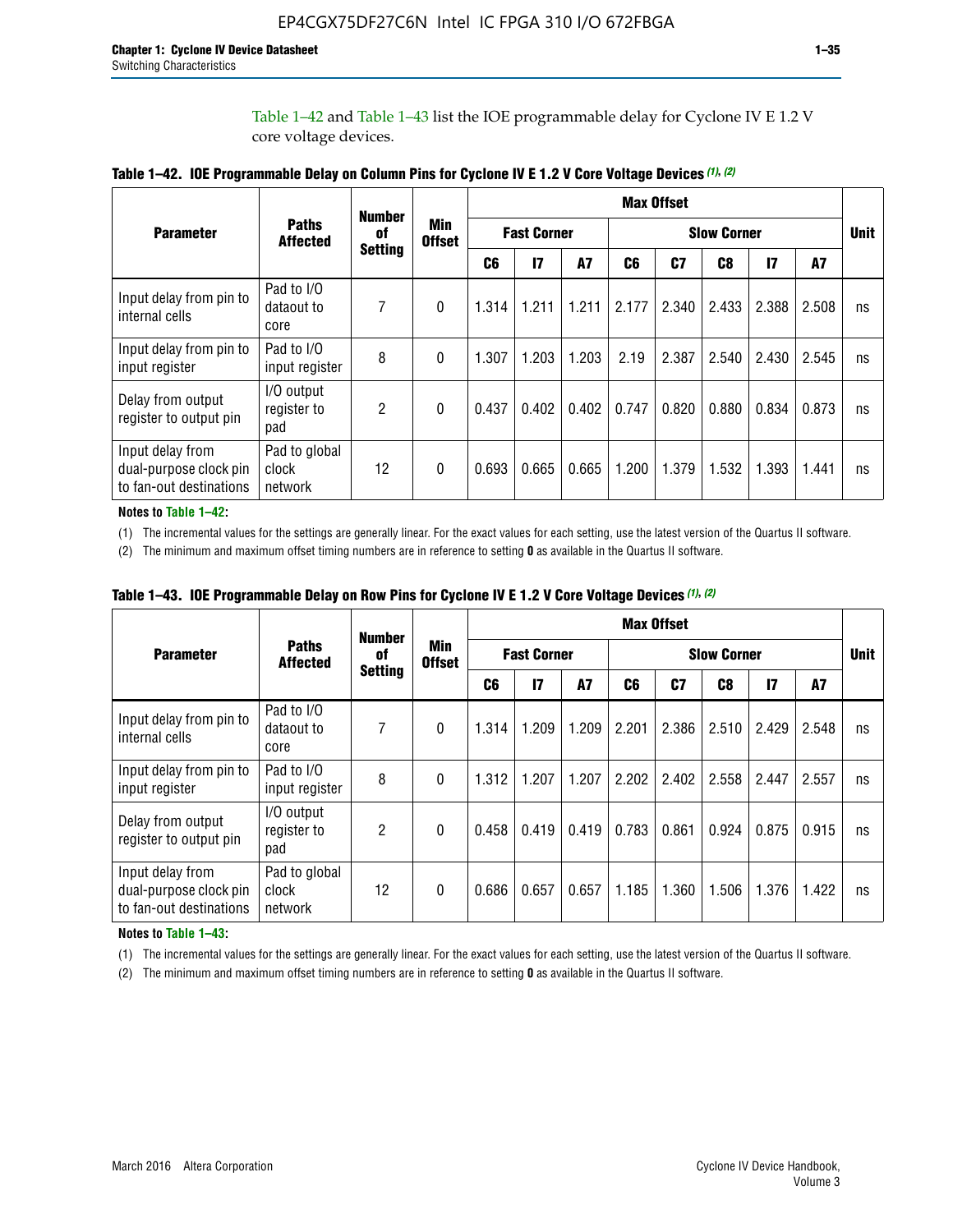Table 1–42 and Table 1–43 list the IOE programmable delay for Cyclone IV E 1.2 V core voltage devices.

**Table 1–42. IOE Programmable Delay on Column Pins for Cyclone IV E 1.2 V Core Voltage Devices (1), (2)**

| Parameter | Paths Affected | Number of Setting | Min Offset | Max Offset | | | | | | | | Unit |
|---|---|---|---|---|---|---|---|---|---|---|---|---|
| | | | | Fast Corner | | | Slow Corner | | | | | |
| | | | | C6 | I7 | A7 | C6 | C7 | C8 | I7 | A7 | |
| Input delay from pin to internal cells | Pad to I/O dataout to core | 7 | 0 | 1.314 | 1.211 | 1.211 | 2.177 | 2.340 | 2.433 | 2.388 | 2.508 | ns |
| Input delay from pin to input register | Pad to I/O input register | 8 | 0 | 1.307 | 1.203 | 1.203 | 2.19 | 2.387 | 2.540 | 2.430 | 2.545 | ns |
| Delay from output register to output pin | I/O output register to pad | 2 | 0 | 0.437 | 0.402 | 0.402 | 0.747 | 0.820 | 0.880 | 0.834 | 0.873 | ns |
| Input delay from dual-purpose clock pin to fan-out destinations | Pad to global clock network | 12 | 0 | 0.693 | 0.665 | 0.665 | 1.200 | 1.379 | 1.532 | 1.393 | 1.441 | ns |

**Notes to Table 1–42:**

(1) The incremental values for the settings are generally linear. For the exact values for each setting, use the latest version of the Quartus II software.

(2) The minimum and maximum offset timing numbers are in reference to setting **0** as available in the Quartus II software.

**Table 1–43. IOE Programmable Delay on Row Pins for Cyclone IV E 1.2 V Core Voltage Devices (1), (2)**

| Parameter | Paths Affected | Number of Setting | Min Offset | Max Offset | | | | | | | | Unit |
|---|---|---|---|---|---|---|---|---|---|---|---|---|
| | | | | Fast Corner | | | Slow Corner | | | | | |
| | | | | C6 | I7 | A7 | C6 | C7 | C8 | I7 | A7 | |
| Input delay from pin to internal cells | Pad to I/O dataout to core | 7 | 0 | 1.314 | 1.209 | 1.209 | 2.201 | 2.386 | 2.510 | 2.429 | 2.548 | ns |
| Input delay from pin to input register | Pad to I/O input register | 8 | 0 | 1.312 | 1.207 | 1.207 | 2.202 | 2.402 | 2.558 | 2.447 | 2.557 | ns |
| Delay from output register to output pin | I/O output register to pad | 2 | 0 | 0.458 | 0.419 | 0.419 | 0.783 | 0.861 | 0.924 | 0.875 | 0.915 | ns |
| Input delay from dual-purpose clock pin to fan-out destinations | Pad to global clock network | 12 | 0 | 0.686 | 0.657 | 0.657 | 1.185 | 1.360 | 1.506 | 1.376 | 1.422 | ns |

**Notes to Table 1–43:**

(1) The incremental values for the settings are generally linear. For the exact values for each setting, use the latest version of the Quartus II software.

(2) The minimum and maximum offset timing numbers are in reference to setting **0** as available in the Quartus II software.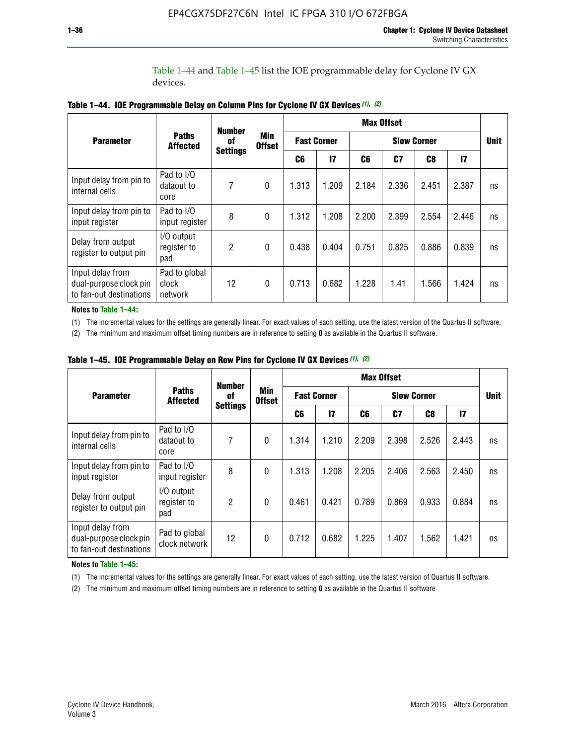Table 1–44 and Table 1–45 list the IOE programmable delay for Cyclone IV GX devices.

**Table 1–44. IOE Programmable Delay on Column Pins for Cyclone IV GX Devices (1), (2)**

| Parameter | Paths Affected | Number of Settings | Min Offset | Max Offset | | | | | | Unit |
|---|---|---|---|---|---|---|---|---|---|---|
| | | | | Fast Corner | | Slow Corner | | | | |
| | | | | C6 | I7 | C6 | C7 | C8 | I7 | |
| Input delay from pin to internal cells | Pad to I/O dataout to core | 7 | 0 | 1.313 | 1.209 | 2.184 | 2.336 | 2.451 | 2.387 | ns |
| Input delay from pin to input register | Pad to I/O input register | 8 | 0 | 1.312 | 1.208 | 2.200 | 2.399 | 2.554 | 2.446 | ns |
| Delay from output register to output pin | I/O output register to pad | 2 | 0 | 0.438 | 0.404 | 0.751 | 0.825 | 0.886 | 0.839 | ns |
| Input delay from dual-purpose clock pin to fan-out destinations | Pad to global clock network | 12 | 0 | 0.713 | 0.682 | 1.228 | 1.41 | 1.566 | 1.424 | ns |

**Notes to Table 1–44:**

(1) The incremental values for the settings are generally linear. For exact values of each setting, use the latest version of the Quartus II software.

(2) The minimum and maximum offset timing numbers are in reference to setting **0** as available in the Quartus II software.

**Table 1–45. IOE Programmable Delay on Row Pins for Cyclone IV GX Devices (1), (2)**

| Parameter | Paths Affected | Number of Settings | Min Offset | Max Offset | | | | | | Unit |
|---|---|---|---|---|---|---|---|---|---|---|
| | | | | Fast Corner | | Slow Corner | | | | |
| | | | | C6 | I7 | C6 | C7 | C8 | I7 | |
| Input delay from pin to internal cells | Pad to I/O dataout to core | 7 | 0 | 1.314 | 1.210 | 2.209 | 2.398 | 2.526 | 2.443 | ns |
| Input delay from pin to input register | Pad to I/O input register | 8 | 0 | 1.313 | 1.208 | 2.205 | 2.406 | 2.563 | 2.450 | ns |
| Delay from output register to output pin | I/O output register to pad | 2 | 0 | 0.461 | 0.421 | 0.789 | 0.869 | 0.933 | 0.884 | ns |
| Input delay from dual-purpose clock pin to fan-out destinations | Pad to global clock network | 12 | 0 | 0.712 | 0.682 | 1.225 | 1.407 | 1.562 | 1.421 | ns |

**Notes to Table 1–45:**

(1) The incremental values for the settings are generally linear. For exact values of each setting, use the latest version of Quartus II software.

(2) The minimum and maximum offset timing numbers are in reference to setting **0** as available in the Quartus II software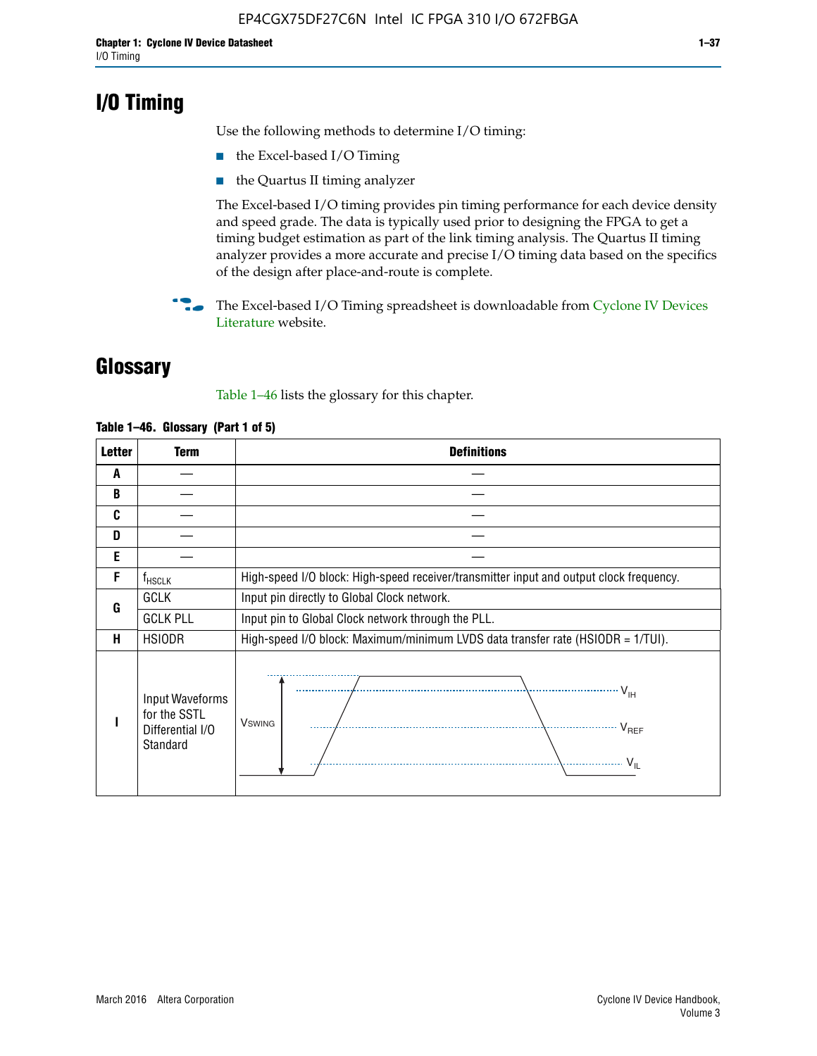# I/O Timing

Use the following methods to determine I/O timing:

- the Excel-based I/O Timing
- the Quartus II timing analyzer

The Excel-based I/O timing provides pin timing performance for each device density and speed grade. The data is typically used prior to designing the FPGA to get a timing budget estimation as part of the link timing analysis. The Quartus II timing analyzer provides a more accurate and precise I/O timing data based on the specifics of the design after place-and-route is complete.

The Excel-based I/O Timing spreadsheet is downloadable from Cyclone IV Devices Literature website.

# Glossary

Table 1–46 lists the glossary for this chapter.

**Table 1–46. Glossary (Part 1 of 5)**

| Letter | Term | Definitions |
|---|---|---|
| A | — | — |
| B | — | — |
| C | — | — |
| D | — | — |
| E | — | — |
| F | $f_{HSCLK}$ | High-speed I/O block: High-speed receiver/transmitter input and output clock frequency. |
| G | GCLK | Input pin directly to Global Clock network. |
| | GCLK PLL | Input pin to Global Clock network through the PLL. |
| H | HSIODR | High-speed I/O block: Maximum/minimum LVDS data transfer rate (HSIODR = 1/TUI). |
| I | Input Waveforms for the SSTL Differential I/O Standard | VSWING $V_{IH}$ $V_{REF}$ $V_{IL}$ |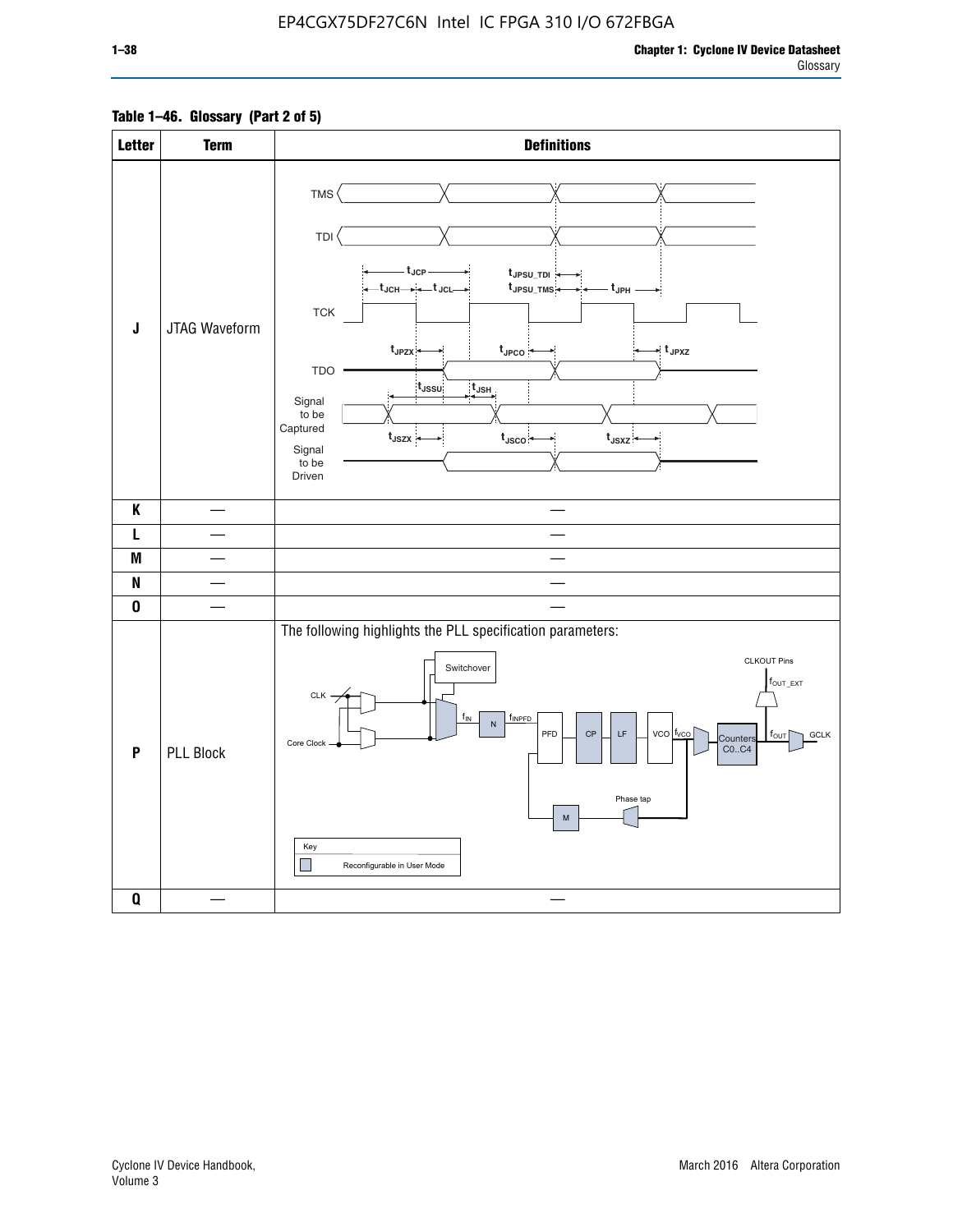EP4CGX75DF27C6N Intel IC FPGA 310 I/O 672FBGA

**Table 1–46. Glossary (Part 2 of 5)**

| Letter | Term | Definitions |
|---|---|---|
| J | JTAG Waveform | TMS<br>TDI<br>$t_{JCP}$<br>$t_{JCH}$ $t_{JCL}$<br>$t_{JPSU\_TDI}$<br>$t_{JPSU\_TMS}$ $t_{JPH}$<br>TCK<br>$t_{JPZX}$ $t_{JPCO}$ $t_{JPXZ}$<br>TDO<br>$t_{JSSU}$ $t_{JSH}$<br>Signal to be Captured<br>$t_{JSZX}$ $t_{JSCO}$ $t_{JSXZ}$<br>Signal to be Driven |
| K | — | — |
| L | — | — |
| M | — | — |
| N | — | — |
| O | — | — |
| P | PLL Block | The following highlights the PLL specification parameters:<br>Switchover<br>CLKOUT Pins<br>$f_{OUT\_EXT}$<br>CLK<br>$f_{IN}$ N $f_{INPFD}$<br>PFD CP LF VCO $f_{VCO}$ Counters C0..C4 $f_{OUT}$ GCLK<br>Core Clock<br>Phase tap<br>M<br>Key<br>Reconfigurable in User Mode |
| Q | — | — |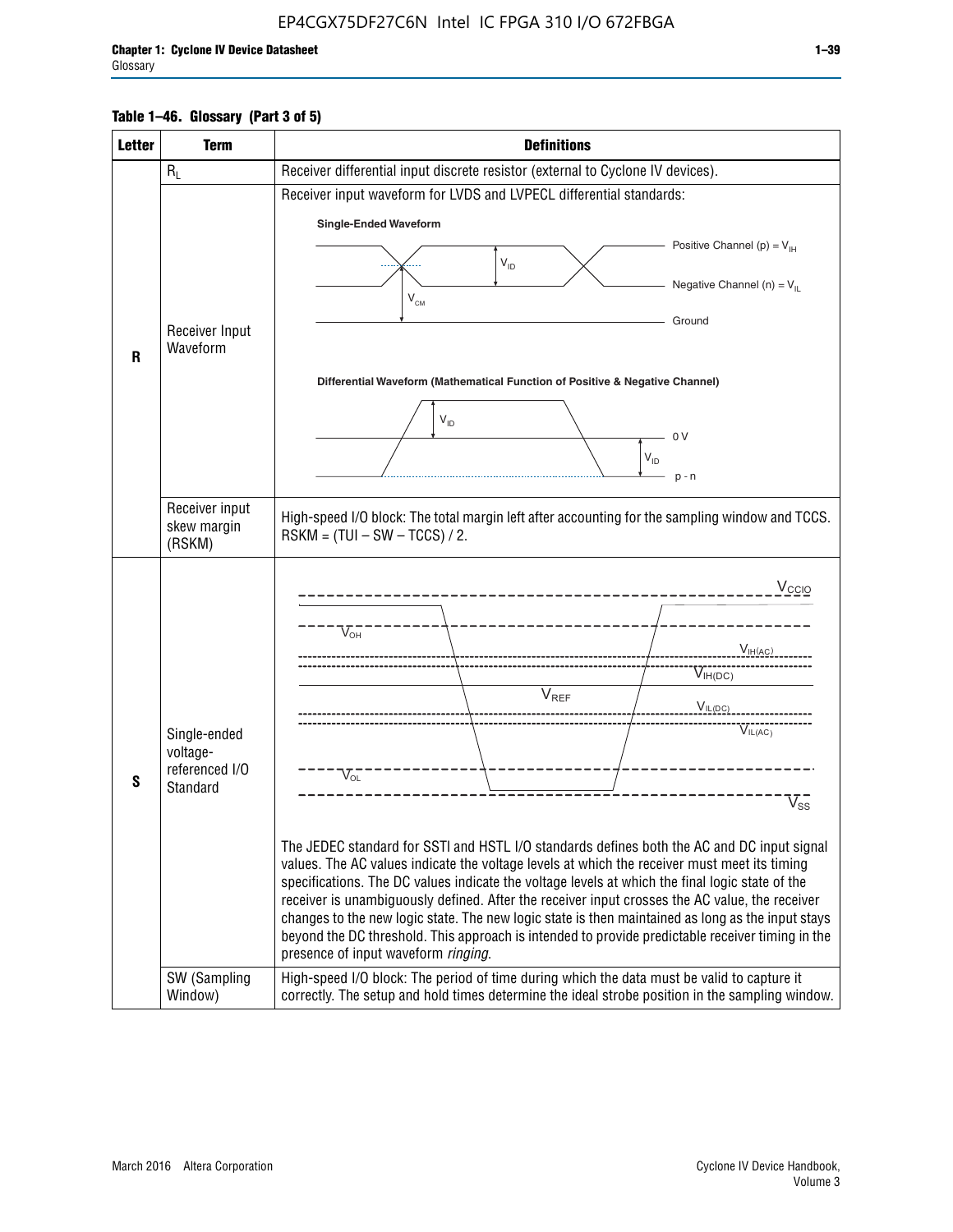**Table 1–46. Glossary (Part 3 of 5)**

| Letter | Term | Definitions |
|---|---|---|
| R | $R_L$ | Receiver differential input discrete resistor (external to Cyclone IV devices). |
| | Receiver Input Waveform | Receiver input waveform for LVDS and LVPECL differential standards:<br><br>Single-Ended Waveform<br>$V_{ID}$<br>Positive Channel (p) = $V_{IH}$<br>Negative Channel (n) = $V_{IL}$<br>$V_{CM}$<br>Ground<br><br>Differential Waveform (Mathematical Function of Positive & Negative Channel)<br>$V_{ID}$<br>0 V<br>$V_{ID}$<br>p - n |
| | Receiver input skew margin (RSKM) | High-speed I/O block: The total margin left after accounting for the sampling window and TCCS. RSKM = (TUI – SW – TCCS) / 2. |
| S | Single-ended voltage-referenced I/O Standard | $V_{CCIO}$<br>$V_{OH}$<br>$V_{IH(AC)}$<br>$V_{IH(DC)}$<br>$V_{REF}$<br>$V_{IL(DC)}$<br>$V_{IL(AC)}$<br>$V_{OL}$<br>$V_{SS}$<br><br>The JEDEC standard for SSTl and HSTL I/O standards defines both the AC and DC input signal values. The AC values indicate the voltage levels at which the receiver must meet its timing specifications. The DC values indicate the voltage levels at which the final logic state of the receiver is unambiguously defined. After the receiver input crosses the AC value, the receiver changes to the new logic state. The new logic state is then maintained as long as the input stays beyond the DC threshold. This approach is intended to provide predictable receiver timing in the presence of input waveform *ringing*. |
| | SW (Sampling Window) | High-speed I/O block: The period of time during which the data must be valid to capture it correctly. The setup and hold times determine the ideal strobe position in the sampling window. |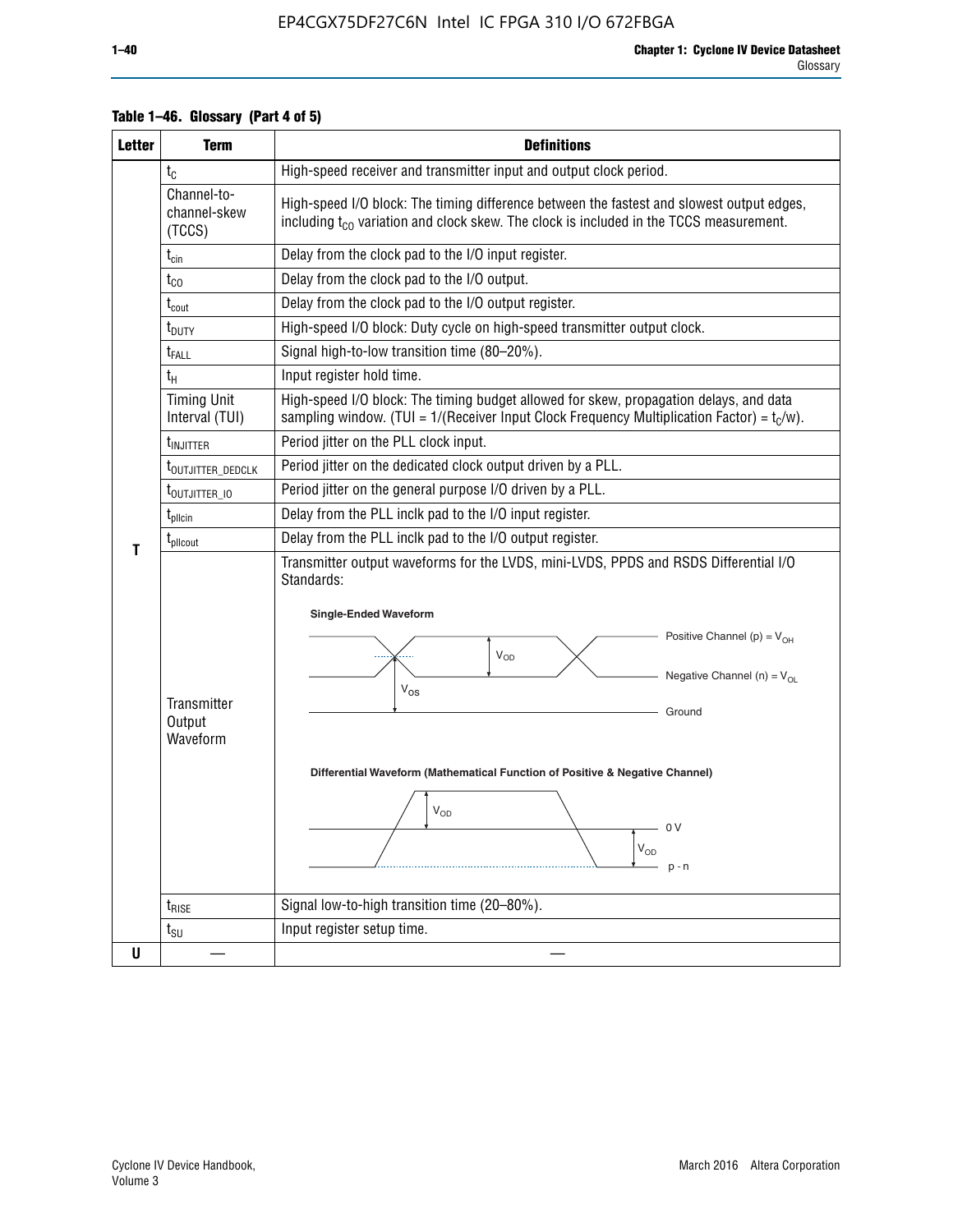**Table 1–46. Glossary (Part 4 of 5)**

| Letter | Term | Definitions |
|---|---|---|
| T | $t_C$ | High-speed receiver and transmitter input and output clock period. |
| | Channel-to-channel-skew (TCCS) | High-speed I/O block: The timing difference between the fastest and slowest output edges, including $t_{CO}$ variation and clock skew. The clock is included in the TCCS measurement. |
| | $t_{cin}$ | Delay from the clock pad to the I/O input register. |
| | $t_{CO}$ | Delay from the clock pad to the I/O output. |
| | $t_{cout}$ | Delay from the clock pad to the I/O output register. |
| | $t_{DUTY}$ | High-speed I/O block: Duty cycle on high-speed transmitter output clock. |
| | $t_{FALL}$ | Signal high-to-low transition time (80–20%). |
| | $t_H$ | Input register hold time. |
| | Timing Unit Interval (TUI) | High-speed I/O block: The timing budget allowed for skew, propagation delays, and data sampling window. (TUI = 1/(Receiver Input Clock Frequency Multiplication Factor) = $t_C/w$). |
| | $t_{INJITTER}$ | Period jitter on the PLL clock input. |
| | $t_{OUTJITTER\_DEDCLK}$ | Period jitter on the dedicated clock output driven by a PLL. |
| | $t_{OUTJITTER\_IO}$ | Period jitter on the general purpose I/O driven by a PLL. |
| | $t_{pllcin}$ | Delay from the PLL inclk pad to the I/O input register. |
| | $t_{pllcout}$ | Delay from the PLL inclk pad to the I/O output register. |
| | Transmitter Output Waveform | Transmitter output waveforms for the LVDS, mini-LVDS, PPDS and RSDS Differential I/O Standards: Single-Ended Waveform (Positive Channel (p) = $V_{OH}$; Negative Channel (n) = $V_{OL}$; Ground; $V_{OD}$; $V_{OS}$). Differential Waveform (Mathematical Function of Positive & Negative Channel) ($V_{OD}$; 0 V; p - n) |
| | $t_{RISE}$ | Signal low-to-high transition time (20–80%). |
| | $t_{SU}$ | Input register setup time. |
| U | — | — |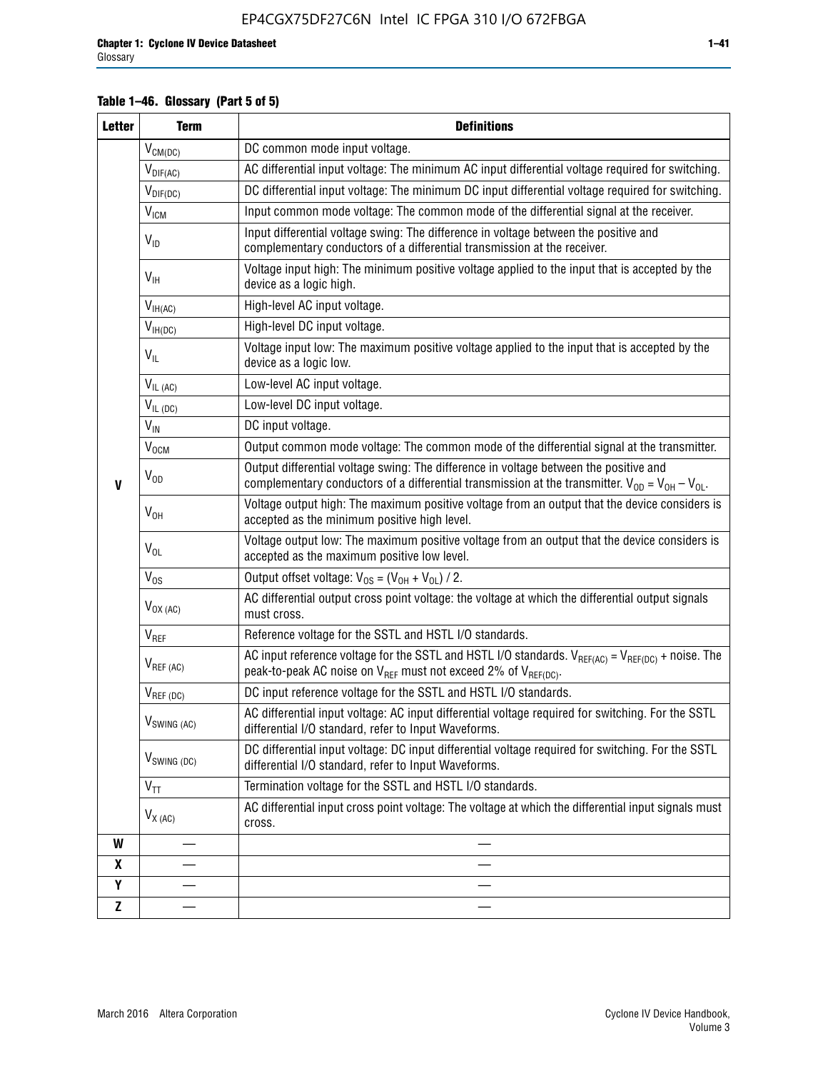**Table 1–46. Glossary (Part 5 of 5)**

| Letter | Term | Definitions |
|---|---|---|
| V | $V_{CM(DC)}$ | DC common mode input voltage. |
| | $V_{DIF(AC)}$ | AC differential input voltage: The minimum AC input differential voltage required for switching. |
| | $V_{DIF(DC)}$ | DC differential input voltage: The minimum DC input differential voltage required for switching. |
| | $V_{ICM}$ | Input common mode voltage: The common mode of the differential signal at the receiver. |
| | $V_{ID}$ | Input differential voltage swing: The difference in voltage between the positive and complementary conductors of a differential transmission at the receiver. |
| | $V_{IH}$ | Voltage input high: The minimum positive voltage applied to the input that is accepted by the device as a logic high. |
| | $V_{IH(AC)}$ | High-level AC input voltage. |
| | $V_{IH(DC)}$ | High-level DC input voltage. |
| | $V_{IL}$ | Voltage input low: The maximum positive voltage applied to the input that is accepted by the device as a logic low. |
| | $V_{IL (AC)}$ | Low-level AC input voltage. |
| | $V_{IL (DC)}$ | Low-level DC input voltage. |
| | $V_{IN}$ | DC input voltage. |
| | $V_{OCM}$ | Output common mode voltage: The common mode of the differential signal at the transmitter. |
| | $V_{OD}$ | Output differential voltage swing: The difference in voltage between the positive and complementary conductors of a differential transmission at the transmitter. $V_{OD} = V_{OH} - V_{OL}$. |
| | $V_{OH}$ | Voltage output high: The maximum positive voltage from an output that the device considers is accepted as the minimum positive high level. |
| | $V_{OL}$ | Voltage output low: The maximum positive voltage from an output that the device considers is accepted as the maximum positive low level. |
| | $V_{OS}$ | Output offset voltage: $V_{OS} = (V_{OH} + V_{OL}) / 2$. |
| | $V_{OX (AC)}$ | AC differential output cross point voltage: the voltage at which the differential output signals must cross. |
| | $V_{REF}$ | Reference voltage for the SSTL and HSTL I/O standards. |
| | $V_{REF (AC)}$ | AC input reference voltage for the SSTL and HSTL I/O standards. $V_{REF(AC)} = V_{REF(DC)}$ + noise. The peak-to-peak AC noise on $V_{REF}$ must not exceed 2% of $V_{REF(DC)}$. |
| | $V_{REF (DC)}$ | DC input reference voltage for the SSTL and HSTL I/O standards. |
| | $V_{SWING (AC)}$ | AC differential input voltage: AC input differential voltage required for switching. For the SSTL differential I/O standard, refer to Input Waveforms. |
| | $V_{SWING (DC)}$ | DC differential input voltage: DC input differential voltage required for switching. For the SSTL differential I/O standard, refer to Input Waveforms. |
| | $V_{TT}$ | Termination voltage for the SSTL and HSTL I/O standards. |
| | $V_{X (AC)}$ | AC differential input cross point voltage: The voltage at which the differential input signals must cross. |
| W | — | — |
| X | — | — |
| Y | — | — |
| Z | — | — |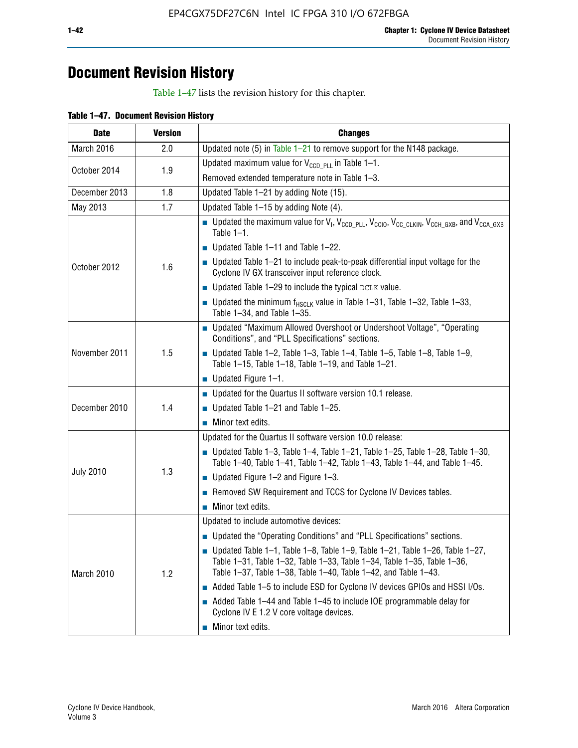# Document Revision History

Table 1–47 lists the revision history for this chapter.

**Table 1–47. Document Revision History**

| Date | Version | Changes |
|---|---|---|
| March 2016 | 2.0 | Updated note (5) in Table 1–21 to remove support for the N148 package. |
| October 2014 | 1.9 | Updated maximum value for $V_{CCD\_PLL}$ in Table 1–1.<br>Removed extended temperature note in Table 1–3. |
| December 2013 | 1.8 | Updated Table 1–21 by adding Note (15). |
| May 2013 | 1.7 | Updated Table 1–15 by adding Note (4). |
| October 2012 | 1.6 | ■ Updated the maximum value for $V_I$, $V_{CCD\_PLL}$, $V_{CCIO}$, $V_{CC\_CLKIN}$, $V_{CCH\_GXB}$, and $V_{CCA\_GXB}$ Table 1–1.<br>■ Updated Table 1–11 and Table 1–22.<br>■ Updated Table 1–21 to include peak-to-peak differential input voltage for the Cyclone IV GX transceiver input reference clock.<br>■ Updated Table 1–29 to include the typical DCLK value.<br>■ Updated the minimum $f_{HSCLK}$ value in Table 1–31, Table 1–32, Table 1–33, Table 1–34, and Table 1–35. |
| November 2011 | 1.5 | ■ Updated "Maximum Allowed Overshoot or Undershoot Voltage", "Operating Conditions", and "PLL Specifications" sections.<br>■ Updated Table 1–2, Table 1–3, Table 1–4, Table 1–5, Table 1–8, Table 1–9, Table 1–15, Table 1–18, Table 1–19, and Table 1–21.<br>■ Updated Figure 1–1. |
| December 2010 | 1.4 | ■ Updated for the Quartus II software version 10.1 release.<br>■ Updated Table 1–21 and Table 1–25.<br>■ Minor text edits. |
| July 2010 | 1.3 | Updated for the Quartus II software version 10.0 release:<br>■ Updated Table 1–3, Table 1–4, Table 1–21, Table 1–25, Table 1–28, Table 1–30, Table 1–40, Table 1–41, Table 1–42, Table 1–43, Table 1–44, and Table 1–45.<br>■ Updated Figure 1–2 and Figure 1–3.<br>■ Removed SW Requirement and TCCS for Cyclone IV Devices tables.<br>■ Minor text edits. |
| March 2010 | 1.2 | Updated to include automotive devices:<br>■ Updated the "Operating Conditions" and "PLL Specifications" sections.<br>■ Updated Table 1–1, Table 1–8, Table 1–9, Table 1–21, Table 1–26, Table 1–27, Table 1–31, Table 1–32, Table 1–33, Table 1–34, Table 1–35, Table 1–36, Table 1–37, Table 1–38, Table 1–40, Table 1–42, and Table 1–43.<br>■ Added Table 1–5 to include ESD for Cyclone IV devices GPIOs and HSSI I/Os.<br>■ Added Table 1–44 and Table 1–45 to include IOE programmable delay for Cyclone IV E 1.2 V core voltage devices.<br>■ Minor text edits. |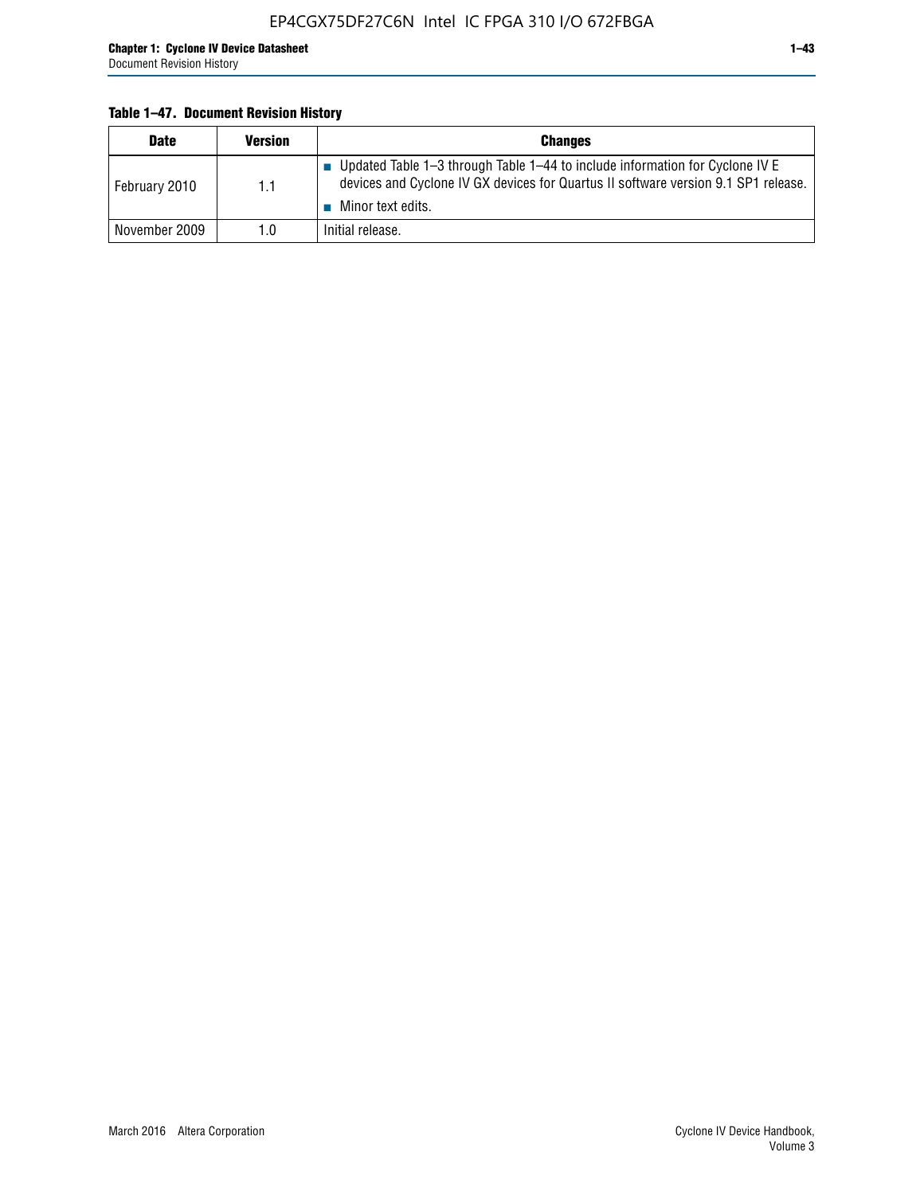**Table 1–47. Document Revision History**

| Date | Version | Changes |
|---|---|---|
| February 2010 | 1.1 | ■ Updated Table 1–3 through Table 1–44 to include information for Cyclone IV E devices and Cyclone IV GX devices for Quartus II software version 9.1 SP1 release. ■ Minor text edits. |
| November 2009 | 1.0 | Initial release. |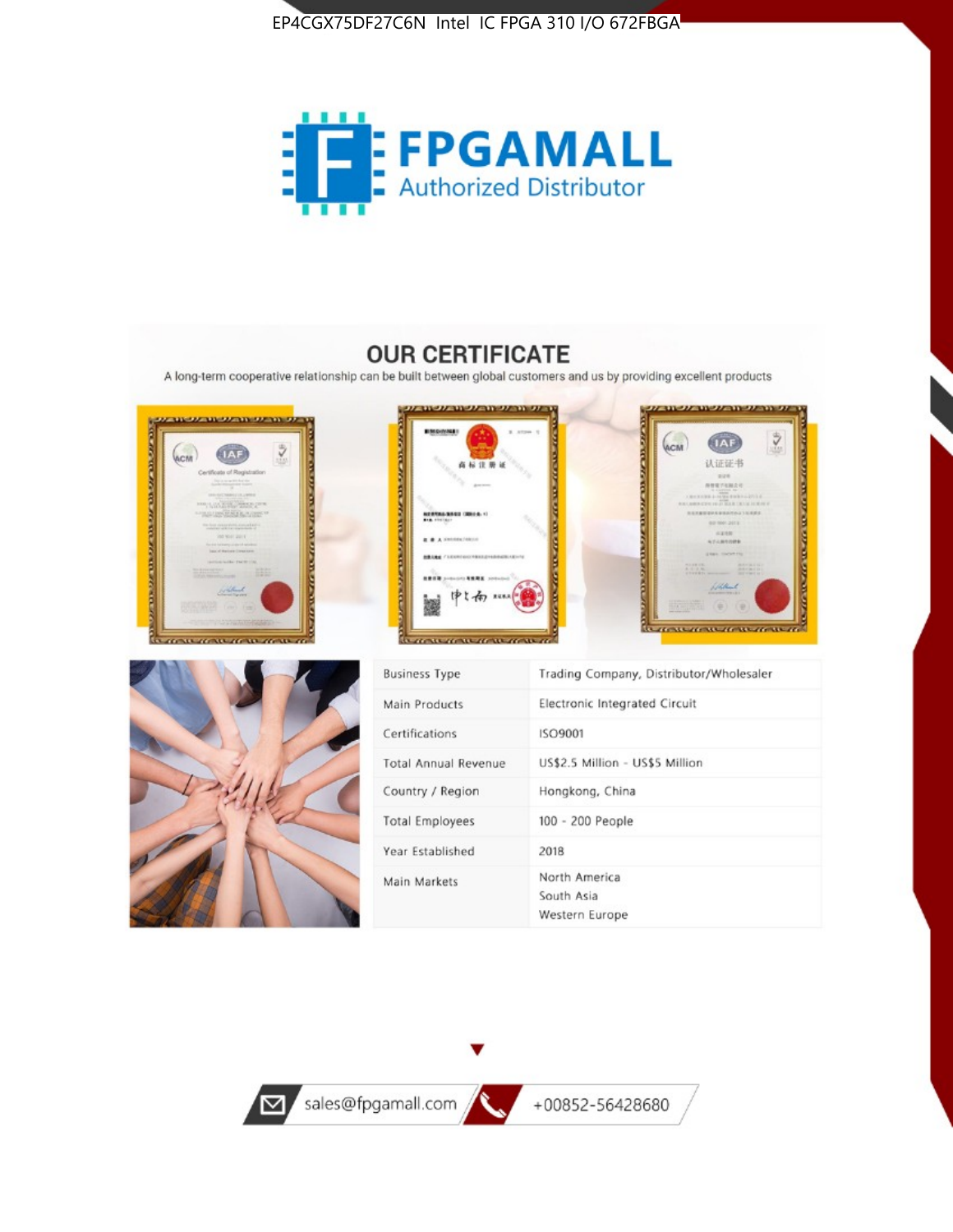FPGAMALL
Authorized Distributor

## OUR CERTIFICATE

A long-term cooperative relationship can be built between global customers and us by providing excellent products

| | |
|---|---|
| Business Type | Trading Company, Distributor/Wholesaler |
| Main Products | Electronic Integrated Circuit |
| Certifications | ISO9001 |
| Total Annual Revenue | US$2.5 Million - US$5 Million |
| Country / Region | Hongkong, China |
| Total Employees | 100 - 200 People |
| Year Established | 2018 |
| Main Markets | North America<br>South Asia<br>Western Europe |

sales@fpgamall.com

+00852-56428680